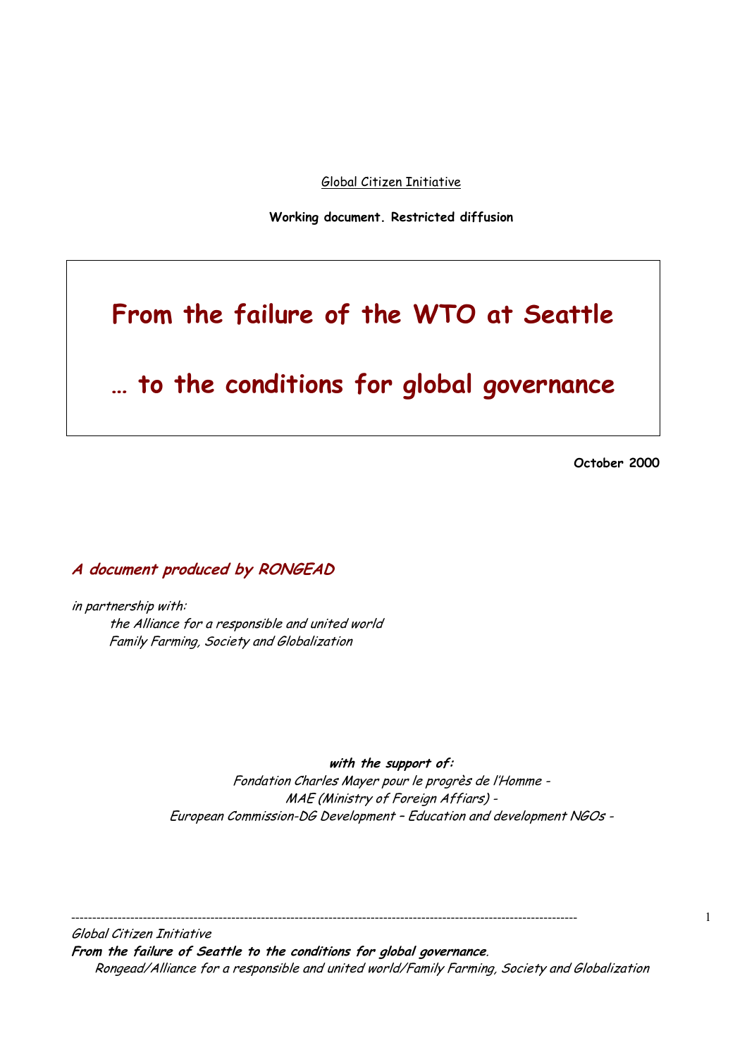Global Citizen Initiative

**Working document. Restricted diffusion**

# From the failure of the WTO at Seattle

# … to the conditions for global governance

**October 2000**

***A document produced by RONGEAD***

*in partnership with:*

*the Alliance for a responsible and united world*

*Family Farming, Society and Globalization*

***with the support of:***

*Fondation Charles Mayer pour le progrès de l'Homme -*

*MAE (Ministry of Foreign Affiars) -*

*European Commission-DG Development – Education and development NGOs -*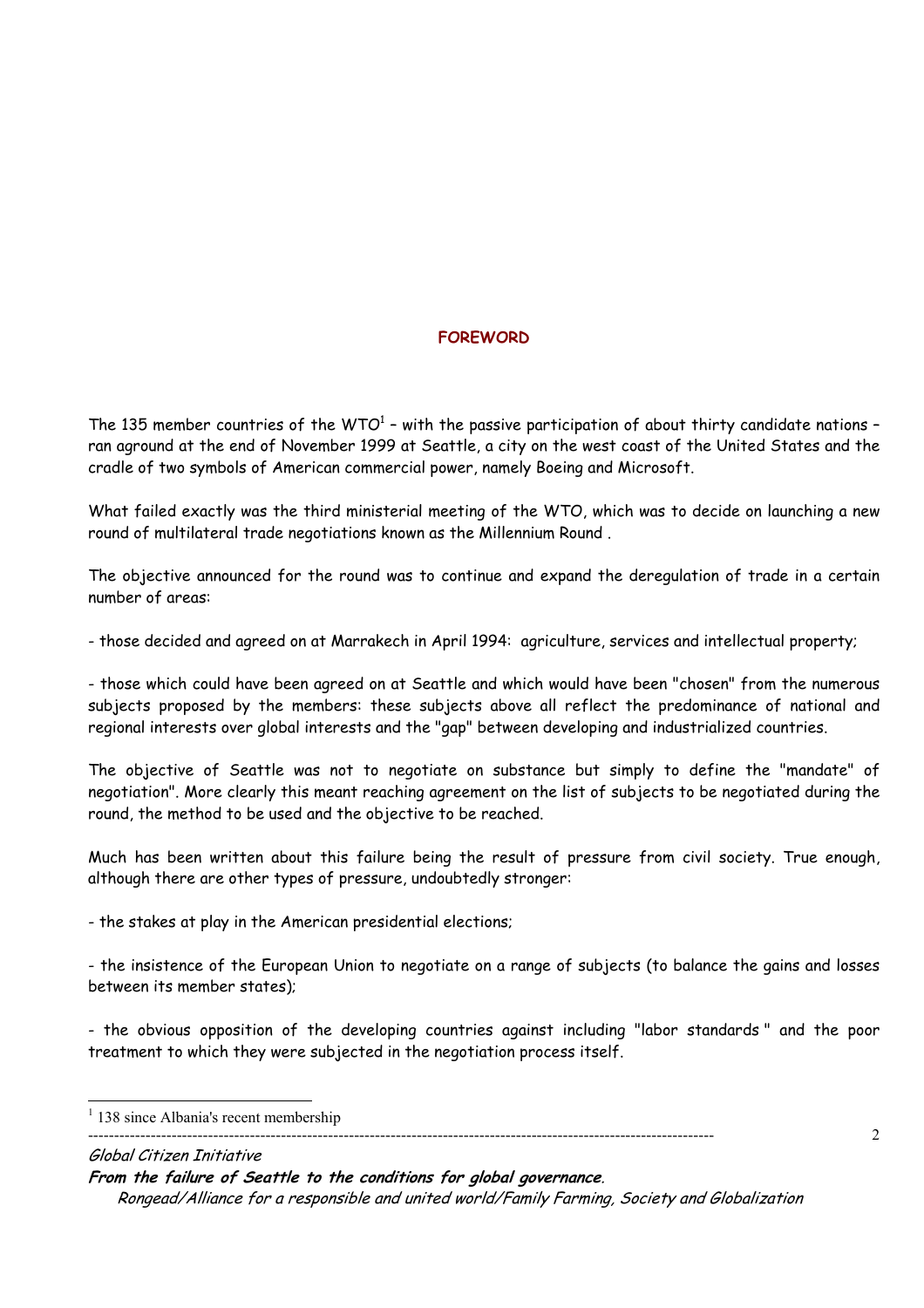## FOREWORD

The 135 member countries of the WTO[1] – with the passive participation of about thirty candidate nations – ran aground at the end of November 1999 at Seattle, a city on the west coast of the United States and the cradle of two symbols of American commercial power, namely Boeing and Microsoft.

What failed exactly was the third ministerial meeting of the WTO, which was to decide on launching a new round of multilateral trade negotiations known as the Millennium Round .

The objective announced for the round was to continue and expand the deregulation of trade in a certain number of areas:

- those decided and agreed on at Marrakech in April 1994: agriculture, services and intellectual property;

- those which could have been agreed on at Seattle and which would have been "chosen" from the numerous subjects proposed by the members: these subjects above all reflect the predominance of national and regional interests over global interests and the "gap" between developing and industrialized countries.

The objective of Seattle was not to negotiate on substance but simply to define the "mandate" of negotiation". More clearly this meant reaching agreement on the list of subjects to be negotiated during the round, the method to be used and the objective to be reached.

Much has been written about this failure being the result of pressure from civil society. True enough, although there are other types of pressure, undoubtedly stronger:

- the stakes at play in the American presidential elections;

- the insistence of the European Union to negotiate on a range of subjects (to balance the gains and losses between its member states);

- the obvious opposition of the developing countries against including "labor standards " and the poor treatment to which they were subjected in the negotiation process itself.

[1] 138 since Albania's recent membership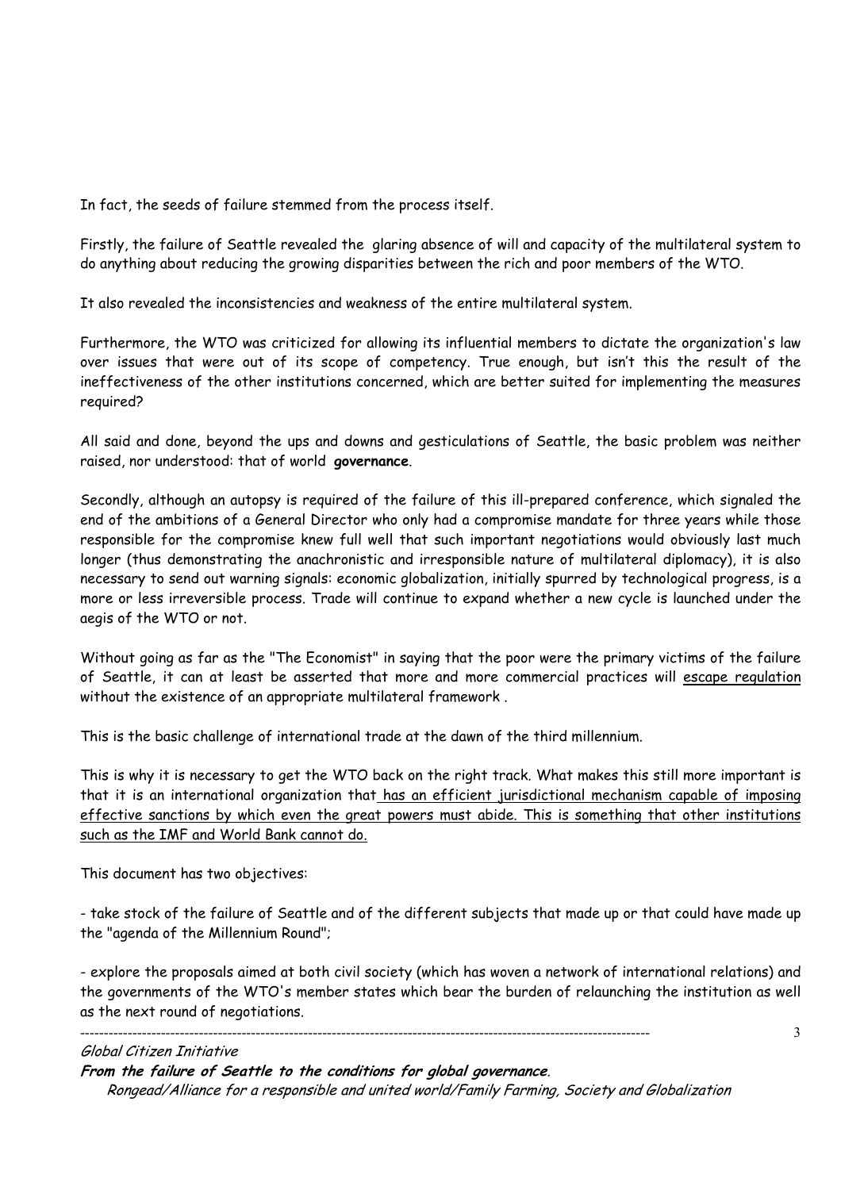In fact, the seeds of failure stemmed from the process itself.

Firstly, the failure of Seattle revealed the glaring absence of will and capacity of the multilateral system to do anything about reducing the growing disparities between the rich and poor members of the WTO.

It also revealed the inconsistencies and weakness of the entire multilateral system.

Furthermore, the WTO was criticized for allowing its influential members to dictate the organization's law over issues that were out of its scope of competency. True enough, but isn't this the result of the ineffectiveness of the other institutions concerned, which are better suited for implementing the measures required?

All said and done, beyond the ups and downs and gesticulations of Seattle, the basic problem was neither raised, nor understood: that of world **governance**.

Secondly, although an autopsy is required of the failure of this ill-prepared conference, which signaled the end of the ambitions of a General Director who only had a compromise mandate for three years while those responsible for the compromise knew full well that such important negotiations would obviously last much longer (thus demonstrating the anachronistic and irresponsible nature of multilateral diplomacy), it is also necessary to send out warning signals: economic globalization, initially spurred by technological progress, is a more or less irreversible process. Trade will continue to expand whether a new cycle is launched under the aegis of the WTO or not.

Without going as far as the "The Economist" in saying that the poor were the primary victims of the failure of Seattle, it can at least be asserted that more and more commercial practices will escape regulation without the existence of an appropriate multilateral framework .

This is the basic challenge of international trade at the dawn of the third millennium.

This is why it is necessary to get the WTO back on the right track. What makes this still more important is that it is an international organization that has an efficient jurisdictional mechanism capable of imposing effective sanctions by which even the great powers must abide. This is something that other institutions such as the IMF and World Bank cannot do.

This document has two objectives:

- take stock of the failure of Seattle and of the different subjects that made up or that could have made up the "agenda of the Millennium Round";

- explore the proposals aimed at both civil society (which has woven a network of international relations) and the governments of the WTO's member states which bear the burden of relaunching the institution as well as the next round of negotiations.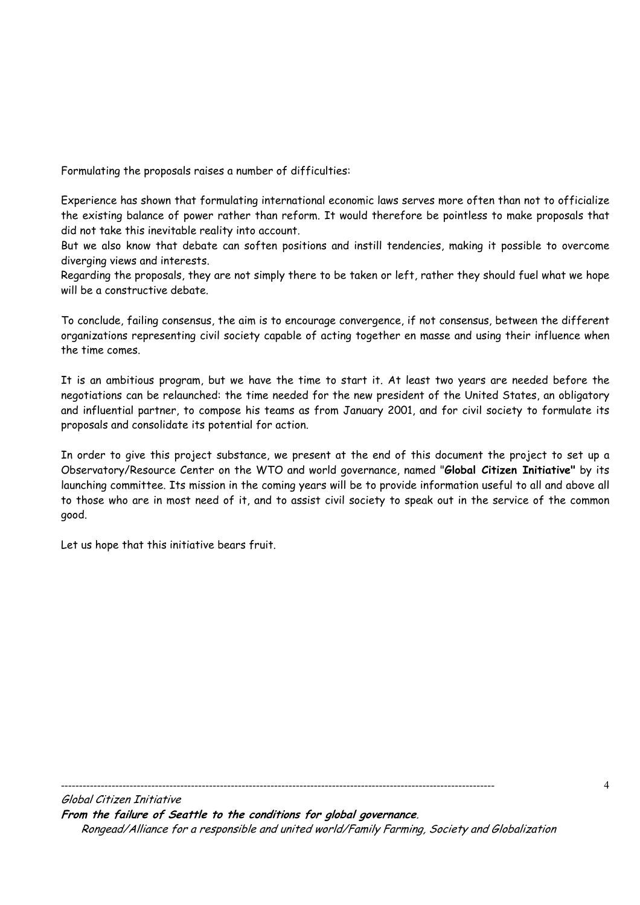Formulating the proposals raises a number of difficulties:

Experience has shown that formulating international economic laws serves more often than not to officialize the existing balance of power rather than reform. It would therefore be pointless to make proposals that did not take this inevitable reality into account.

But we also know that debate can soften positions and instill tendencies, making it possible to overcome diverging views and interests.

Regarding the proposals, they are not simply there to be taken or left, rather they should fuel what we hope will be a constructive debate.

To conclude, failing consensus, the aim is to encourage convergence, if not consensus, between the different organizations representing civil society capable of acting together en masse and using their influence when the time comes.

It is an ambitious program, but we have the time to start it. At least two years are needed before the negotiations can be relaunched: the time needed for the new president of the United States, an obligatory and influential partner, to compose his teams as from January 2001, and for civil society to formulate its proposals and consolidate its potential for action.

In order to give this project substance, we present at the end of this document the project to set up a Observatory/Resource Center on the WTO and world governance, named "**Global Citizen Initiative"** by its launching committee. Its mission in the coming years will be to provide information useful to all and above all to those who are in most need of it, and to assist civil society to speak out in the service of the common good.

Let us hope that this initiative bears fruit.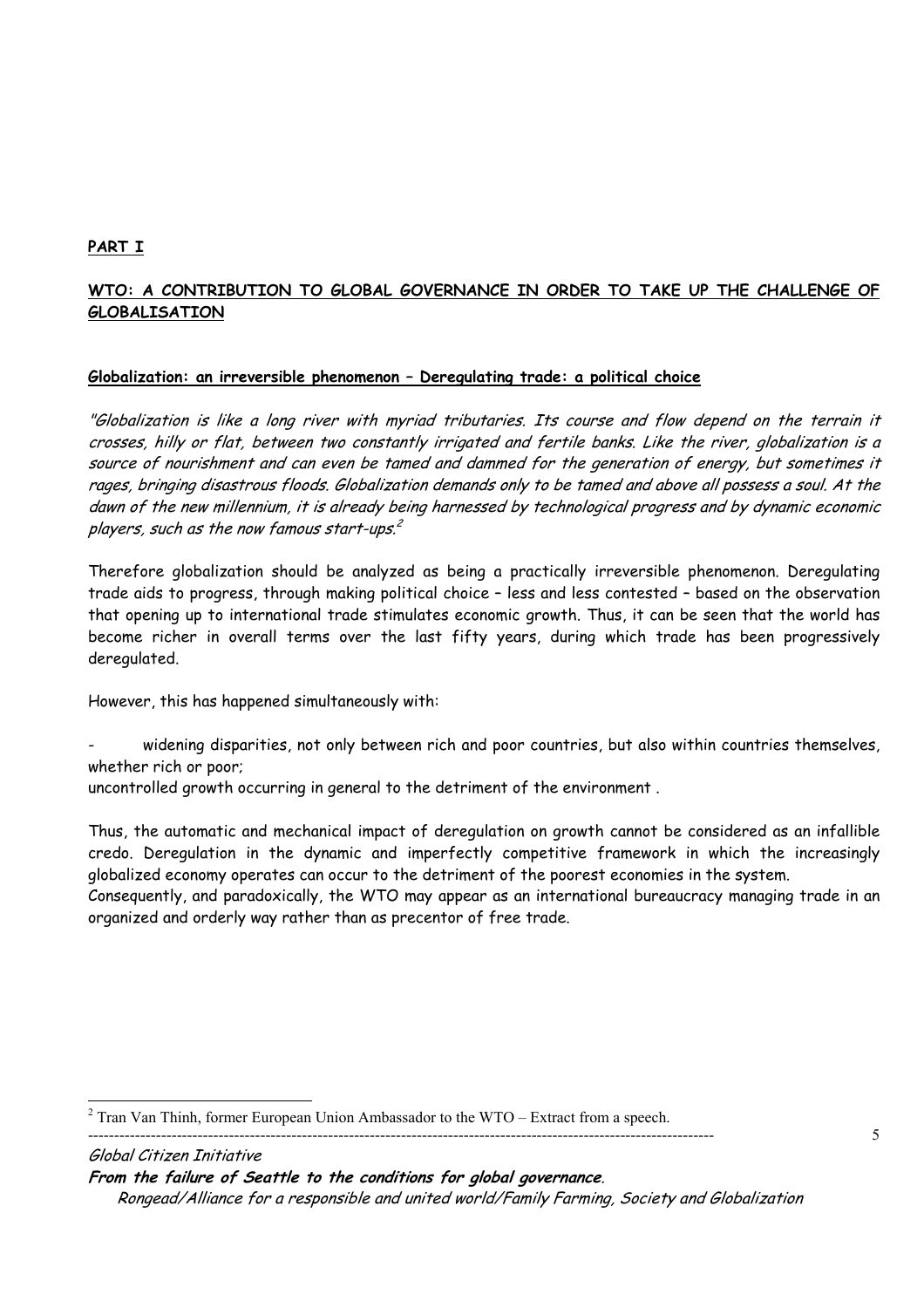**PART I**

**WTO: A CONTRIBUTION TO GLOBAL GOVERNANCE IN ORDER TO TAKE UP THE CHALLENGE OF GLOBALISATION**

**Globalization: an irreversible phenomenon – Deregulating trade: a political choice**

*"Globalization is like a long river with myriad tributaries. Its course and flow depend on the terrain it crosses, hilly or flat, between two constantly irrigated and fertile banks. Like the river, globalization is a source of nourishment and can even be tamed and dammed for the generation of energy, but sometimes it rages, bringing disastrous floods. Globalization demands only to be tamed and above all possess a soul. At the dawn of the new millennium, it is already being harnessed by technological progress and by dynamic economic players, such as the now famous start-ups.*[2]

Therefore globalization should be analyzed as being a practically irreversible phenomenon. Deregulating trade aids to progress, through making political choice – less and less contested – based on the observation that opening up to international trade stimulates economic growth. Thus, it can be seen that the world has become richer in overall terms over the last fifty years, during which trade has been progressively deregulated.

However, this has happened simultaneously with:

- widening disparities, not only between rich and poor countries, but also within countries themselves, whether rich or poor;

uncontrolled growth occurring in general to the detriment of the environment .

Thus, the automatic and mechanical impact of deregulation on growth cannot be considered as an infallible credo. Deregulation in the dynamic and imperfectly competitive framework in which the increasingly globalized economy operates can occur to the detriment of the poorest economies in the system.

Consequently, and paradoxically, the WTO may appear as an international bureaucracy managing trade in an organized and orderly way rather than as precentor of free trade.

[2] Tran Van Thinh, former European Union Ambassador to the WTO – Extract from a speech.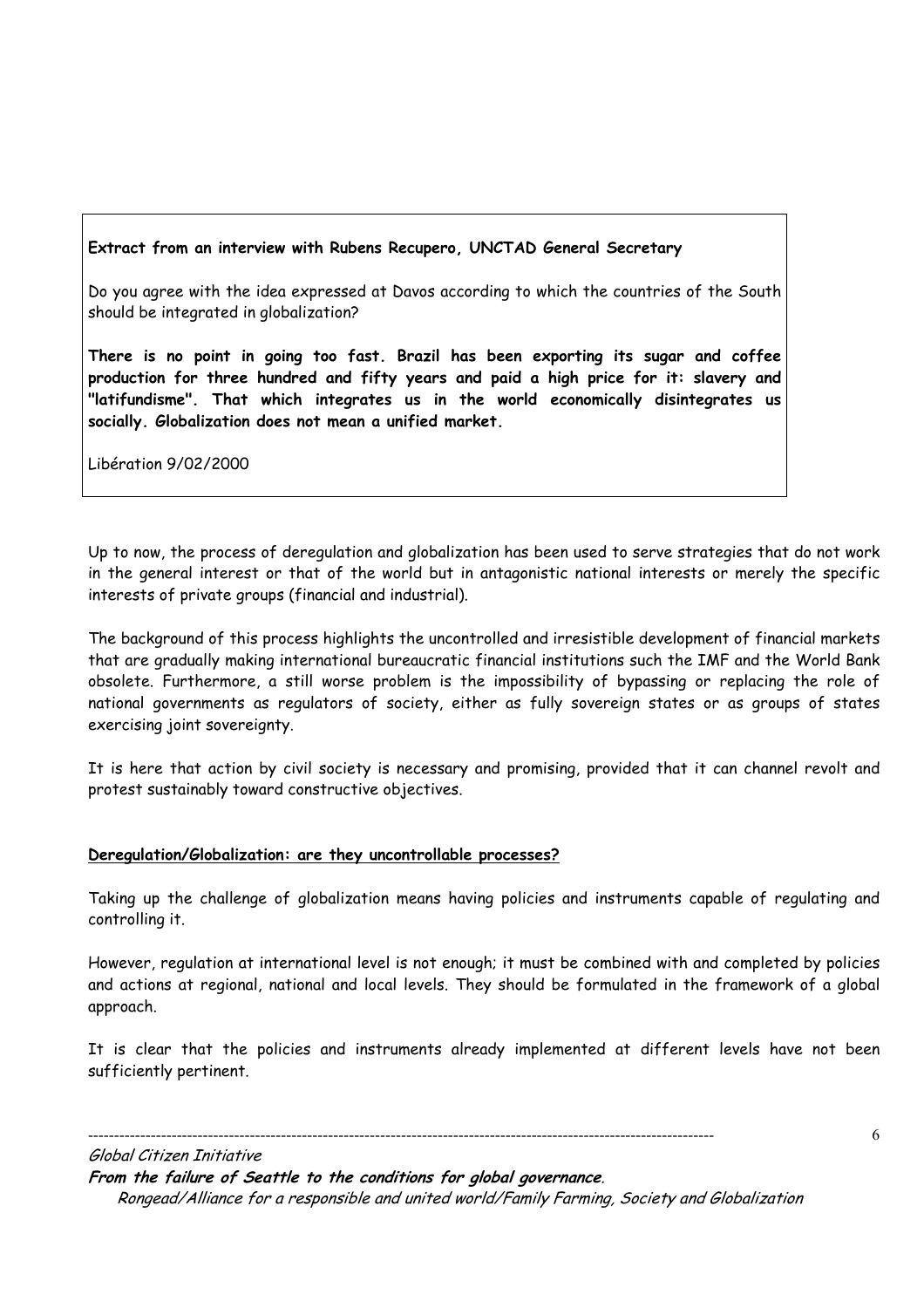**Extract from an interview with Rubens Recupero, UNCTAD General Secretary**

Do you agree with the idea expressed at Davos according to which the countries of the South should be integrated in globalization?

**There is no point in going too fast. Brazil has been exporting its sugar and coffee production for three hundred and fifty years and paid a high price for it: slavery and "latifundisme". That which integrates us in the world economically disintegrates us socially. Globalization does not mean a unified market.**

Libération 9/02/2000

Up to now, the process of deregulation and globalization has been used to serve strategies that do not work in the general interest or that of the world but in antagonistic national interests or merely the specific interests of private groups (financial and industrial).

The background of this process highlights the uncontrolled and irresistible development of financial markets that are gradually making international bureaucratic financial institutions such the IMF and the World Bank obsolete. Furthermore, a still worse problem is the impossibility of bypassing or replacing the role of national governments as regulators of society, either as fully sovereign states or as groups of states exercising joint sovereignty.

It is here that action by civil society is necessary and promising, provided that it can channel revolt and protest sustainably toward constructive objectives.

**Deregulation/Globalization: are they uncontrollable processes?**

Taking up the challenge of globalization means having policies and instruments capable of regulating and controlling it.

However, regulation at international level is not enough; it must be combined with and completed by policies and actions at regional, national and local levels. They should be formulated in the framework of a global approach.

It is clear that the policies and instruments already implemented at different levels have not been sufficiently pertinent.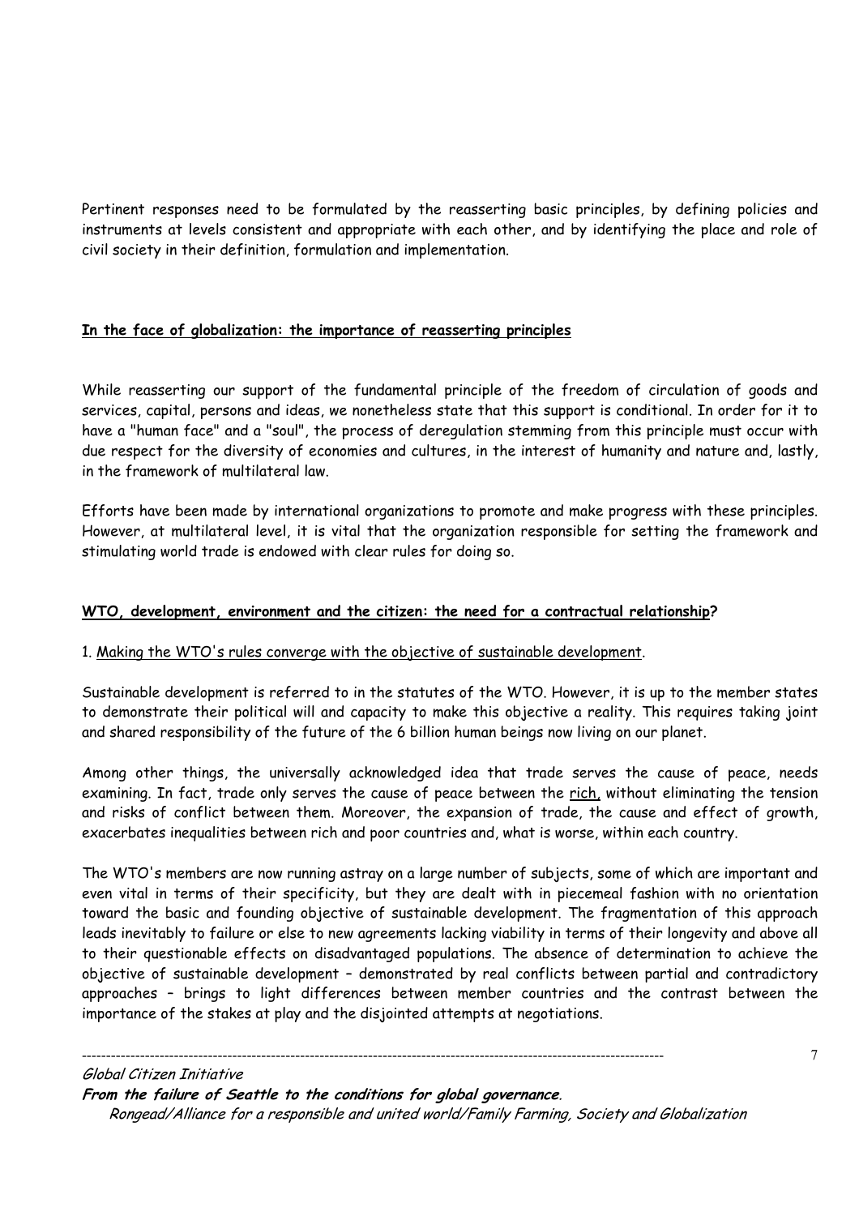Pertinent responses need to be formulated by the reasserting basic principles, by defining policies and instruments at levels consistent and appropriate with each other, and by identifying the place and role of civil society in their definition, formulation and implementation.

## **In the face of globalization: the importance of reasserting principles**

While reasserting our support of the fundamental principle of the freedom of circulation of goods and services, capital, persons and ideas, we nonetheless state that this support is conditional. In order for it to have a "human face" and a "soul", the process of deregulation stemming from this principle must occur with due respect for the diversity of economies and cultures, in the interest of humanity and nature and, lastly, in the framework of multilateral law.

Efforts have been made by international organizations to promote and make progress with these principles. However, at multilateral level, it is vital that the organization responsible for setting the framework and stimulating world trade is endowed with clear rules for doing so.

## **WTO, development, environment and the citizen: the need for a contractual relationship?**

1. Making the WTO's rules converge with the objective of sustainable development.

Sustainable development is referred to in the statutes of the WTO. However, it is up to the member states to demonstrate their political will and capacity to make this objective a reality. This requires taking joint and shared responsibility of the future of the 6 billion human beings now living on our planet.

Among other things, the universally acknowledged idea that trade serves the cause of peace, needs examining. In fact, trade only serves the cause of peace between the rich, without eliminating the tension and risks of conflict between them. Moreover, the expansion of trade, the cause and effect of growth, exacerbates inequalities between rich and poor countries and, what is worse, within each country.

The WTO's members are now running astray on a large number of subjects, some of which are important and even vital in terms of their specificity, but they are dealt with in piecemeal fashion with no orientation toward the basic and founding objective of sustainable development. The fragmentation of this approach leads inevitably to failure or else to new agreements lacking viability in terms of their longevity and above all to their questionable effects on disadvantaged populations. The absence of determination to achieve the objective of sustainable development – demonstrated by real conflicts between partial and contradictory approaches – brings to light differences between member countries and the contrast between the importance of the stakes at play and the disjointed attempts at negotiations.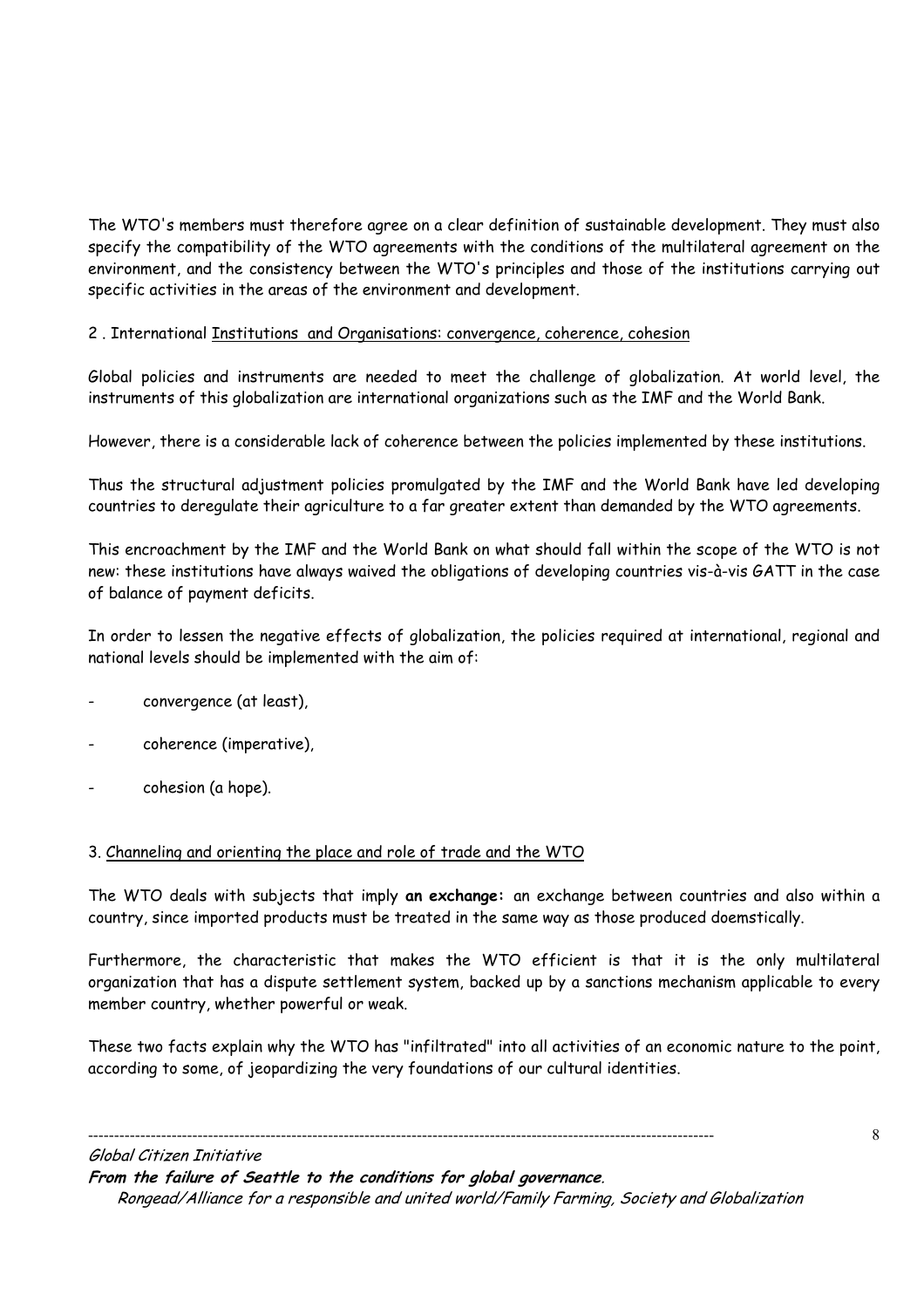The WTO's members must therefore agree on a clear definition of sustainable development. They must also specify the compatibility of the WTO agreements with the conditions of the multilateral agreement on the environment, and the consistency between the WTO's principles and those of the institutions carrying out specific activities in the areas of the environment and development.

2 . International Institutions  and Organisations: convergence, coherence, cohesion

Global policies and instruments are needed to meet the challenge of globalization. At world level, the instruments of this globalization are international organizations such as the IMF and the World Bank.

However, there is a considerable lack of coherence between the policies implemented by these institutions.

Thus the structural adjustment policies promulgated by the IMF and the World Bank have led developing countries to deregulate their agriculture to a far greater extent than demanded by the WTO agreements.

This encroachment by the IMF and the World Bank on what should fall within the scope of the WTO is not new: these institutions have always waived the obligations of developing countries vis-à-vis GATT in the case of balance of payment deficits.

In order to lessen the negative effects of globalization, the policies required at international, regional and national levels should be implemented with the aim of:

- convergence (at least),
- coherence (imperative),
- cohesion (a hope).

3. Channeling and orienting the place and role of trade and the WTO

The WTO deals with subjects that imply **an exchange:** an exchange between countries and also within a country, since imported products must be treated in the same way as those produced doemstically.

Furthermore, the characteristic that makes the WTO efficient is that it is the only multilateral organization that has a dispute settlement system, backed up by a sanctions mechanism applicable to every member country, whether powerful or weak.

These two facts explain why the WTO has "infiltrated" into all activities of an economic nature to the point, according to some, of jeopardizing the very foundations of our cultural identities.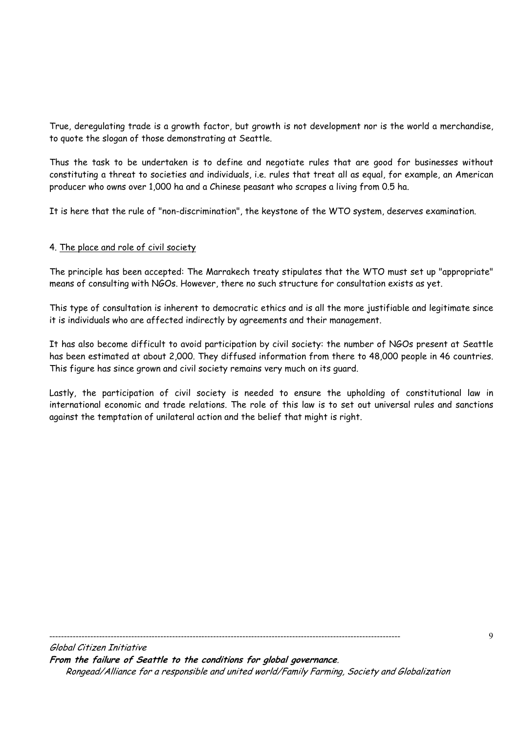True, deregulating trade is a growth factor, but growth is not development nor is the world a merchandise, to quote the slogan of those demonstrating at Seattle.

Thus the task to be undertaken is to define and negotiate rules that are good for businesses without constituting a threat to societies and individuals, i.e. rules that treat all as equal, for example, an American producer who owns over 1,000 ha and a Chinese peasant who scrapes a living from 0.5 ha.

It is here that the rule of "non-discrimination", the keystone of the WTO system, deserves examination.

4. <u>The place and role of civil society</u>

The principle has been accepted: The Marrakech treaty stipulates that the WTO must set up "appropriate" means of consulting with NGOs. However, there no such structure for consultation exists as yet.

This type of consultation is inherent to democratic ethics and is all the more justifiable and legitimate since it is individuals who are affected indirectly by agreements and their management.

It has also become difficult to avoid participation by civil society: the number of NGOs present at Seattle has been estimated at about 2,000. They diffused information from there to 48,000 people in 46 countries. This figure has since grown and civil society remains very much on its guard.

Lastly, the participation of civil society is needed to ensure the upholding of constitutional law in international economic and trade relations. The role of this law is to set out universal rules and sanctions against the temptation of unilateral action and the belief that might is right.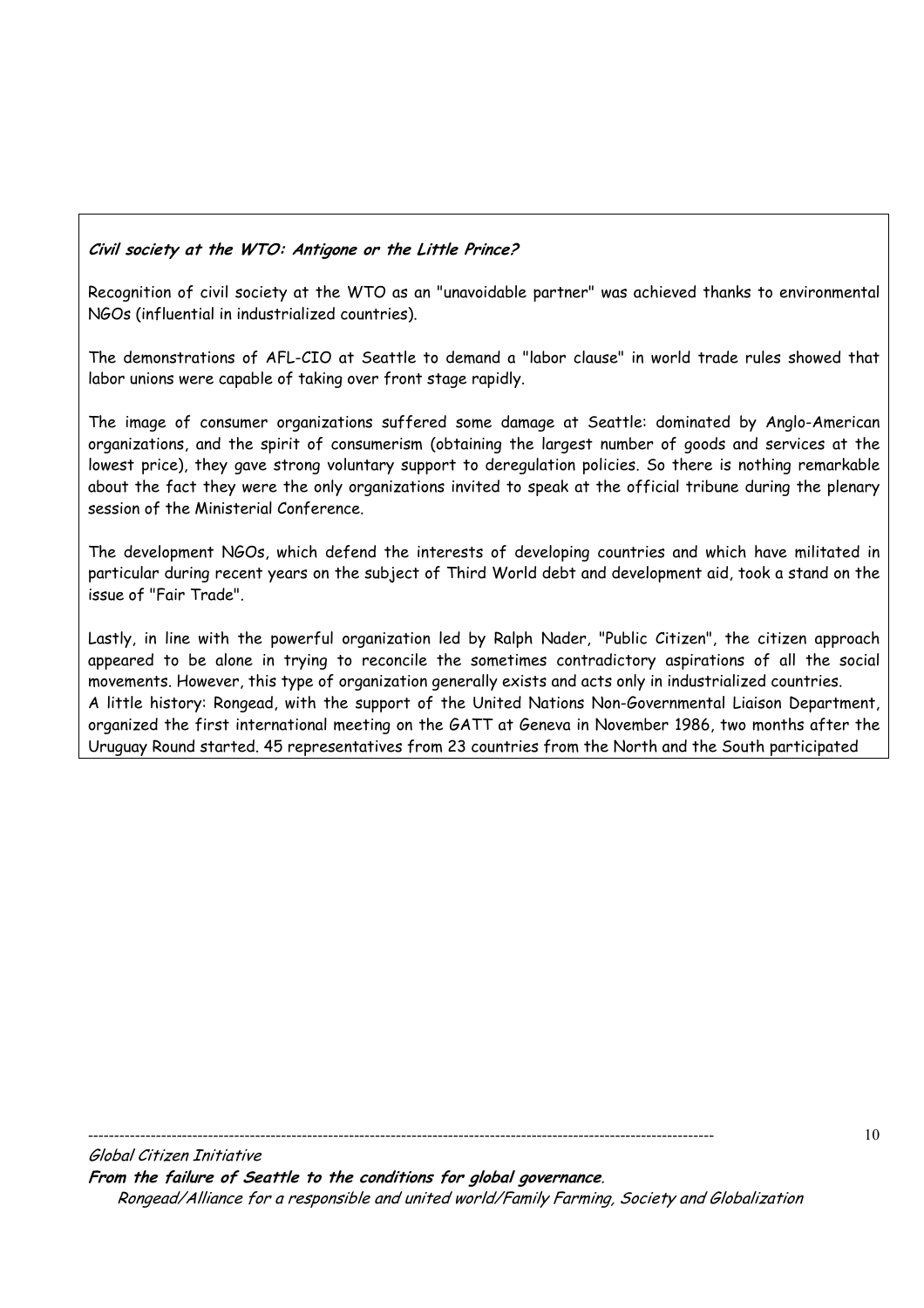***Civil society at the WTO: Antigone or the Little Prince?***

Recognition of civil society at the WTO as an "unavoidable partner" was achieved thanks to environmental NGOs (influential in industrialized countries).

The demonstrations of AFL-CIO at Seattle to demand a "labor clause" in world trade rules showed that labor unions were capable of taking over front stage rapidly.

The image of consumer organizations suffered some damage at Seattle: dominated by Anglo-American organizations, and the spirit of consumerism (obtaining the largest number of goods and services at the lowest price), they gave strong voluntary support to deregulation policies. So there is nothing remarkable about the fact they were the only organizations invited to speak at the official tribune during the plenary session of the Ministerial Conference.

The development NGOs, which defend the interests of developing countries and which have militated in particular during recent years on the subject of Third World debt and development aid, took a stand on the issue of "Fair Trade".

Lastly, in line with the powerful organization led by Ralph Nader, "Public Citizen", the citizen approach appeared to be alone in trying to reconcile the sometimes contradictory aspirations of all the social movements. However, this type of organization generally exists and acts only in industrialized countries.
A little history: Rongead, with the support of the United Nations Non-Governmental Liaison Department, organized the first international meeting on the GATT at Geneva in November 1986, two months after the Uruguay Round started. 45 representatives from 23 countries from the North and the South participated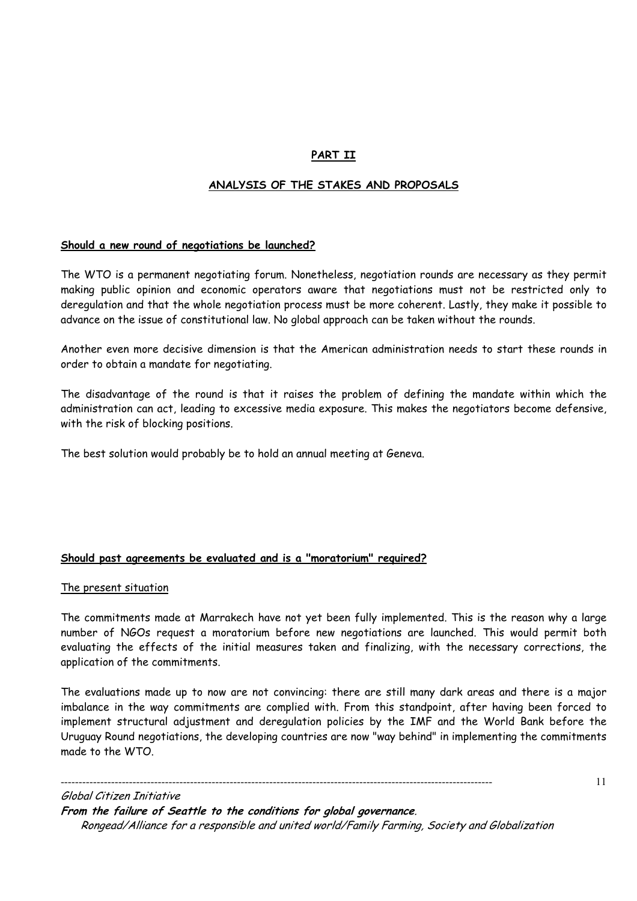# PART II

## ANALYSIS OF THE STAKES AND PROPOSALS

### Should a new round of negotiations be launched?

The WTO is a permanent negotiating forum. Nonetheless, negotiation rounds are necessary as they permit making public opinion and economic operators aware that negotiations must not be restricted only to deregulation and that the whole negotiation process must be more coherent. Lastly, they make it possible to advance on the issue of constitutional law. No global approach can be taken without the rounds.

Another even more decisive dimension is that the American administration needs to start these rounds in order to obtain a mandate for negotiating.

The disadvantage of the round is that it raises the problem of defining the mandate within which the administration can act, leading to excessive media exposure. This makes the negotiators become defensive, with the risk of blocking positions.

The best solution would probably be to hold an annual meeting at Geneva.

### Should past agreements be evaluated and is a "moratorium" required?

#### The present situation

The commitments made at Marrakech have not yet been fully implemented. This is the reason why a large number of NGOs request a moratorium before new negotiations are launched. This would permit both evaluating the effects of the initial measures taken and finalizing, with the necessary corrections, the application of the commitments.

The evaluations made up to now are not convincing: there are still many dark areas and there is a major imbalance in the way commitments are complied with. From this standpoint, after having been forced to implement structural adjustment and deregulation policies by the IMF and the World Bank before the Uruguay Round negotiations, the developing countries are now "way behind" in implementing the commitments made to the WTO.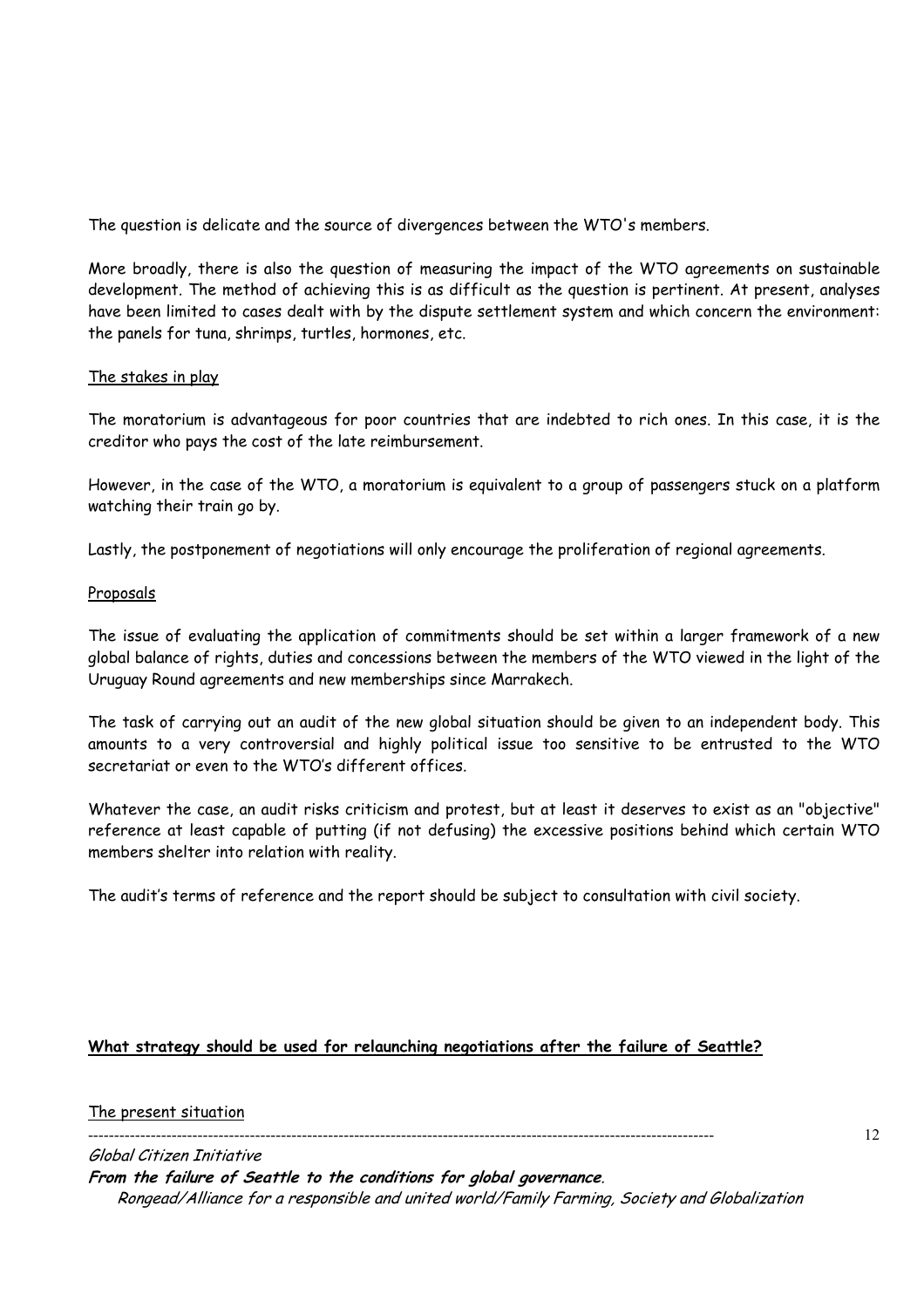The question is delicate and the source of divergences between the WTO's members.

More broadly, there is also the question of measuring the impact of the WTO agreements on sustainable development. The method of achieving this is as difficult as the question is pertinent. At present, analyses have been limited to cases dealt with by the dispute settlement system and which concern the environment: the panels for tuna, shrimps, turtles, hormones, etc.

The stakes in play

The moratorium is advantageous for poor countries that are indebted to rich ones. In this case, it is the creditor who pays the cost of the late reimbursement.

However, in the case of the WTO, a moratorium is equivalent to a group of passengers stuck on a platform watching their train go by.

Lastly, the postponement of negotiations will only encourage the proliferation of regional agreements.

Proposals

The issue of evaluating the application of commitments should be set within a larger framework of a new global balance of rights, duties and concessions between the members of the WTO viewed in the light of the Uruguay Round agreements and new memberships since Marrakech.

The task of carrying out an audit of the new global situation should be given to an independent body. This amounts to a very controversial and highly political issue too sensitive to be entrusted to the WTO secretariat or even to the WTO's different offices.

Whatever the case, an audit risks criticism and protest, but at least it deserves to exist as an "objective" reference at least capable of putting (if not defusing) the excessive positions behind which certain WTO members shelter into relation with reality.

The audit's terms of reference and the report should be subject to consultation with civil society.

**What strategy should be used for relaunching negotiations after the failure of Seattle?**

The present situation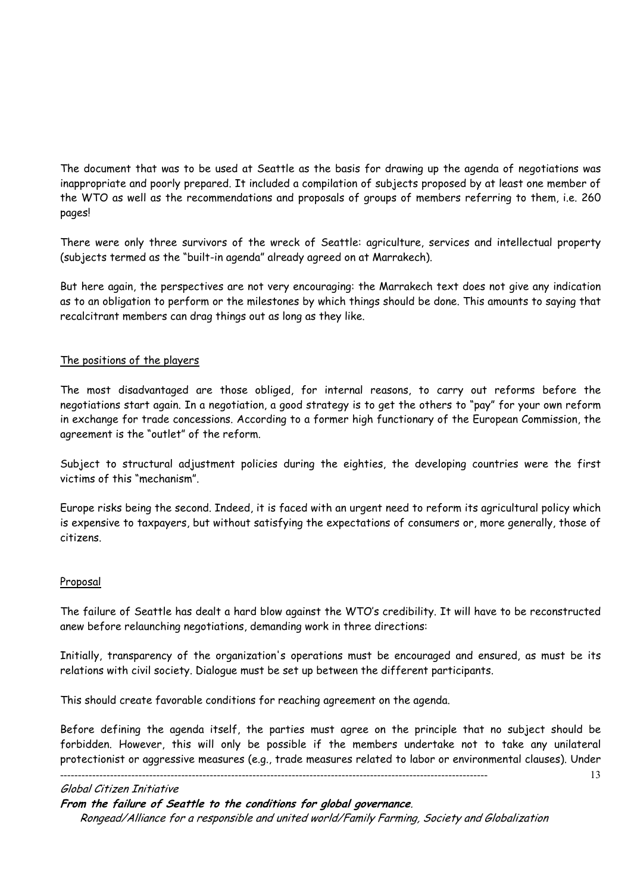The document that was to be used at Seattle as the basis for drawing up the agenda of negotiations was inappropriate and poorly prepared. It included a compilation of subjects proposed by at least one member of the WTO as well as the recommendations and proposals of groups of members referring to them, i.e. 260 pages!

There were only three survivors of the wreck of Seattle: agriculture, services and intellectual property (subjects termed as the "built-in agenda" already agreed on at Marrakech).

But here again, the perspectives are not very encouraging: the Marrakech text does not give any indication as to an obligation to perform or the milestones by which things should be done. This amounts to saying that recalcitrant members can drag things out as long as they like.

## The positions of the players

The most disadvantaged are those obliged, for internal reasons, to carry out reforms before the negotiations start again. In a negotiation, a good strategy is to get the others to "pay" for your own reform in exchange for trade concessions. According to a former high functionary of the European Commission, the agreement is the "outlet" of the reform.

Subject to structural adjustment policies during the eighties, the developing countries were the first victims of this "mechanism".

Europe risks being the second. Indeed, it is faced with an urgent need to reform its agricultural policy which is expensive to taxpayers, but without satisfying the expectations of consumers or, more generally, those of citizens.

## Proposal

The failure of Seattle has dealt a hard blow against the WTO's credibility. It will have to be reconstructed anew before relaunching negotiations, demanding work in three directions:

Initially, transparency of the organization's operations must be encouraged and ensured, as must be its relations with civil society. Dialogue must be set up between the different participants.

This should create favorable conditions for reaching agreement on the agenda.

Before defining the agenda itself, the parties must agree on the principle that no subject should be forbidden. However, this will only be possible if the members undertake not to take any unilateral protectionist or aggressive measures (e.g., trade measures related to labor or environmental clauses). Under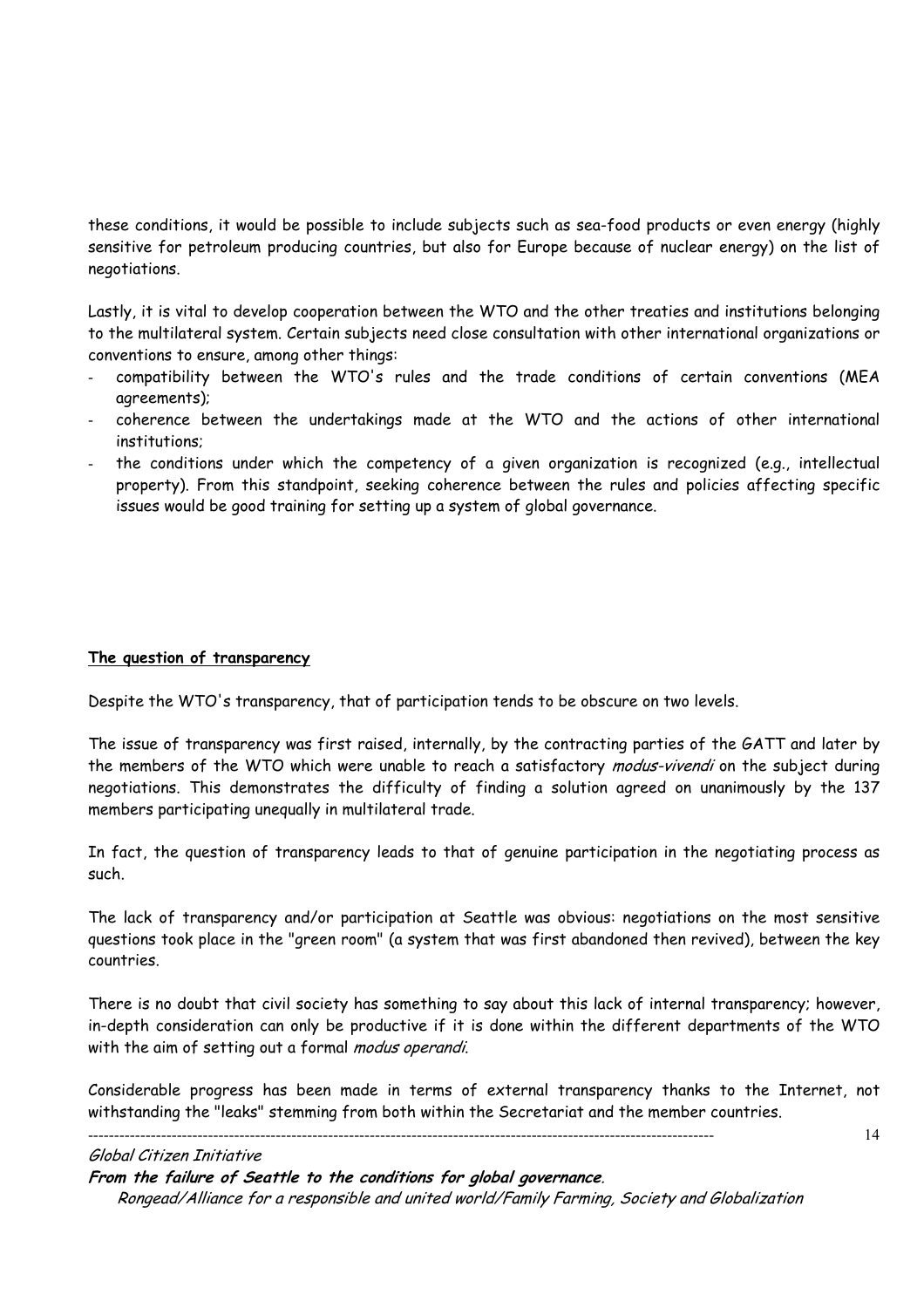these conditions, it would be possible to include subjects such as sea-food products or even energy (highly sensitive for petroleum producing countries, but also for Europe because of nuclear energy) on the list of negotiations.

Lastly, it is vital to develop cooperation between the WTO and the other treaties and institutions belonging to the multilateral system. Certain subjects need close consultation with other international organizations or conventions to ensure, among other things:

- compatibility between the WTO's rules and the trade conditions of certain conventions (MEA agreements);
- coherence between the undertakings made at the WTO and the actions of other international institutions;
- the conditions under which the competency of a given organization is recognized (e.g., intellectual property). From this standpoint, seeking coherence between the rules and policies affecting specific issues would be good training for setting up a system of global governance.

**The question of transparency**

Despite the WTO's transparency, that of participation tends to be obscure on two levels.

The issue of transparency was first raised, internally, by the contracting parties of the GATT and later by the members of the WTO which were unable to reach a satisfactory *modus-vivendi* on the subject during negotiations. This demonstrates the difficulty of finding a solution agreed on unanimously by the 137 members participating unequally in multilateral trade.

In fact, the question of transparency leads to that of genuine participation in the negotiating process as such.

The lack of transparency and/or participation at Seattle was obvious: negotiations on the most sensitive questions took place in the "green room" (a system that was first abandoned then revived), between the key countries.

There is no doubt that civil society has something to say about this lack of internal transparency; however, in-depth consideration can only be productive if it is done within the different departments of the WTO with the aim of setting out a formal *modus operandi*.

Considerable progress has been made in terms of external transparency thanks to the Internet, not withstanding the "leaks" stemming from both within the Secretariat and the member countries.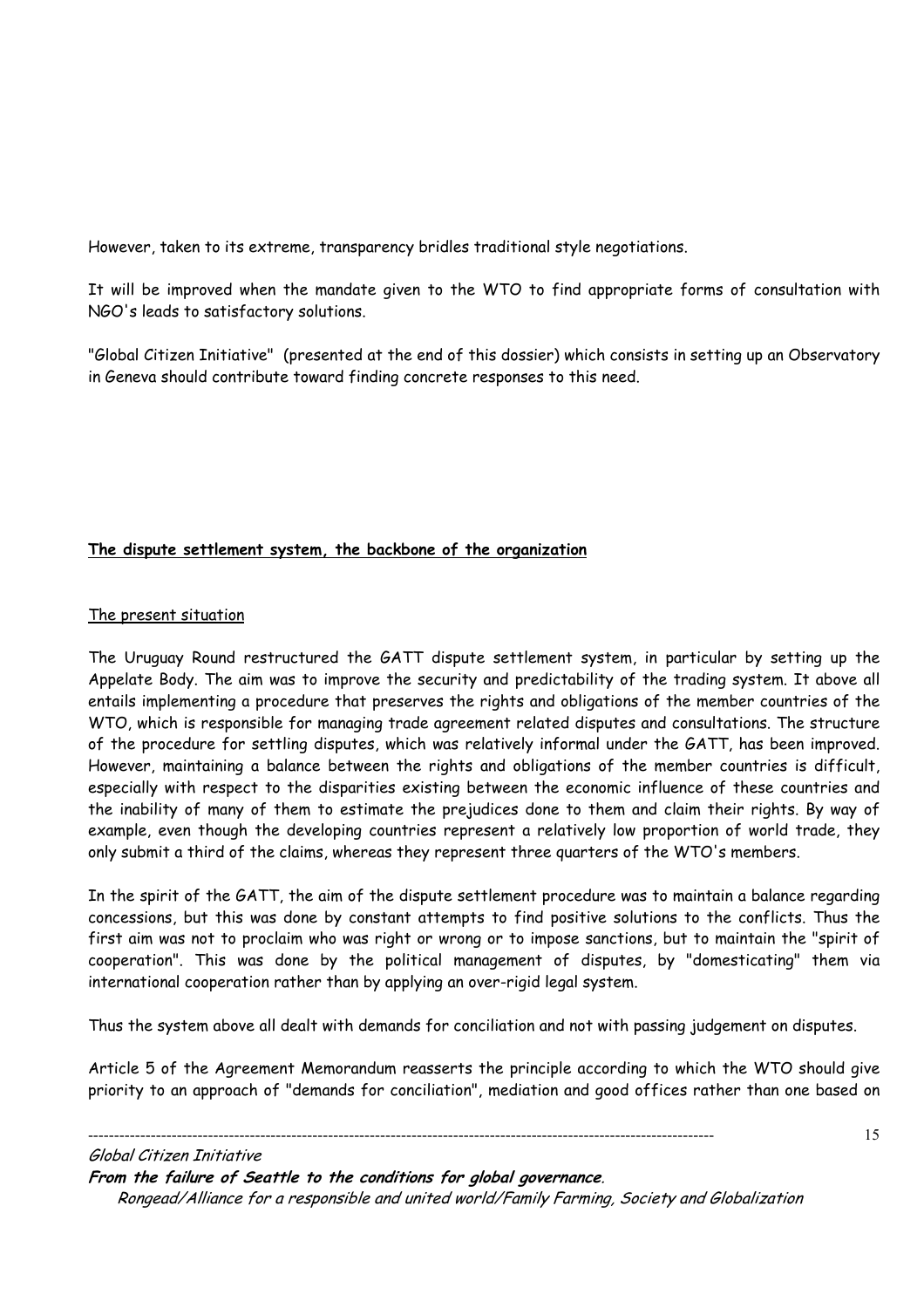However, taken to its extreme, transparency bridles traditional style negotiations.

It will be improved when the mandate given to the WTO to find appropriate forms of consultation with NGO's leads to satisfactory solutions.

"Global Citizen Initiative" (presented at the end of this dossier) which consists in setting up an Observatory in Geneva should contribute toward finding concrete responses to this need.

## **The dispute settlement system, the backbone of the organization**

### The present situation

The Uruguay Round restructured the GATT dispute settlement system, in particular by setting up the Appelate Body. The aim was to improve the security and predictability of the trading system. It above all entails implementing a procedure that preserves the rights and obligations of the member countries of the WTO, which is responsible for managing trade agreement related disputes and consultations. The structure of the procedure for settling disputes, which was relatively informal under the GATT, has been improved. However, maintaining a balance between the rights and obligations of the member countries is difficult, especially with respect to the disparities existing between the economic influence of these countries and the inability of many of them to estimate the prejudices done to them and claim their rights. By way of example, even though the developing countries represent a relatively low proportion of world trade, they only submit a third of the claims, whereas they represent three quarters of the WTO's members.

In the spirit of the GATT, the aim of the dispute settlement procedure was to maintain a balance regarding concessions, but this was done by constant attempts to find positive solutions to the conflicts. Thus the first aim was not to proclaim who was right or wrong or to impose sanctions, but to maintain the "spirit of cooperation". This was done by the political management of disputes, by "domesticating" them via international cooperation rather than by applying an over-rigid legal system.

Thus the system above all dealt with demands for conciliation and not with passing judgement on disputes.

Article 5 of the Agreement Memorandum reasserts the principle according to which the WTO should give priority to an approach of "demands for conciliation", mediation and good offices rather than one based on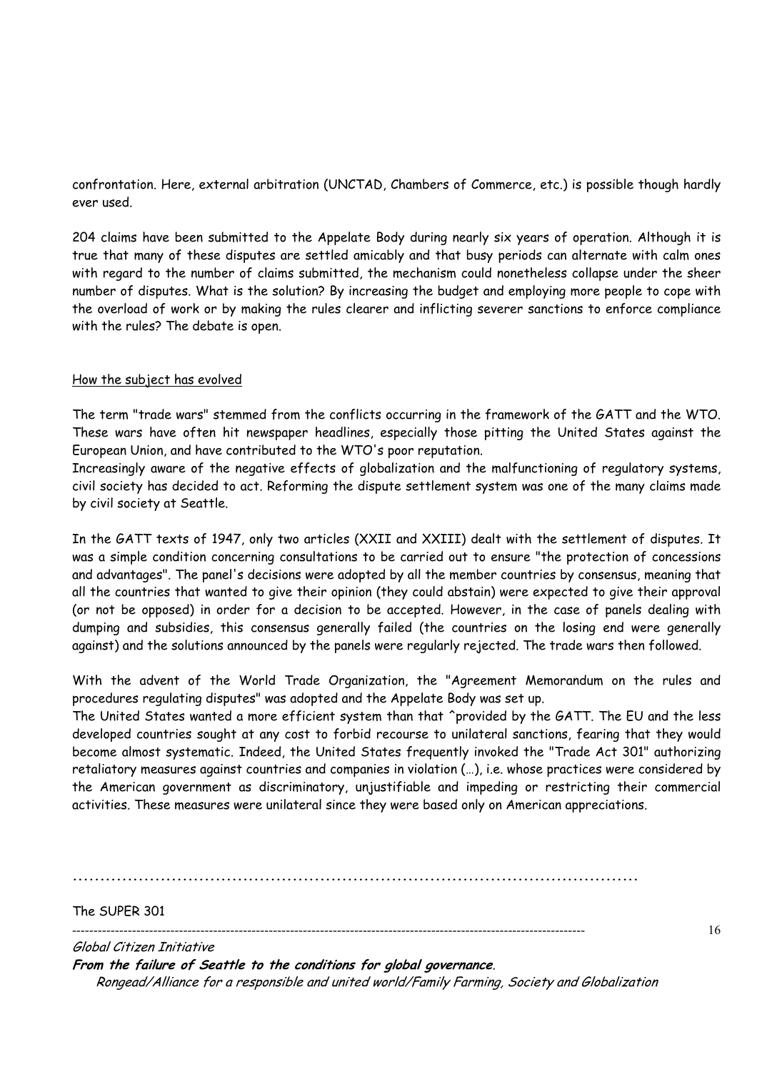confrontation. Here, external arbitration (UNCTAD, Chambers of Commerce, etc.) is possible though hardly ever used.

204 claims have been submitted to the Appelate Body during nearly six years of operation. Although it is true that many of these disputes are settled amicably and that busy periods can alternate with calm ones with regard to the number of claims submitted, the mechanism could nonetheless collapse under the sheer number of disputes. What is the solution? By increasing the budget and employing more people to cope with the overload of work or by making the rules clearer and inflicting severer sanctions to enforce compliance with the rules? The debate is open.

## How the subject has evolved

The term "trade wars" stemmed from the conflicts occurring in the framework of the GATT and the WTO. These wars have often hit newspaper headlines, especially those pitting the United States against the European Union, and have contributed to the WTO's poor reputation.

Increasingly aware of the negative effects of globalization and the malfunctioning of regulatory systems, civil society has decided to act. Reforming the dispute settlement system was one of the many claims made by civil society at Seattle.

In the GATT texts of 1947, only two articles (XXII and XXIII) dealt with the settlement of disputes. It was a simple condition concerning consultations to be carried out to ensure "the protection of concessions and advantages". The panel's decisions were adopted by all the member countries by consensus, meaning that all the countries that wanted to give their opinion (they could abstain) were expected to give their approval (or not be opposed) in order for a decision to be accepted. However, in the case of panels dealing with dumping and subsidies, this consensus generally failed (the countries on the losing end were generally against) and the solutions announced by the panels were regularly rejected. The trade wars then followed.

With the advent of the World Trade Organization, the "Agreement Memorandum on the rules and procedures regulating disputes" was adopted and the Appelate Body was set up.

The United States wanted a more efficient system than that ^provided by the GATT. The EU and the less developed countries sought at any cost to forbid recourse to unilateral sanctions, fearing that they would become almost systematic. Indeed, the United States frequently invoked the "Trade Act 301" authorizing retaliatory measures against countries and companies in violation (…), i.e. whose practices were considered by the American government as discriminatory, unjustifiable and impeding or restricting their commercial activities. These measures were unilateral since they were based only on American appreciations.

The SUPER 301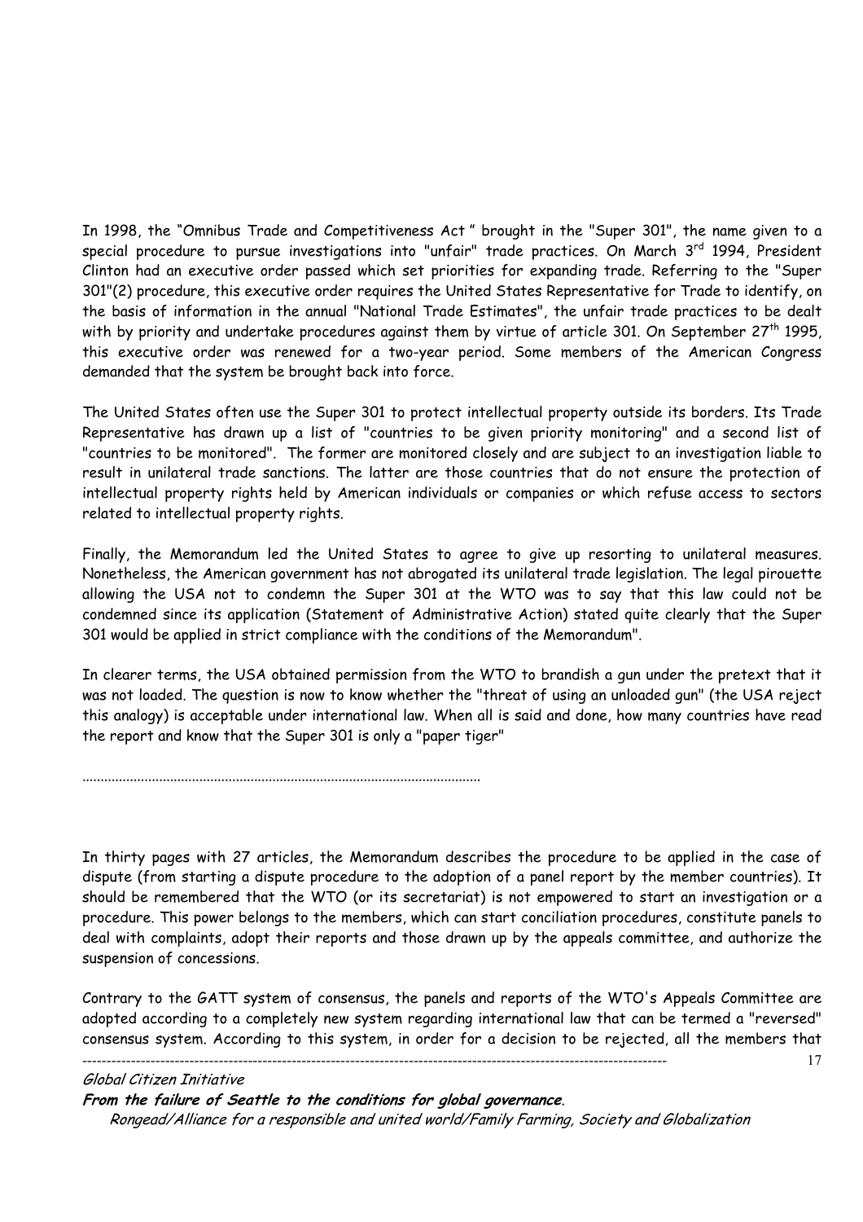In 1998, the "Omnibus Trade and Competitiveness Act " brought in the "Super 301", the name given to a special procedure to pursue investigations into "unfair" trade practices. On March 3rd 1994, President Clinton had an executive order passed which set priorities for expanding trade. Referring to the "Super 301"(2) procedure, this executive order requires the United States Representative for Trade to identify, on the basis of information in the annual "National Trade Estimates", the unfair trade practices to be dealt with by priority and undertake procedures against them by virtue of article 301. On September 27th 1995, this executive order was renewed for a two-year period. Some members of the American Congress demanded that the system be brought back into force.

The United States often use the Super 301 to protect intellectual property outside its borders. Its Trade Representative has drawn up a list of "countries to be given priority monitoring" and a second list of "countries to be monitored". The former are monitored closely and are subject to an investigation liable to result in unilateral trade sanctions. The latter are those countries that do not ensure the protection of intellectual property rights held by American individuals or companies or which refuse access to sectors related to intellectual property rights.

Finally, the Memorandum led the United States to agree to give up resorting to unilateral measures. Nonetheless, the American government has not abrogated its unilateral trade legislation. The legal pirouette allowing the USA not to condemn the Super 301 at the WTO was to say that this law could not be condemned since its application (Statement of Administrative Action) stated quite clearly that the Super 301 would be applied in strict compliance with the conditions of the Memorandum".

In clearer terms, the USA obtained permission from the WTO to brandish a gun under the pretext that it was not loaded. The question is now to know whether the "threat of using an unloaded gun" (the USA reject this analogy) is acceptable under international law. When all is said and done, how many countries have read the report and know that the Super 301 is only a "paper tiger"

..........................................................................................................

In thirty pages with 27 articles, the Memorandum describes the procedure to be applied in the case of dispute (from starting a dispute procedure to the adoption of a panel report by the member countries). It should be remembered that the WTO (or its secretariat) is not empowered to start an investigation or a procedure. This power belongs to the members, which can start conciliation procedures, constitute panels to deal with complaints, adopt their reports and those drawn up by the appeals committee, and authorize the suspension of concessions.

Contrary to the GATT system of consensus, the panels and reports of the WTO's Appeals Committee are adopted according to a completely new system regarding international law that can be termed a "reversed" consensus system. According to this system, in order for a decision to be rejected, all the members that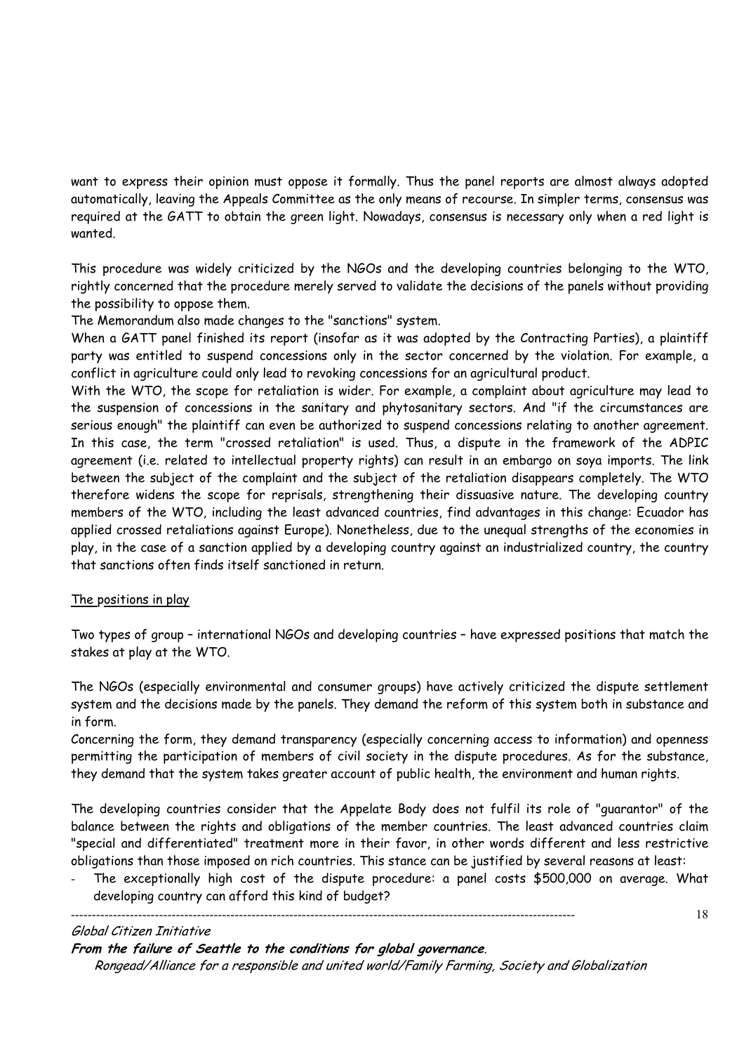want to express their opinion must oppose it formally. Thus the panel reports are almost always adopted automatically, leaving the Appeals Committee as the only means of recourse. In simpler terms, consensus was required at the GATT to obtain the green light. Nowadays, consensus is necessary only when a red light is wanted.

This procedure was widely criticized by the NGOs and the developing countries belonging to the WTO, rightly concerned that the procedure merely served to validate the decisions of the panels without providing the possibility to oppose them.

The Memorandum also made changes to the "sanctions" system.

When a GATT panel finished its report (insofar as it was adopted by the Contracting Parties), a plaintiff party was entitled to suspend concessions only in the sector concerned by the violation. For example, a conflict in agriculture could only lead to revoking concessions for an agricultural product.

With the WTO, the scope for retaliation is wider. For example, a complaint about agriculture may lead to the suspension of concessions in the sanitary and phytosanitary sectors. And "if the circumstances are serious enough" the plaintiff can even be authorized to suspend concessions relating to another agreement. In this case, the term "crossed retaliation" is used. Thus, a dispute in the framework of the ADPIC agreement (i.e. related to intellectual property rights) can result in an embargo on soya imports. The link between the subject of the complaint and the subject of the retaliation disappears completely. The WTO therefore widens the scope for reprisals, strengthening their dissuasive nature. The developing country members of the WTO, including the least advanced countries, find advantages in this change: Ecuador has applied crossed retaliations against Europe). Nonetheless, due to the unequal strengths of the economies in play, in the case of a sanction applied by a developing country against an industrialized country, the country that sanctions often finds itself sanctioned in return.

The positions in play

Two types of group – international NGOs and developing countries – have expressed positions that match the stakes at play at the WTO.

The NGOs (especially environmental and consumer groups) have actively criticized the dispute settlement system and the decisions made by the panels. They demand the reform of this system both in substance and in form.

Concerning the form, they demand transparency (especially concerning access to information) and openness permitting the participation of members of civil society in the dispute procedures. As for the substance, they demand that the system takes greater account of public health, the environment and human rights.

The developing countries consider that the Appelate Body does not fulfil its role of "guarantor" of the balance between the rights and obligations of the member countries. The least advanced countries claim "special and differentiated" treatment more in their favor, in other words different and less restrictive obligations than those imposed on rich countries. This stance can be justified by several reasons at least:

- The exceptionally high cost of the dispute procedure: a panel costs $500,000 on average. What developing country can afford this kind of budget?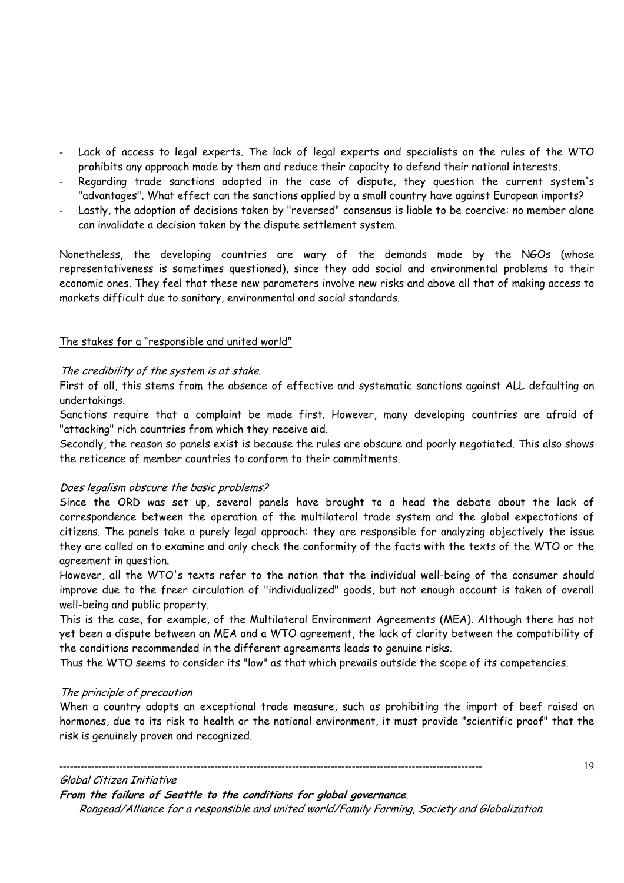- Lack of access to legal experts. The lack of legal experts and specialists on the rules of the WTO prohibits any approach made by them and reduce their capacity to defend their national interests.
- Regarding trade sanctions adopted in the case of dispute, they question the current system's "advantages". What effect can the sanctions applied by a small country have against European imports?
- Lastly, the adoption of decisions taken by "reversed" consensus is liable to be coercive: no member alone can invalidate a decision taken by the dispute settlement system.

Nonetheless, the developing countries are wary of the demands made by the NGOs (whose representativeness is sometimes questioned), since they add social and environmental problems to their economic ones. They feel that these new parameters involve new risks and above all that of making access to markets difficult due to sanitary, environmental and social standards.

<u>The stakes for a "responsible and united world"</u>

*The credibility of the system is at stake.*

First of all, this stems from the absence of effective and systematic sanctions against ALL defaulting on undertakings.

Sanctions require that a complaint be made first. However, many developing countries are afraid of "attacking" rich countries from which they receive aid.

Secondly, the reason so panels exist is because the rules are obscure and poorly negotiated. This also shows the reticence of member countries to conform to their commitments.

*Does legalism obscure the basic problems?*

Since the ORD was set up, several panels have brought to a head the debate about the lack of correspondence between the operation of the multilateral trade system and the global expectations of citizens. The panels take a purely legal approach: they are responsible for analyzing objectively the issue they are called on to examine and only check the conformity of the facts with the texts of the WTO or the agreement in question.

However, all the WTO's texts refer to the notion that the individual well-being of the consumer should improve due to the freer circulation of "individualized" goods, but not enough account is taken of overall well-being and public property.

This is the case, for example, of the Multilateral Environment Agreements (MEA). Although there has not yet been a dispute between an MEA and a WTO agreement, the lack of clarity between the compatibility of the conditions recommended in the different agreements leads to genuine risks.

Thus the WTO seems to consider its "law" as that which prevails outside the scope of its competencies.

*The principle of precaution*

When a country adopts an exceptional trade measure, such as prohibiting the import of beef raised on hormones, due to its risk to health or the national environment, it must provide "scientific proof" that the risk is genuinely proven and recognized.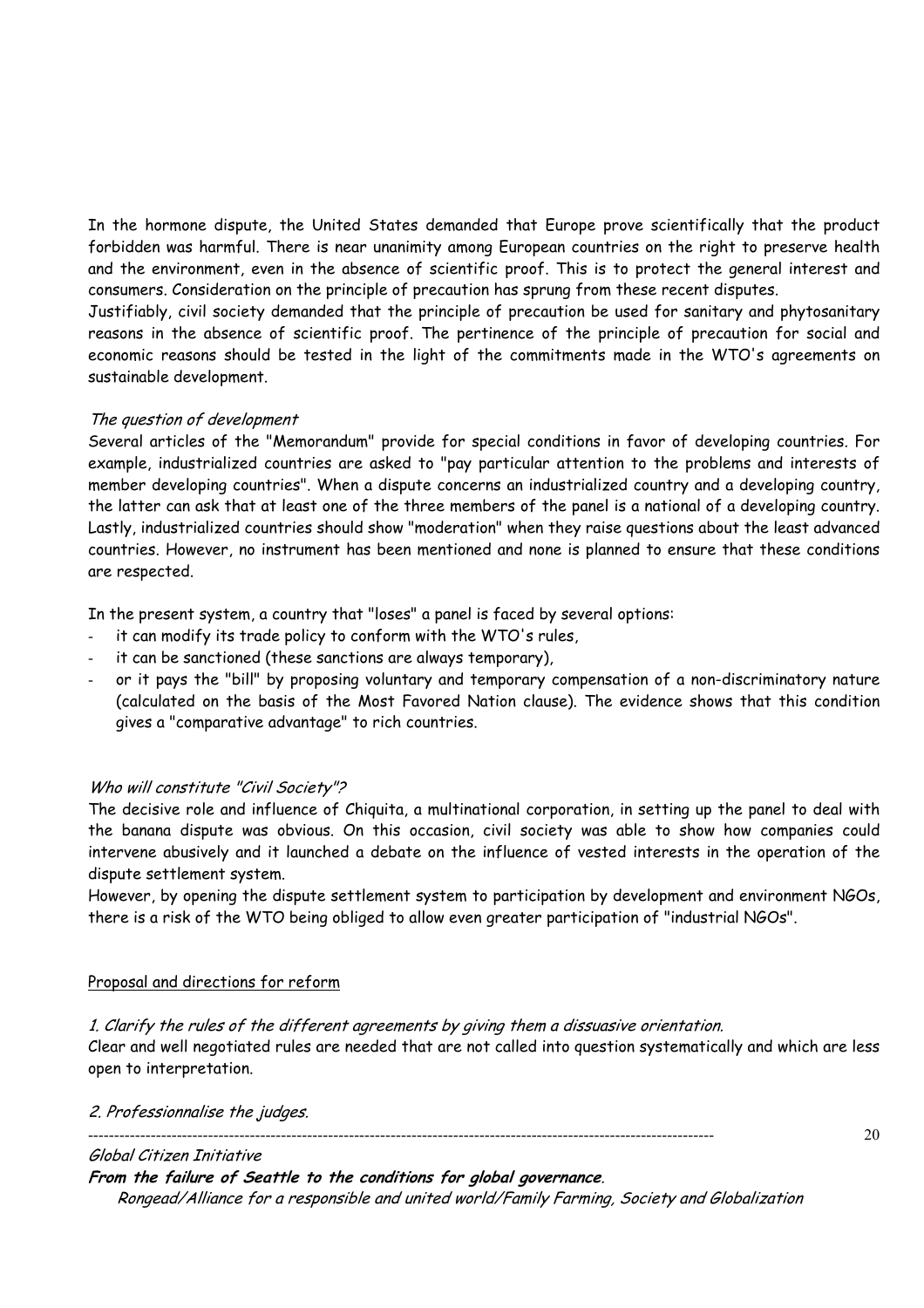In the hormone dispute, the United States demanded that Europe prove scientifically that the product forbidden was harmful. There is near unanimity among European countries on the right to preserve health and the environment, even in the absence of scientific proof. This is to protect the general interest and consumers. Consideration on the principle of precaution has sprung from these recent disputes.

Justifiably, civil society demanded that the principle of precaution be used for sanitary and phytosanitary reasons in the absence of scientific proof. The pertinence of the principle of precaution for social and economic reasons should be tested in the light of the commitments made in the WTO's agreements on sustainable development.

*The question of development*

Several articles of the "Memorandum" provide for special conditions in favor of developing countries. For example, industrialized countries are asked to "pay particular attention to the problems and interests of member developing countries". When a dispute concerns an industrialized country and a developing country, the latter can ask that at least one of the three members of the panel is a national of a developing country. Lastly, industrialized countries should show "moderation" when they raise questions about the least advanced countries. However, no instrument has been mentioned and none is planned to ensure that these conditions are respected.

In the present system, a country that "loses" a panel is faced by several options:

- it can modify its trade policy to conform with the WTO's rules,
- it can be sanctioned (these sanctions are always temporary),
- or it pays the "bill" by proposing voluntary and temporary compensation of a non-discriminatory nature (calculated on the basis of the Most Favored Nation clause). The evidence shows that this condition gives a "comparative advantage" to rich countries.

*Who will constitute "Civil Society"?*

The decisive role and influence of Chiquita, a multinational corporation, in setting up the panel to deal with the banana dispute was obvious. On this occasion, civil society was able to show how companies could intervene abusively and it launched a debate on the influence of vested interests in the operation of the dispute settlement system.

However, by opening the dispute settlement system to participation by development and environment NGOs, there is a risk of the WTO being obliged to allow even greater participation of "industrial NGOs".

Proposal and directions for reform

*1. Clarify the rules of the different agreements by giving them a dissuasive orientation.*

Clear and well negotiated rules are needed that are not called into question systematically and which are less open to interpretation.

*2. Professionnalise the judges.*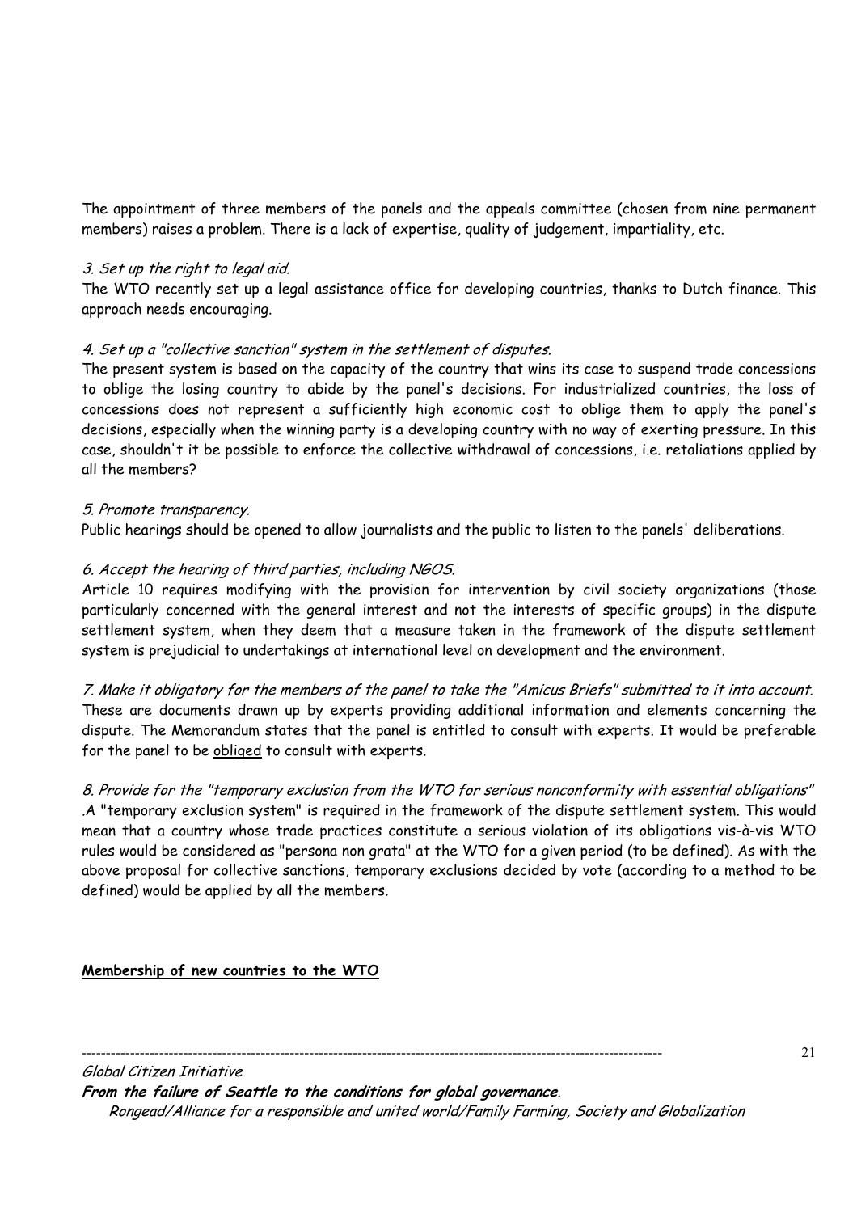The appointment of three members of the panels and the appeals committee (chosen from nine permanent members) raises a problem. There is a lack of expertise, quality of judgement, impartiality, etc.

*3. Set up the right to legal aid.*

The WTO recently set up a legal assistance office for developing countries, thanks to Dutch finance. This approach needs encouraging.

*4. Set up a "collective sanction" system in the settlement of disputes.*

The present system is based on the capacity of the country that wins its case to suspend trade concessions to oblige the losing country to abide by the panel's decisions. For industrialized countries, the loss of concessions does not represent a sufficiently high economic cost to oblige them to apply the panel's decisions, especially when the winning party is a developing country with no way of exerting pressure. In this case, shouldn't it be possible to enforce the collective withdrawal of concessions, i.e. retaliations applied by all the members?

*5. Promote transparency.*

Public hearings should be opened to allow journalists and the public to listen to the panels' deliberations.

*6. Accept the hearing of third parties, including NGOS.*

Article 10 requires modifying with the provision for intervention by civil society organizations (those particularly concerned with the general interest and not the interests of specific groups) in the dispute settlement system, when they deem that a measure taken in the framework of the dispute settlement system is prejudicial to undertakings at international level on development and the environment.

*7. Make it obligatory for the members of the panel to take the "Amicus Briefs" submitted to it into account.*
These are documents drawn up by experts providing additional information and elements concerning the dispute. The Memorandum states that the panel is entitled to consult with experts. It would be preferable for the panel to be <u>obliged</u> to consult with experts.

*8. Provide for the "temporary exclusion from the WTO for serious nonconformity with essential obligations"*
.A "temporary exclusion system" is required in the framework of the dispute settlement system. This would mean that a country whose trade practices constitute a serious violation of its obligations vis-à-vis WTO rules would be considered as "persona non grata" at the WTO for a given period (to be defined). As with the above proposal for collective sanctions, temporary exclusions decided by vote (according to a method to be defined) would be applied by all the members.

**<u>Membership of new countries to the WTO</u>**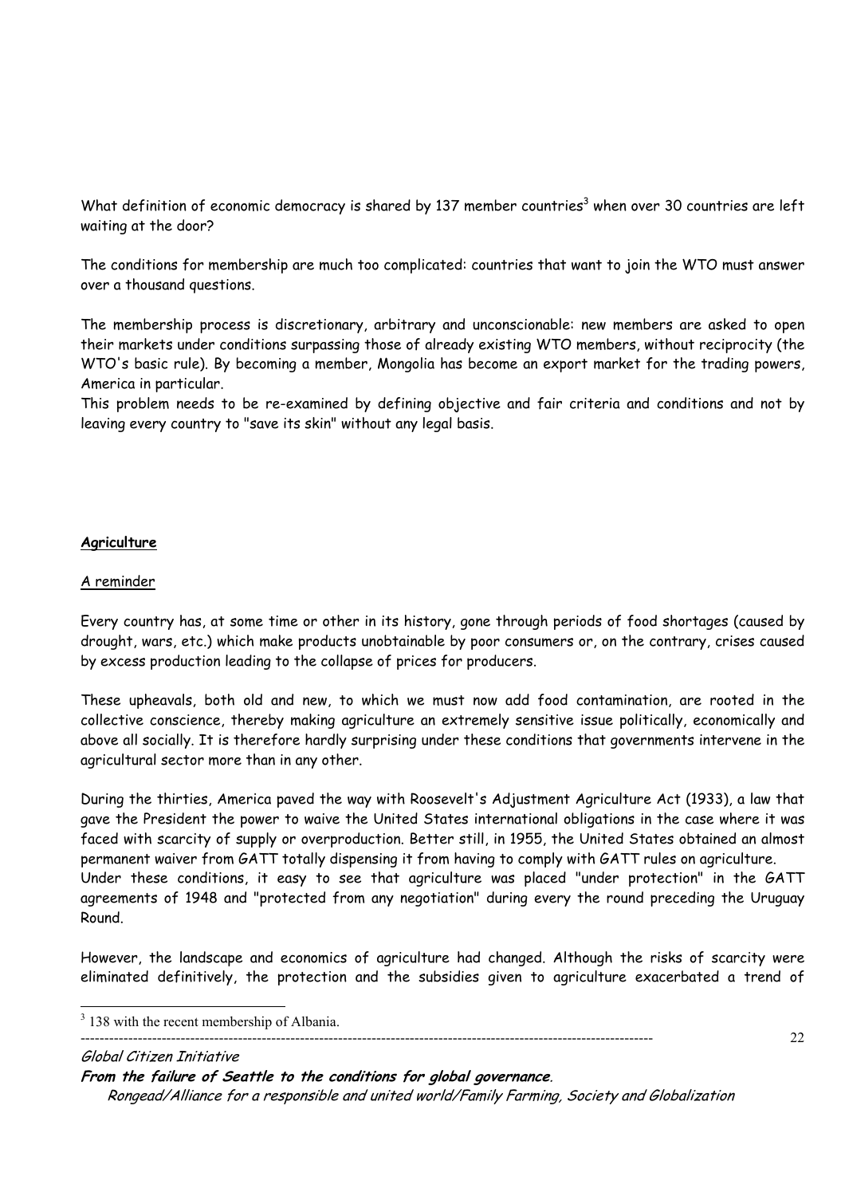What definition of economic democracy is shared by 137 member countries[3] when over 30 countries are left waiting at the door?

The conditions for membership are much too complicated: countries that want to join the WTO must answer over a thousand questions.

The membership process is discretionary, arbitrary and unconscionable: new members are asked to open their markets under conditions surpassing those of already existing WTO members, without reciprocity (the WTO's basic rule). By becoming a member, Mongolia has become an export market for the trading powers, America in particular.

This problem needs to be re-examined by defining objective and fair criteria and conditions and not by leaving every country to "save its skin" without any legal basis.

## Agriculture

### A reminder

Every country has, at some time or other in its history, gone through periods of food shortages (caused by drought, wars, etc.) which make products unobtainable by poor consumers or, on the contrary, crises caused by excess production leading to the collapse of prices for producers.

These upheavals, both old and new, to which we must now add food contamination, are rooted in the collective conscience, thereby making agriculture an extremely sensitive issue politically, economically and above all socially. It is therefore hardly surprising under these conditions that governments intervene in the agricultural sector more than in any other.

During the thirties, America paved the way with Roosevelt's Adjustment Agriculture Act (1933), a law that gave the President the power to waive the United States international obligations in the case where it was faced with scarcity of supply or overproduction. Better still, in 1955, the United States obtained an almost permanent waiver from GATT totally dispensing it from having to comply with GATT rules on agriculture.

Under these conditions, it easy to see that agriculture was placed "under protection" in the GATT agreements of 1948 and "protected from any negotiation" during every the round preceding the Uruguay Round.

However, the landscape and economics of agriculture had changed. Although the risks of scarcity were eliminated definitively, the protection and the subsidies given to agriculture exacerbated a trend of

[3] 138 with the recent membership of Albania.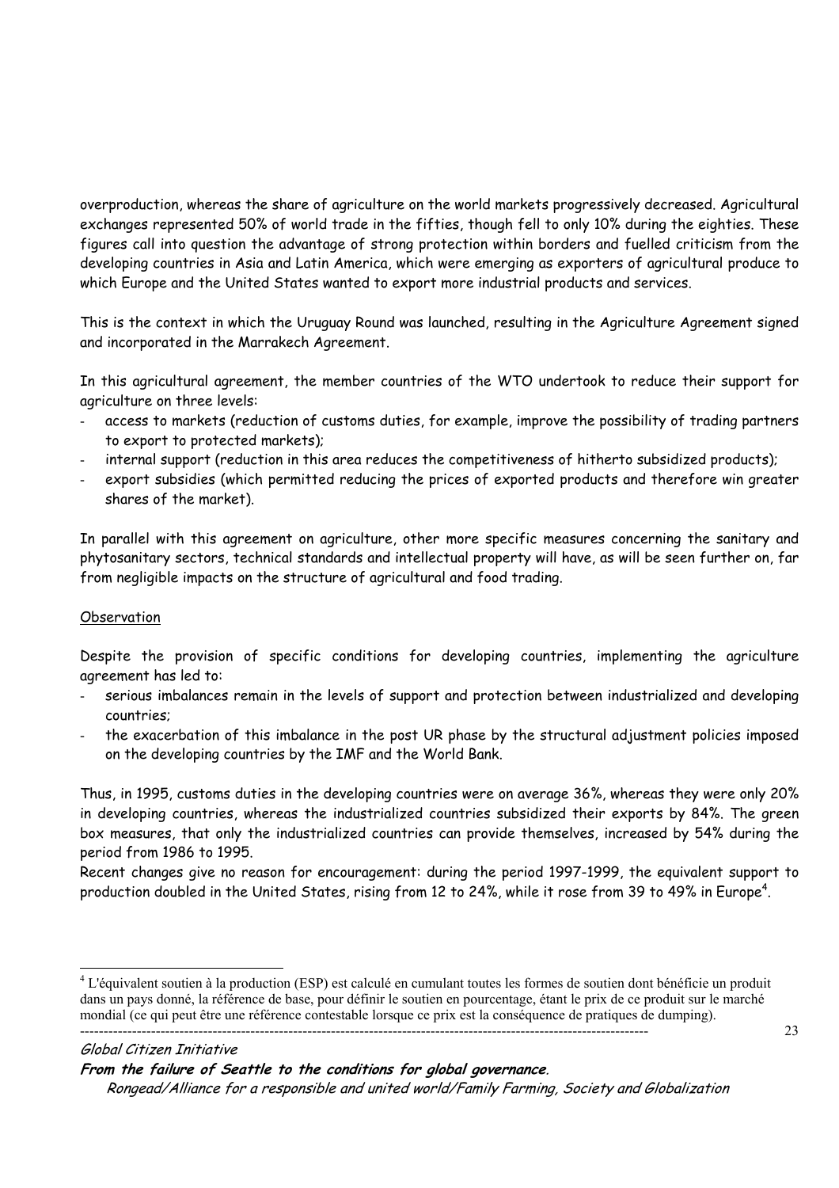overproduction, whereas the share of agriculture on the world markets progressively decreased. Agricultural exchanges represented 50% of world trade in the fifties, though fell to only 10% during the eighties. These figures call into question the advantage of strong protection within borders and fuelled criticism from the developing countries in Asia and Latin America, which were emerging as exporters of agricultural produce to which Europe and the United States wanted to export more industrial products and services.

This is the context in which the Uruguay Round was launched, resulting in the Agriculture Agreement signed and incorporated in the Marrakech Agreement.

In this agricultural agreement, the member countries of the WTO undertook to reduce their support for agriculture on three levels:

- access to markets (reduction of customs duties, for example, improve the possibility of trading partners to export to protected markets);
- internal support (reduction in this area reduces the competitiveness of hitherto subsidized products);
- export subsidies (which permitted reducing the prices of exported products and therefore win greater shares of the market).

In parallel with this agreement on agriculture, other more specific measures concerning the sanitary and phytosanitary sectors, technical standards and intellectual property will have, as will be seen further on, far from negligible impacts on the structure of agricultural and food trading.

Observation

Despite the provision of specific conditions for developing countries, implementing the agriculture agreement has led to:

- serious imbalances remain in the levels of support and protection between industrialized and developing countries;
- the exacerbation of this imbalance in the post UR phase by the structural adjustment policies imposed on the developing countries by the IMF and the World Bank.

Thus, in 1995, customs duties in the developing countries were on average 36%, whereas they were only 20% in developing countries, whereas the industrialized countries subsidized their exports by 84%. The green box measures, that only the industrialized countries can provide themselves, increased by 54% during the period from 1986 to 1995.

Recent changes give no reason for encouragement: during the period 1997-1999, the equivalent support to production doubled in the United States, rising from 12 to 24%, while it rose from 39 to 49% in Europe[4].

[4] L'équivalent soutien à la production (ESP) est calculé en cumulant toutes les formes de soutien dont bénéficie un produit dans un pays donné, la référence de base, pour définir le soutien en pourcentage, étant le prix de ce produit sur le marché mondial (ce qui peut être une référence contestable lorsque ce prix est la conséquence de pratiques de dumping).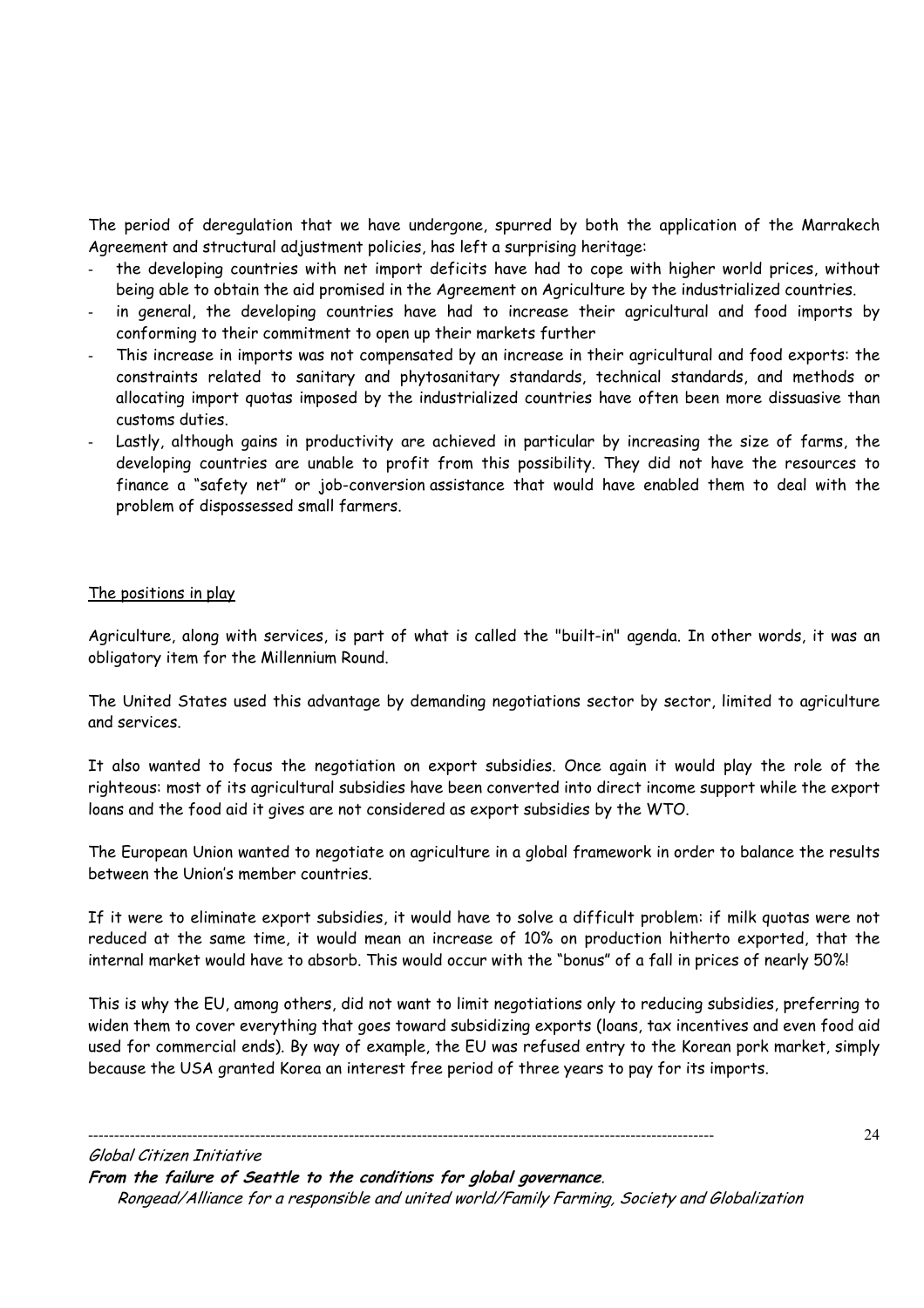The period of deregulation that we have undergone, spurred by both the application of the Marrakech Agreement and structural adjustment policies, has left a surprising heritage:

- the developing countries with net import deficits have had to cope with higher world prices, without being able to obtain the aid promised in the Agreement on Agriculture by the industrialized countries.
- in general, the developing countries have had to increase their agricultural and food imports by conforming to their commitment to open up their markets further
- This increase in imports was not compensated by an increase in their agricultural and food exports: the constraints related to sanitary and phytosanitary standards, technical standards, and methods or allocating import quotas imposed by the industrialized countries have often been more dissuasive than customs duties.
- Lastly, although gains in productivity are achieved in particular by increasing the size of farms, the developing countries are unable to profit from this possibility. They did not have the resources to finance a "safety net" or job-conversion assistance that would have enabled them to deal with the problem of dispossessed small farmers.

## The positions in play

Agriculture, along with services, is part of what is called the "built-in" agenda. In other words, it was an obligatory item for the Millennium Round.

The United States used this advantage by demanding negotiations sector by sector, limited to agriculture and services.

It also wanted to focus the negotiation on export subsidies. Once again it would play the role of the righteous: most of its agricultural subsidies have been converted into direct income support while the export loans and the food aid it gives are not considered as export subsidies by the WTO.

The European Union wanted to negotiate on agriculture in a global framework in order to balance the results between the Union's member countries.

If it were to eliminate export subsidies, it would have to solve a difficult problem: if milk quotas were not reduced at the same time, it would mean an increase of 10% on production hitherto exported, that the internal market would have to absorb. This would occur with the "bonus" of a fall in prices of nearly 50%!

This is why the EU, among others, did not want to limit negotiations only to reducing subsidies, preferring to widen them to cover everything that goes toward subsidizing exports (loans, tax incentives and even food aid used for commercial ends). By way of example, the EU was refused entry to the Korean pork market, simply because the USA granted Korea an interest free period of three years to pay for its imports.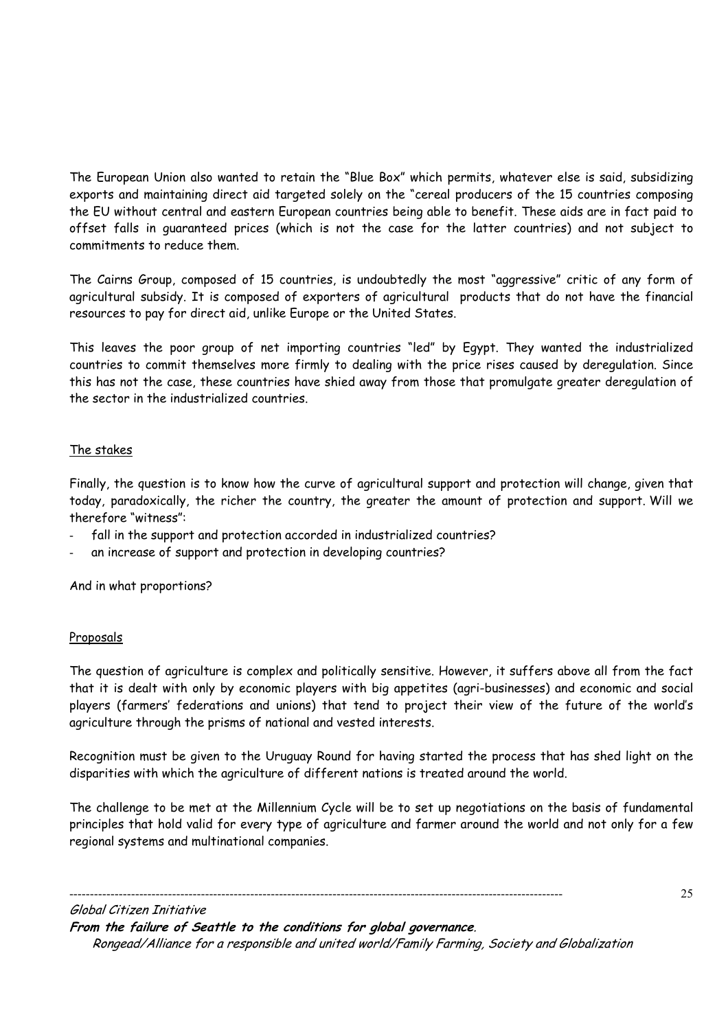The European Union also wanted to retain the "Blue Box" which permits, whatever else is said, subsidizing exports and maintaining direct aid targeted solely on the "cereal producers of the 15 countries composing the EU without central and eastern European countries being able to benefit. These aids are in fact paid to offset falls in guaranteed prices (which is not the case for the latter countries) and not subject to commitments to reduce them.

The Cairns Group, composed of 15 countries, is undoubtedly the most "aggressive" critic of any form of agricultural subsidy. It is composed of exporters of agricultural products that do not have the financial resources to pay for direct aid, unlike Europe or the United States.

This leaves the poor group of net importing countries "led" by Egypt. They wanted the industrialized countries to commit themselves more firmly to dealing with the price rises caused by deregulation. Since this has not the case, these countries have shied away from those that promulgate greater deregulation of the sector in the industrialized countries.

## The stakes

Finally, the question is to know how the curve of agricultural support and protection will change, given that today, paradoxically, the richer the country, the greater the amount of protection and support. Will we therefore "witness":

- fall in the support and protection accorded in industrialized countries?
- an increase of support and protection in developing countries?

And in what proportions?

## Proposals

The question of agriculture is complex and politically sensitive. However, it suffers above all from the fact that it is dealt with only by economic players with big appetites (agri-businesses) and economic and social players (farmers' federations and unions) that tend to project their view of the future of the world's agriculture through the prisms of national and vested interests.

Recognition must be given to the Uruguay Round for having started the process that has shed light on the disparities with which the agriculture of different nations is treated around the world.

The challenge to be met at the Millennium Cycle will be to set up negotiations on the basis of fundamental principles that hold valid for every type of agriculture and farmer around the world and not only for a few regional systems and multinational companies.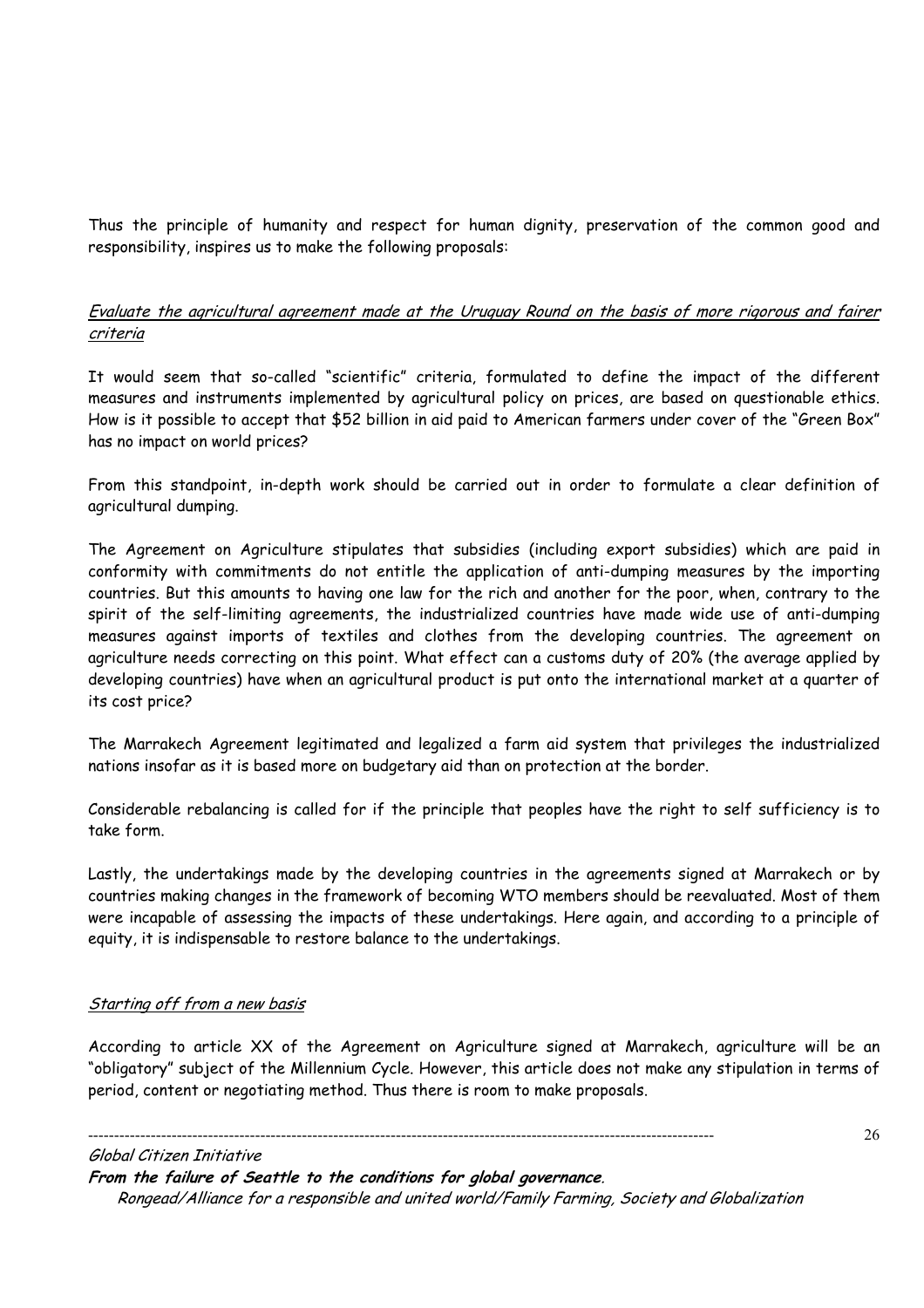Thus the principle of humanity and respect for human dignity, preservation of the common good and responsibility, inspires us to make the following proposals:

### *Evaluate the agricultural agreement made at the Uruguay Round on the basis of more rigorous and fairer criteria*

It would seem that so-called "scientific" criteria, formulated to define the impact of the different measures and instruments implemented by agricultural policy on prices, are based on questionable ethics. How is it possible to accept that $52 billion in aid paid to American farmers under cover of the "Green Box" has no impact on world prices?

From this standpoint, in-depth work should be carried out in order to formulate a clear definition of agricultural dumping.

The Agreement on Agriculture stipulates that subsidies (including export subsidies) which are paid in conformity with commitments do not entitle the application of anti-dumping measures by the importing countries. But this amounts to having one law for the rich and another for the poor, when, contrary to the spirit of the self-limiting agreements, the industrialized countries have made wide use of anti-dumping measures against imports of textiles and clothes from the developing countries. The agreement on agriculture needs correcting on this point. What effect can a customs duty of 20% (the average applied by developing countries) have when an agricultural product is put onto the international market at a quarter of its cost price?

The Marrakech Agreement legitimated and legalized a farm aid system that privileges the industrialized nations insofar as it is based more on budgetary aid than on protection at the border.

Considerable rebalancing is called for if the principle that peoples have the right to self sufficiency is to take form.

Lastly, the undertakings made by the developing countries in the agreements signed at Marrakech or by countries making changes in the framework of becoming WTO members should be reevaluated. Most of them were incapable of assessing the impacts of these undertakings. Here again, and according to a principle of equity, it is indispensable to restore balance to the undertakings.

### *Starting off from a new basis*

According to article XX of the Agreement on Agriculture signed at Marrakech, agriculture will be an "obligatory" subject of the Millennium Cycle. However, this article does not make any stipulation in terms of period, content or negotiating method. Thus there is room to make proposals.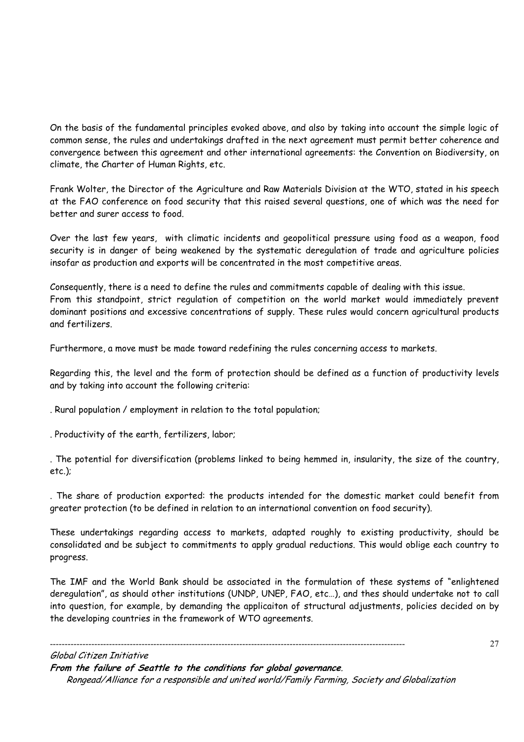On the basis of the fundamental principles evoked above, and also by taking into account the simple logic of common sense, the rules and undertakings drafted in the next agreement must permit better coherence and convergence between this agreement and other international agreements: the Convention on Biodiversity, on climate, the Charter of Human Rights, etc.

Frank Wolter, the Director of the Agriculture and Raw Materials Division at the WTO, stated in his speech at the FAO conference on food security that this raised several questions, one of which was the need for better and surer access to food.

Over the last few years, with climatic incidents and geopolitical pressure using food as a weapon, food security is in danger of being weakened by the systematic deregulation of trade and agriculture policies insofar as production and exports will be concentrated in the most competitive areas.

Consequently, there is a need to define the rules and commitments capable of dealing with this issue.
From this standpoint, strict regulation of competition on the world market would immediately prevent dominant positions and excessive concentrations of supply. These rules would concern agricultural products and fertilizers.

Furthermore, a move must be made toward redefining the rules concerning access to markets.

Regarding this, the level and the form of protection should be defined as a function of productivity levels and by taking into account the following criteria:

. Rural population / employment in relation to the total population;

. Productivity of the earth, fertilizers, labor;

. The potential for diversification (problems linked to being hemmed in, insularity, the size of the country, etc.);

. The share of production exported: the products intended for the domestic market could benefit from greater protection (to be defined in relation to an international convention on food security).

These undertakings regarding access to markets, adapted roughly to existing productivity, should be consolidated and be subject to commitments to apply gradual reductions. This would oblige each country to progress.

The IMF and the World Bank should be associated in the formulation of these systems of "enlightened deregulation", as should other institutions (UNDP, UNEP, FAO, etc…), and thes should undertake not to call into question, for example, by demanding the applicaiton of structural adjustments, policies decided on by the developing countries in the framework of WTO agreements.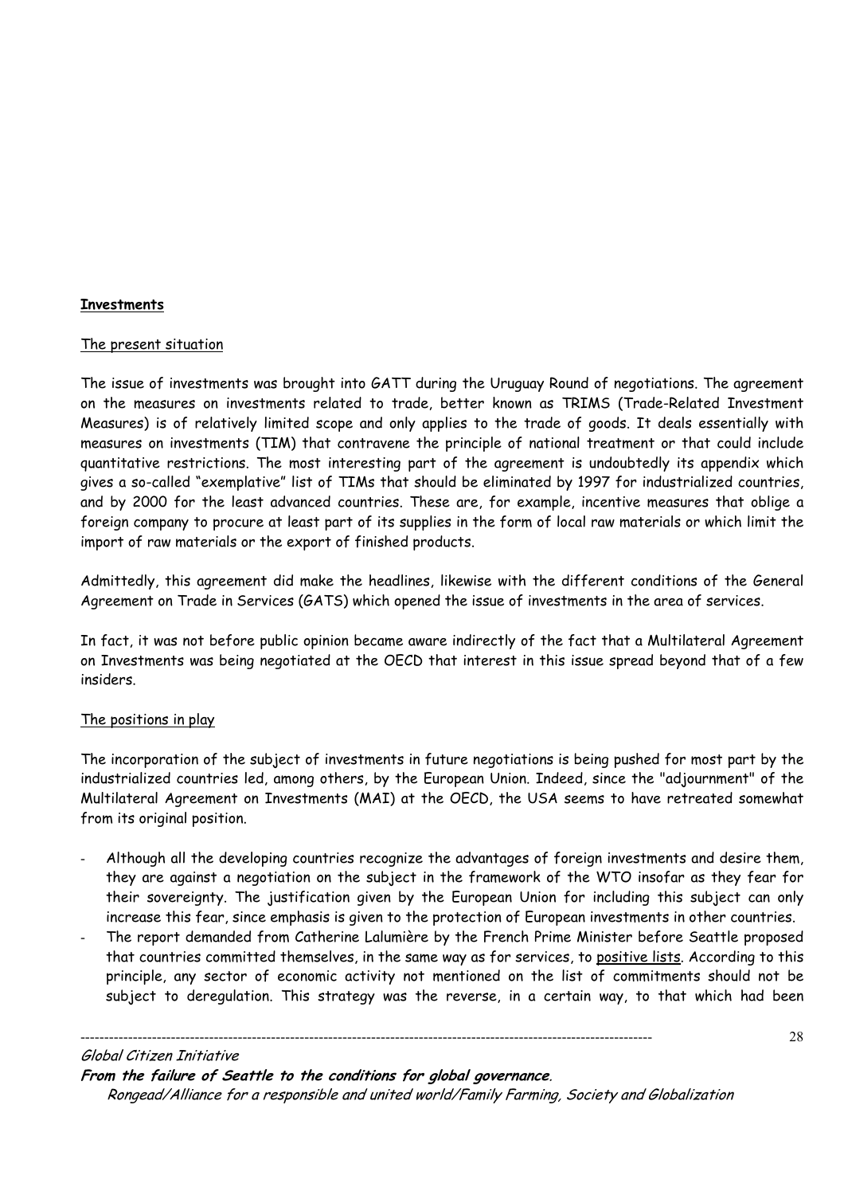**Investments**

The present situation

The issue of investments was brought into GATT during the Uruguay Round of negotiations. The agreement on the measures on investments related to trade, better known as TRIMS (Trade-Related Investment Measures) is of relatively limited scope and only applies to the trade of goods. It deals essentially with measures on investments (TIM) that contravene the principle of national treatment or that could include quantitative restrictions. The most interesting part of the agreement is undoubtedly its appendix which gives a so-called "exemplative" list of TIMs that should be eliminated by 1997 for industrialized countries, and by 2000 for the least advanced countries. These are, for example, incentive measures that oblige a foreign company to procure at least part of its supplies in the form of local raw materials or which limit the import of raw materials or the export of finished products.

Admittedly, this agreement did make the headlines, likewise with the different conditions of the General Agreement on Trade in Services (GATS) which opened the issue of investments in the area of services.

In fact, it was not before public opinion became aware indirectly of the fact that a Multilateral Agreement on Investments was being negotiated at the OECD that interest in this issue spread beyond that of a few insiders.

The positions in play

The incorporation of the subject of investments in future negotiations is being pushed for most part by the industrialized countries led, among others, by the European Union. Indeed, since the "adjournment" of the Multilateral Agreement on Investments (MAI) at the OECD, the USA seems to have retreated somewhat from its original position.

- Although all the developing countries recognize the advantages of foreign investments and desire them, they are against a negotiation on the subject in the framework of the WTO insofar as they fear for their sovereignty. The justification given by the European Union for including this subject can only increase this fear, since emphasis is given to the protection of European investments in other countries.
- The report demanded from Catherine Lalumière by the French Prime Minister before Seattle proposed that countries committed themselves, in the same way as for services, to positive lists. According to this principle, any sector of economic activity not mentioned on the list of commitments should not be subject to deregulation. This strategy was the reverse, in a certain way, to that which had been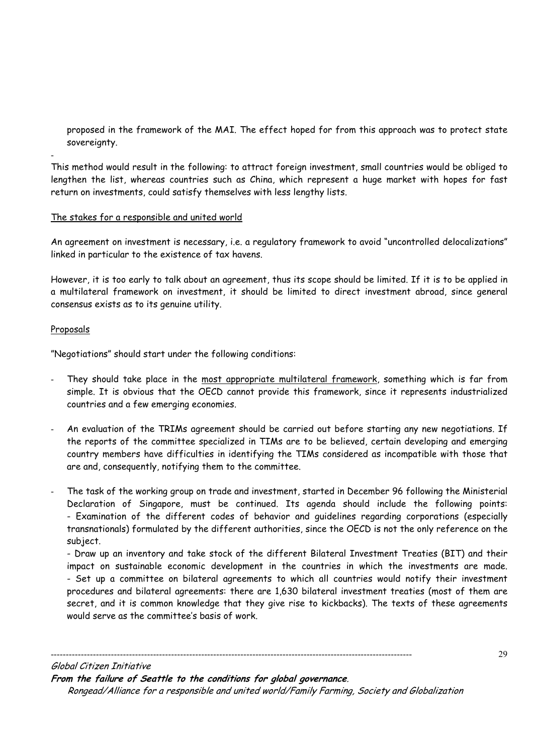proposed in the framework of the MAI. The effect hoped for from this approach was to protect state sovereignty.

-

This method would result in the following: to attract foreign investment, small countries would be obliged to lengthen the list, whereas countries such as China, which represent a huge market with hopes for fast return on investments, could satisfy themselves with less lengthy lists.

The stakes for a responsible and united world

An agreement on investment is necessary, i.e. a regulatory framework to avoid "uncontrolled delocalizations" linked in particular to the existence of tax havens.

However, it is too early to talk about an agreement, thus its scope should be limited. If it is to be applied in a multilateral framework on investment, it should be limited to direct investment abroad, since general consensus exists as to its genuine utility.

Proposals

"Negotiations" should start under the following conditions:

- They should take place in the most appropriate multilateral framework, something which is far from simple. It is obvious that the OECD cannot provide this framework, since it represents industrialized countries and a few emerging economies.

- An evaluation of the TRIMs agreement should be carried out before starting any new negotiations. If the reports of the committee specialized in TIMs are to be believed, certain developing and emerging country members have difficulties in identifying the TIMs considered as incompatible with those that are and, consequently, notifying them to the committee.

- The task of the working group on trade and investment, started in December 96 following the Ministerial Declaration of Singapore, must be continued. Its agenda should include the following points:
  - Examination of the different codes of behavior and guidelines regarding corporations (especially transnationals) formulated by the different authorities, since the OECD is not the only reference on the subject.
  - Draw up an inventory and take stock of the different Bilateral Investment Treaties (BIT) and their impact on sustainable economic development in the countries in which the investments are made.
  - Set up a committee on bilateral agreements to which all countries would notify their investment procedures and bilateral agreements: there are 1,630 bilateral investment treaties (most of them are secret, and it is common knowledge that they give rise to kickbacks). The texts of these agreements would serve as the committee's basis of work.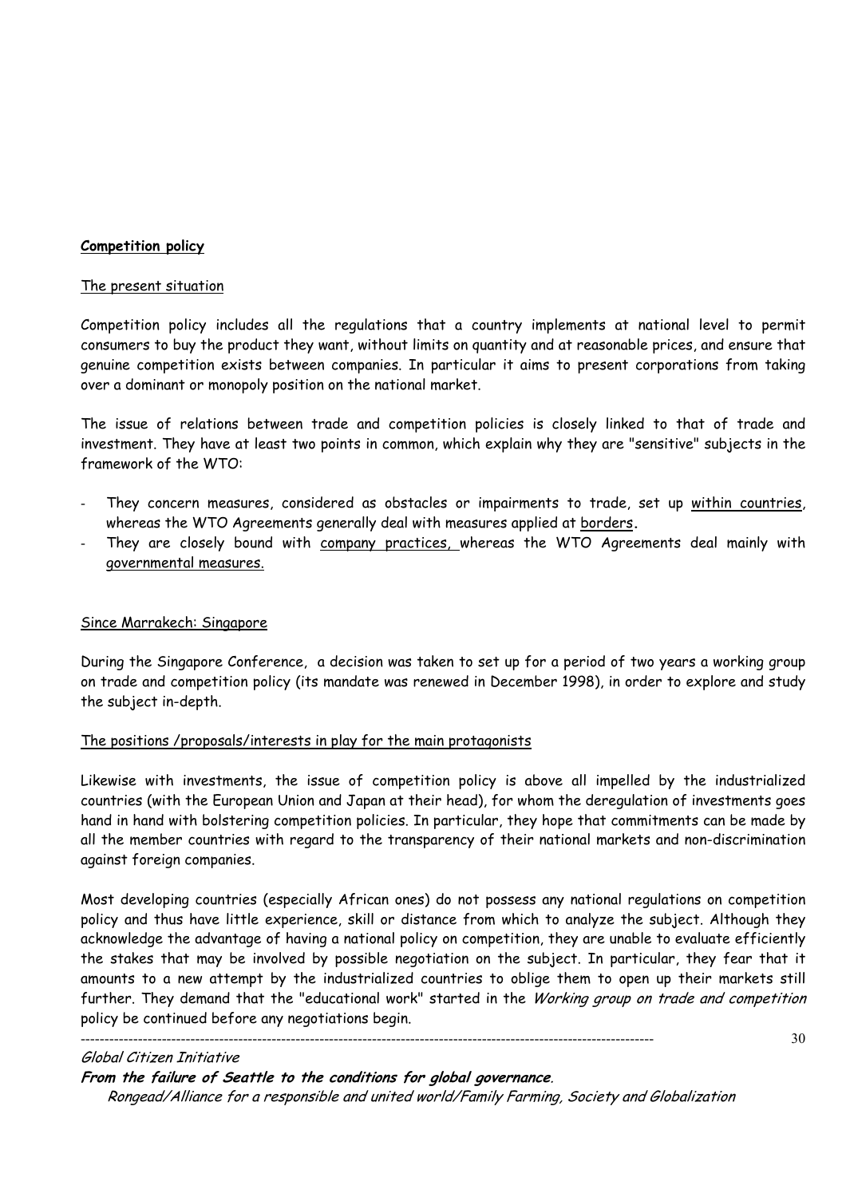**Competition policy**

The present situation

Competition policy includes all the regulations that a country implements at national level to permit consumers to buy the product they want, without limits on quantity and at reasonable prices, and ensure that genuine competition exists between companies. In particular it aims to present corporations from taking over a dominant or monopoly position on the national market.

The issue of relations between trade and competition policies is closely linked to that of trade and investment. They have at least two points in common, which explain why they are "sensitive" subjects in the framework of the WTO:

- They concern measures, considered as obstacles or impairments to trade, set up within countries, whereas the WTO Agreements generally deal with measures applied at borders.
- They are closely bound with company practices, whereas the WTO Agreements deal mainly with governmental measures.

Since Marrakech: Singapore

During the Singapore Conference, a decision was taken to set up for a period of two years a working group on trade and competition policy (its mandate was renewed in December 1998), in order to explore and study the subject in-depth.

The positions /proposals/interests in play for the main protagonists

Likewise with investments, the issue of competition policy is above all impelled by the industrialized countries (with the European Union and Japan at their head), for whom the deregulation of investments goes hand in hand with bolstering competition policies. In particular, they hope that commitments can be made by all the member countries with regard to the transparency of their national markets and non-discrimination against foreign companies.

Most developing countries (especially African ones) do not possess any national regulations on competition policy and thus have little experience, skill or distance from which to analyze the subject. Although they acknowledge the advantage of having a national policy on competition, they are unable to evaluate efficiently the stakes that may be involved by possible negotiation on the subject. In particular, they fear that it amounts to a new attempt by the industrialized countries to oblige them to open up their markets still further. They demand that the "educational work" started in the *Working group on trade and competition* policy be continued before any negotiations begin.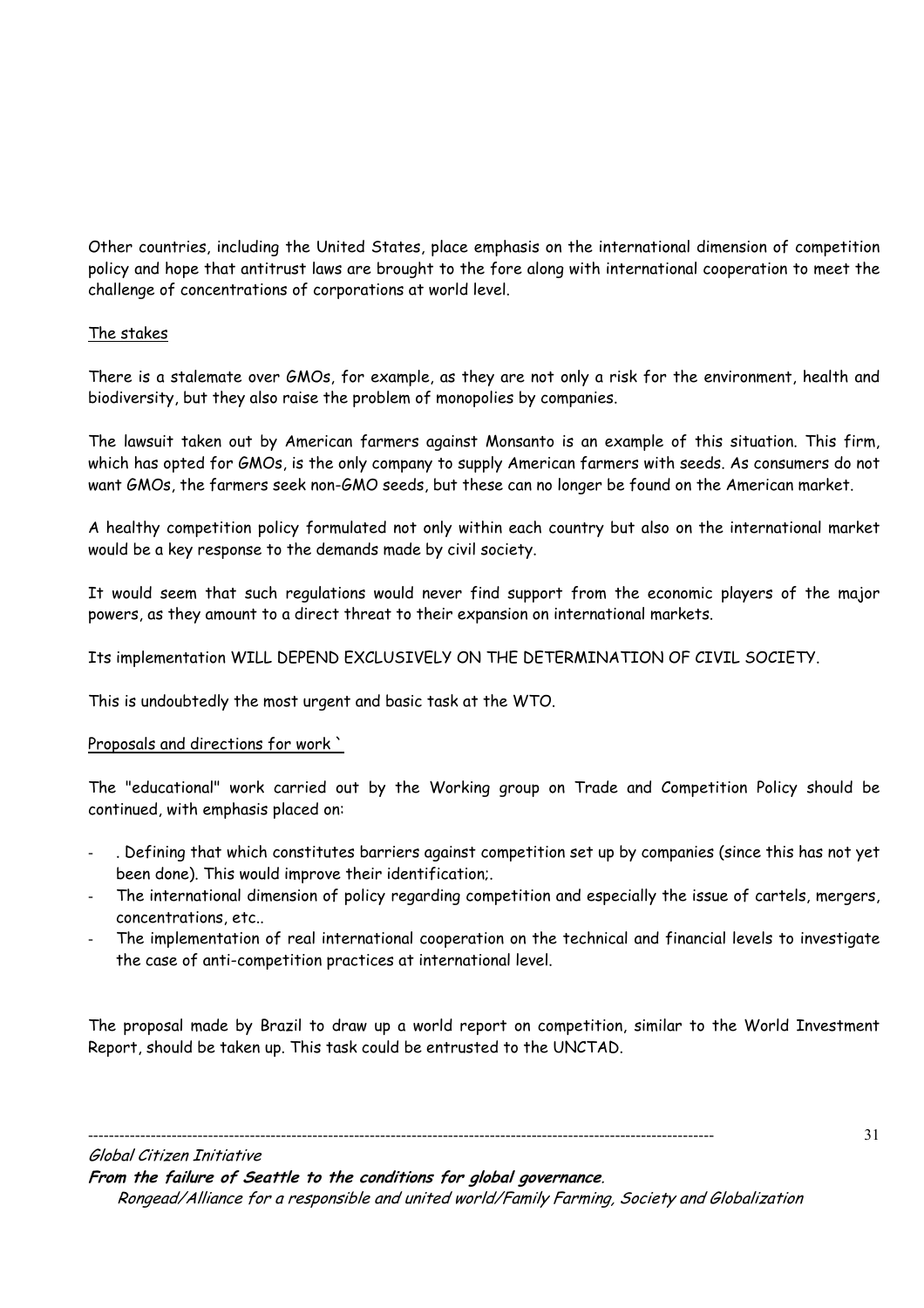Other countries, including the United States, place emphasis on the international dimension of competition policy and hope that antitrust laws are brought to the fore along with international cooperation to meet the challenge of concentrations of corporations at world level.

The stakes

There is a stalemate over GMOs, for example, as they are not only a risk for the environment, health and biodiversity, but they also raise the problem of monopolies by companies.

The lawsuit taken out by American farmers against Monsanto is an example of this situation. This firm, which has opted for GMOs, is the only company to supply American farmers with seeds. As consumers do not want GMOs, the farmers seek non-GMO seeds, but these can no longer be found on the American market.

A healthy competition policy formulated not only within each country but also on the international market would be a key response to the demands made by civil society.

It would seem that such regulations would never find support from the economic players of the major powers, as they amount to a direct threat to their expansion on international markets.

Its implementation WILL DEPEND EXCLUSIVELY ON THE DETERMINATION OF CIVIL SOCIETY.

This is undoubtedly the most urgent and basic task at the WTO.

Proposals and directions for work `

The "educational" work carried out by the Working group on Trade and Competition Policy should be continued, with emphasis placed on:

- . Defining that which constitutes barriers against competition set up by companies (since this has not yet been done). This would improve their identification;.
- The international dimension of policy regarding competition and especially the issue of cartels, mergers, concentrations, etc..
- The implementation of real international cooperation on the technical and financial levels to investigate the case of anti-competition practices at international level.

The proposal made by Brazil to draw up a world report on competition, similar to the World Investment Report, should be taken up. This task could be entrusted to the UNCTAD.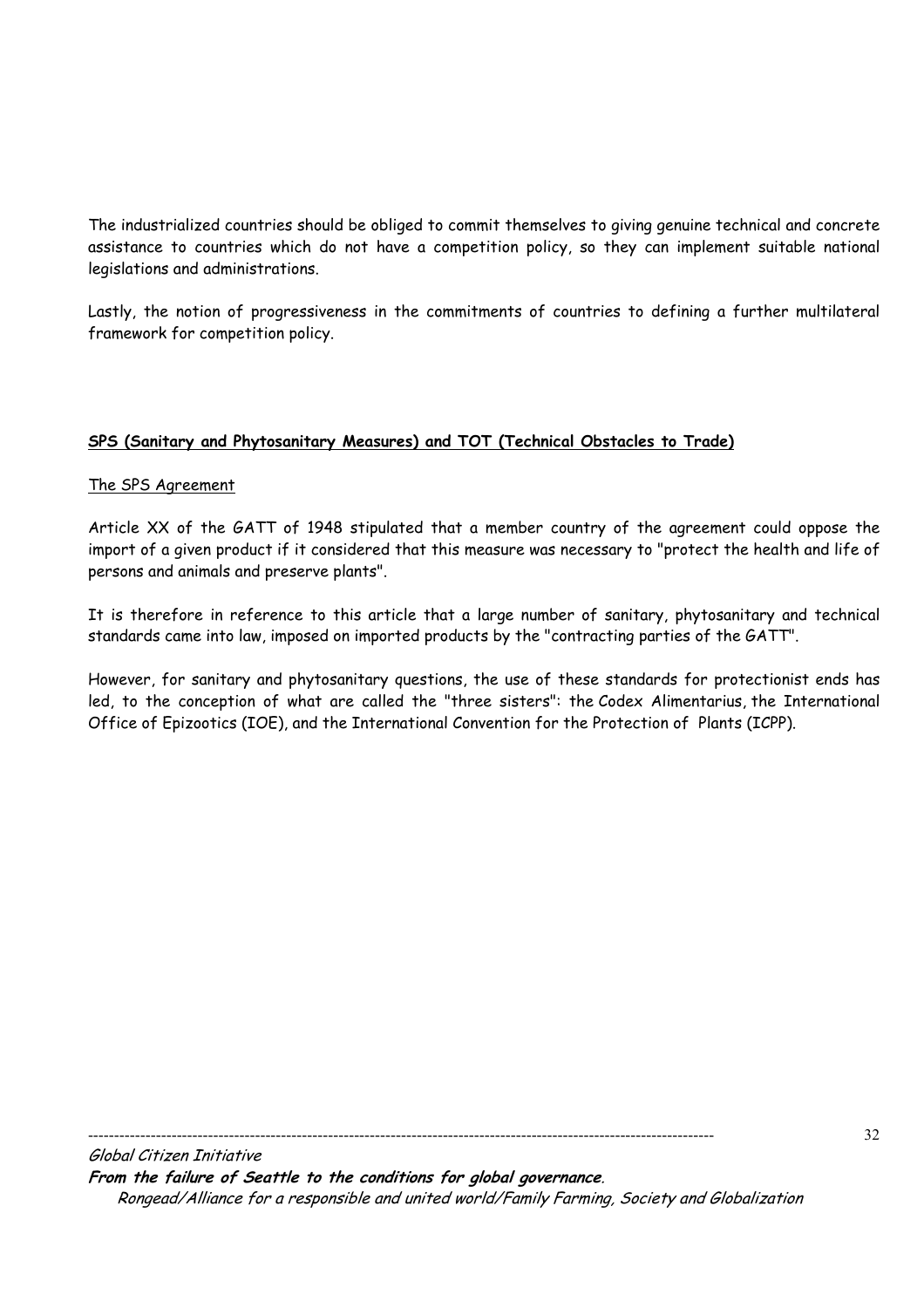The industrialized countries should be obliged to commit themselves to giving genuine technical and concrete assistance to countries which do not have a competition policy, so they can implement suitable national legislations and administrations.

Lastly, the notion of progressiveness in the commitments of countries to defining a further multilateral framework for competition policy.

## **SPS (Sanitary and Phytosanitary Measures) and TOT (Technical Obstacles to Trade)**

### The SPS Agreement

Article XX of the GATT of 1948 stipulated that a member country of the agreement could oppose the import of a given product if it considered that this measure was necessary to "protect the health and life of persons and animals and preserve plants".

It is therefore in reference to this article that a large number of sanitary, phytosanitary and technical standards came into law, imposed on imported products by the "contracting parties of the GATT".

However, for sanitary and phytosanitary questions, the use of these standards for protectionist ends has led, to the conception of what are called the "three sisters": the Codex Alimentarius, the International Office of Epizootics (IOE), and the International Convention for the Protection of Plants (ICPP).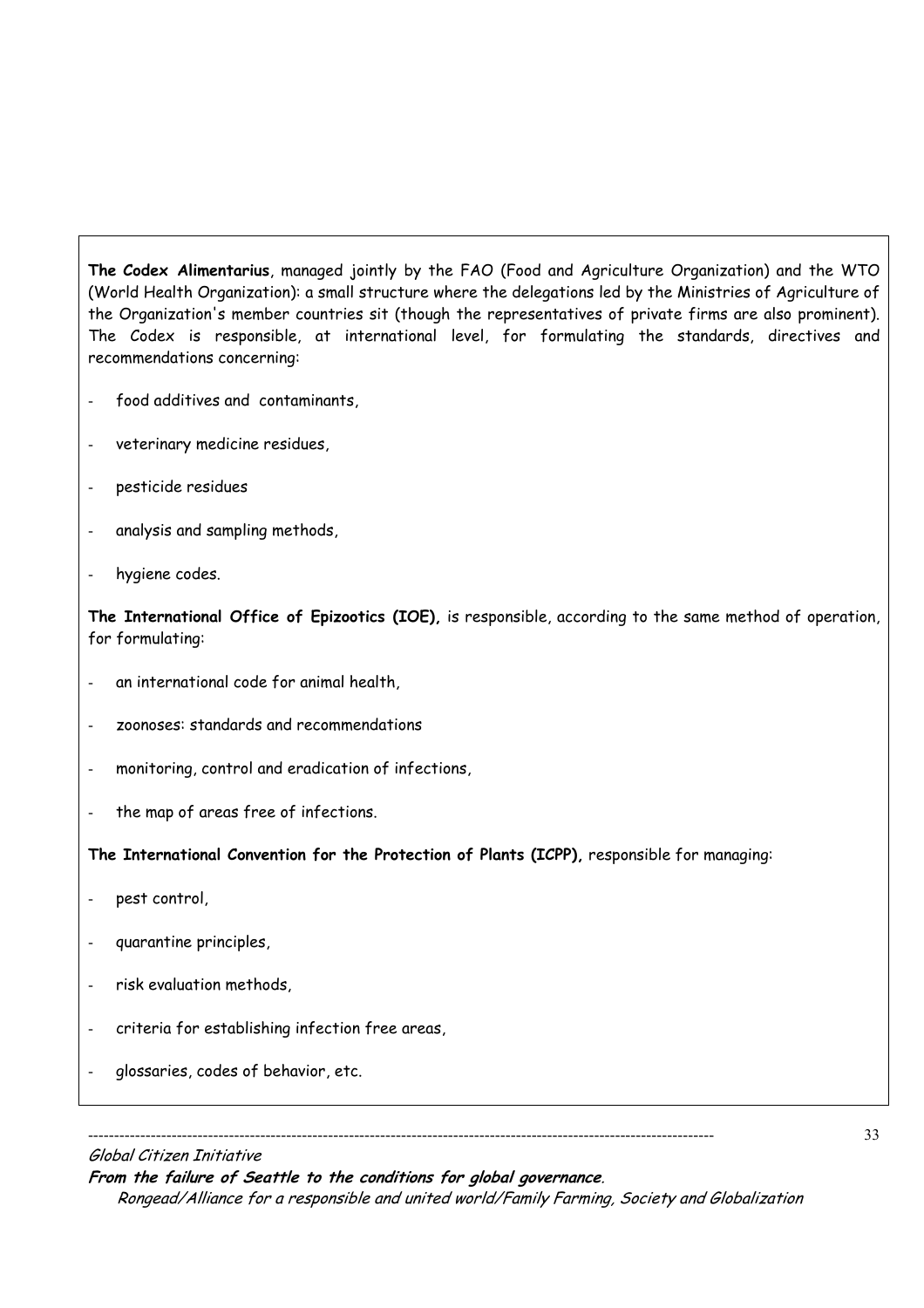**The Codex Alimentarius**, managed jointly by the FAO (Food and Agriculture Organization) and the WTO (World Health Organization): a small structure where the delegations led by the Ministries of Agriculture of the Organization's member countries sit (though the representatives of private firms are also prominent). The Codex is responsible, at international level, for formulating the standards, directives and recommendations concerning:

- food additives and contaminants,
- veterinary medicine residues,
- pesticide residues
- analysis and sampling methods,
- hygiene codes.

**The International Office of Epizootics (IOE),** is responsible, according to the same method of operation, for formulating:

- an international code for animal health,
- zoonoses: standards and recommendations
- monitoring, control and eradication of infections,
- the map of areas free of infections.

**The International Convention for the Protection of Plants (ICPP),** responsible for managing:

- pest control,
- quarantine principles,
- risk evaluation methods,
- criteria for establishing infection free areas,
- glossaries, codes of behavior, etc.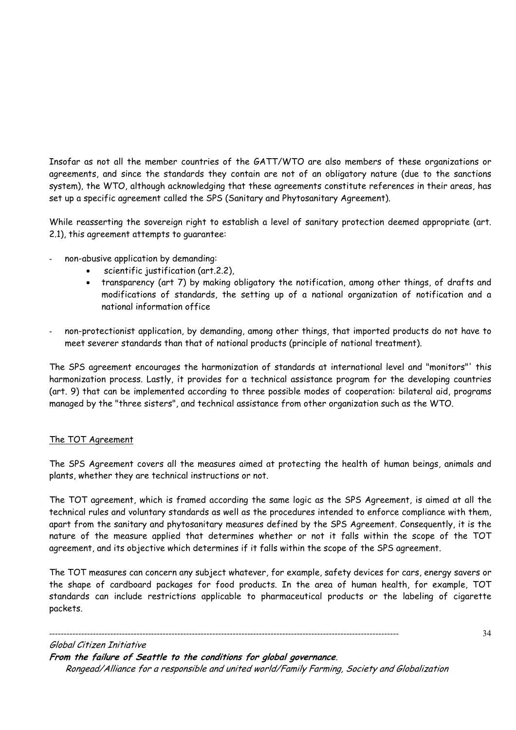Insofar as not all the member countries of the GATT/WTO are also members of these organizations or agreements, and since the standards they contain are not of an obligatory nature (due to the sanctions system), the WTO, although acknowledging that these agreements constitute references in their areas, has set up a specific agreement called the SPS (Sanitary and Phytosanitary Agreement).

While reasserting the sovereign right to establish a level of sanitary protection deemed appropriate (art. 2.1), this agreement attempts to guarantee:

- non-abusive application by demanding:
    - scientific justification (art.2.2),
    - transparency (art 7) by making obligatory the notification, among other things, of drafts and modifications of standards, the setting up of a national organization of notification and a national information office
- non-protectionist application, by demanding, among other things, that imported products do not have to meet severer standards than that of national products (principle of national treatment).

The SPS agreement encourages the harmonization of standards at international level and "monitors"' this harmonization process. Lastly, it provides for a technical assistance program for the developing countries (art. 9) that can be implemented according to three possible modes of cooperation: bilateral aid, programs managed by the "three sisters", and technical assistance from other organization such as the WTO.

<u>The TOT Agreement</u>

The SPS Agreement covers all the measures aimed at protecting the health of human beings, animals and plants, whether they are technical instructions or not.

The TOT agreement, which is framed according the same logic as the SPS Agreement, is aimed at all the technical rules and voluntary standards as well as the procedures intended to enforce compliance with them, apart from the sanitary and phytosanitary measures defined by the SPS Agreement. Consequently, it is the nature of the measure applied that determines whether or not it falls within the scope of the TOT agreement, and its objective which determines if it falls within the scope of the SPS agreement.

The TOT measures can concern any subject whatever, for example, safety devices for cars, energy savers or the shape of cardboard packages for food products. In the area of human health, for example, TOT standards can include restrictions applicable to pharmaceutical products or the labeling of cigarette packets.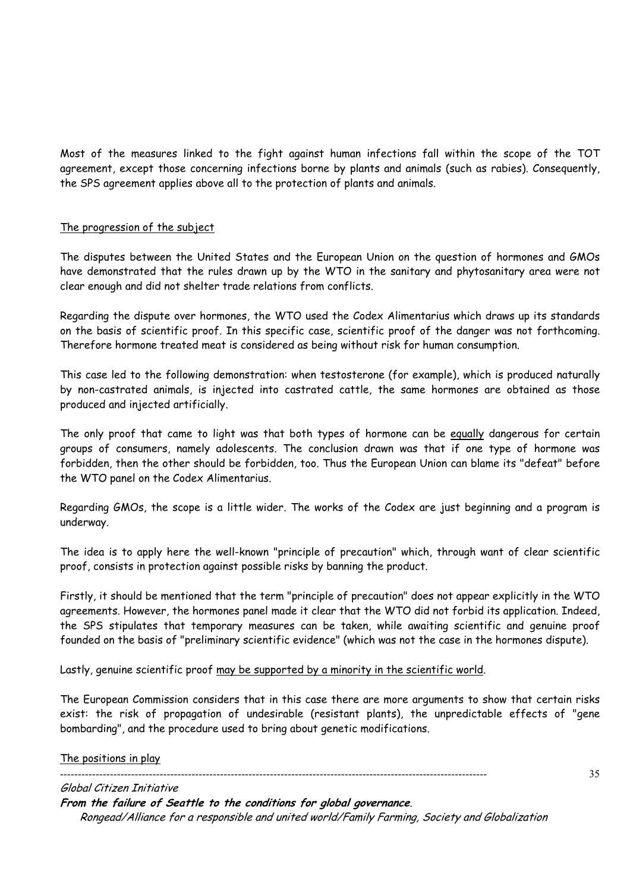Most of the measures linked to the fight against human infections fall within the scope of the TOT agreement, except those concerning infections borne by plants and animals (such as rabies). Consequently, the SPS agreement applies above all to the protection of plants and animals.

## The progression of the subject

The disputes between the United States and the European Union on the question of hormones and GMOs have demonstrated that the rules drawn up by the WTO in the sanitary and phytosanitary area were not clear enough and did not shelter trade relations from conflicts.

Regarding the dispute over hormones, the WTO used the Codex Alimentarius which draws up its standards on the basis of scientific proof. In this specific case, scientific proof of the danger was not forthcoming. Therefore hormone treated meat is considered as being without risk for human consumption.

This case led to the following demonstration: when testosterone (for example), which is produced naturally by non-castrated animals, is injected into castrated cattle, the same hormones are obtained as those produced and injected artificially.

The only proof that came to light was that both types of hormone can be <u>equally</u> dangerous for certain groups of consumers, namely adolescents. The conclusion drawn was that if one type of hormone was forbidden, then the other should be forbidden, too. Thus the European Union can blame its "defeat" before the WTO panel on the Codex Alimentarius.

Regarding GMOs, the scope is a little wider. The works of the Codex are just beginning and a program is underway.

The idea is to apply here the well-known "principle of precaution" which, through want of clear scientific proof, consists in protection against possible risks by banning the product.

Firstly, it should be mentioned that the term "principle of precaution" does not appear explicitly in the WTO agreements. However, the hormones panel made it clear that the WTO did not forbid its application. Indeed, the SPS stipulates that temporary measures can be taken, while awaiting scientific and genuine proof founded on the basis of "preliminary scientific evidence" (which was not the case in the hormones dispute).

Lastly, genuine scientific proof <u>may be supported by a minority in the scientific world</u>.

The European Commission considers that in this case there are more arguments to show that certain risks exist: the risk of propagation of undesirable (resistant plants), the unpredictable effects of "gene bombarding", and the procedure used to bring about genetic modifications.

## The positions in play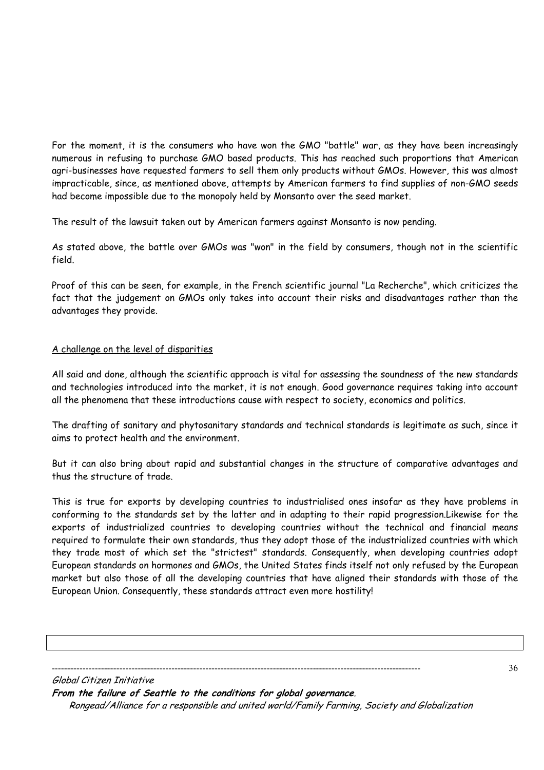For the moment, it is the consumers who have won the GMO "battle" war, as they have been increasingly numerous in refusing to purchase GMO based products. This has reached such proportions that American agri-businesses have requested farmers to sell them only products without GMOs. However, this was almost impracticable, since, as mentioned above, attempts by American farmers to find supplies of non-GMO seeds had become impossible due to the monopoly held by Monsanto over the seed market.

The result of the lawsuit taken out by American farmers against Monsanto is now pending.

As stated above, the battle over GMOs was "won" in the field by consumers, though not in the scientific field.

Proof of this can be seen, for example, in the French scientific journal "La Recherche", which criticizes the fact that the judgement on GMOs only takes into account their risks and disadvantages rather than the advantages they provide.

<u>A challenge on the level of disparities</u>

All said and done, although the scientific approach is vital for assessing the soundness of the new standards and technologies introduced into the market, it is not enough. Good governance requires taking into account all the phenomena that these introductions cause with respect to society, economics and politics.

The drafting of sanitary and phytosanitary standards and technical standards is legitimate as such, since it aims to protect health and the environment.

But it can also bring about rapid and substantial changes in the structure of comparative advantages and thus the structure of trade.

This is true for exports by developing countries to industrialised ones insofar as they have problems in conforming to the standards set by the latter and in adapting to their rapid progression.Likewise for the exports of industrialized countries to developing countries without the technical and financial means required to formulate their own standards, thus they adopt those of the industrialized countries with which they trade most of which set the "strictest" standards. Consequently, when developing countries adopt European standards on hormones and GMOs, the United States finds itself not only refused by the European market but also those of all the developing countries that have aligned their standards with those of the European Union. Consequently, these standards attract even more hostility!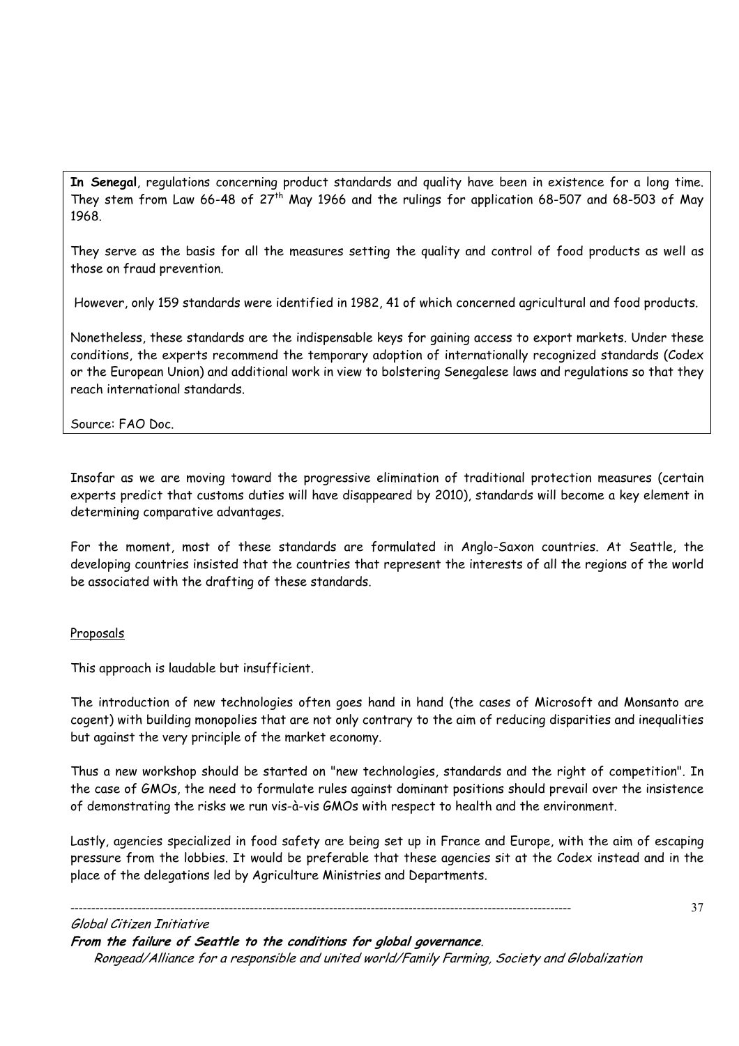**In Senegal**, regulations concerning product standards and quality have been in existence for a long time. They stem from Law 66-48 of 27th May 1966 and the rulings for application 68-507 and 68-503 of May 1968.

They serve as the basis for all the measures setting the quality and control of food products as well as those on fraud prevention.

However, only 159 standards were identified in 1982, 41 of which concerned agricultural and food products.

Nonetheless, these standards are the indispensable keys for gaining access to export markets. Under these conditions, the experts recommend the temporary adoption of internationally recognized standards (Codex or the European Union) and additional work in view to bolstering Senegalese laws and regulations so that they reach international standards.

Source: FAO Doc.

Insofar as we are moving toward the progressive elimination of traditional protection measures (certain experts predict that customs duties will have disappeared by 2010), standards will become a key element in determining comparative advantages.

For the moment, most of these standards are formulated in Anglo-Saxon countries. At Seattle, the developing countries insisted that the countries that represent the interests of all the regions of the world be associated with the drafting of these standards.

Proposals

This approach is laudable but insufficient.

The introduction of new technologies often goes hand in hand (the cases of Microsoft and Monsanto are cogent) with building monopolies that are not only contrary to the aim of reducing disparities and inequalities but against the very principle of the market economy.

Thus a new workshop should be started on "new technologies, standards and the right of competition". In the case of GMOs, the need to formulate rules against dominant positions should prevail over the insistence of demonstrating the risks we run vis-à-vis GMOs with respect to health and the environment.

Lastly, agencies specialized in food safety are being set up in France and Europe, with the aim of escaping pressure from the lobbies. It would be preferable that these agencies sit at the Codex instead and in the place of the delegations led by Agriculture Ministries and Departments.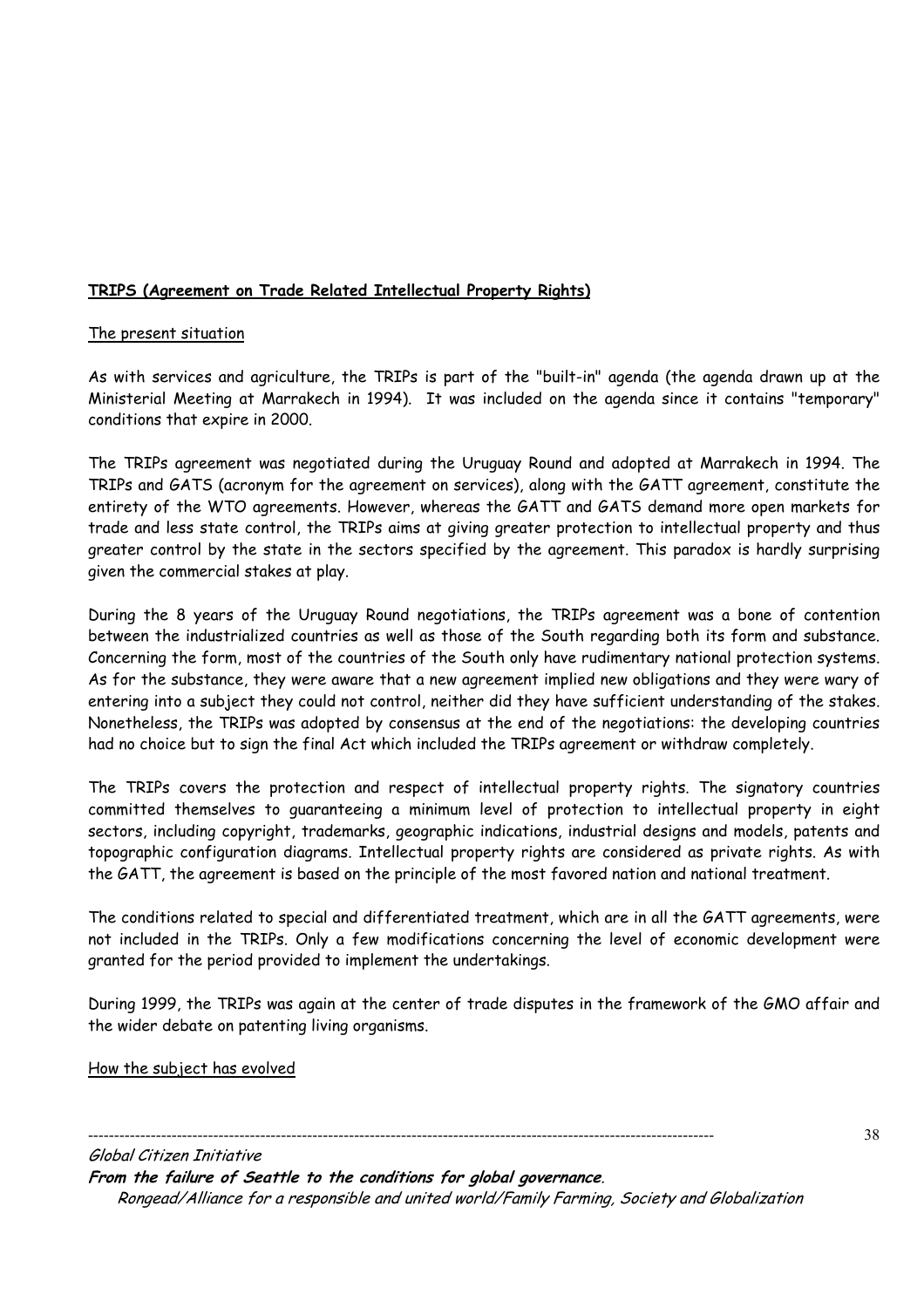**TRIPS (Agreement on Trade Related Intellectual Property Rights)**

The present situation

As with services and agriculture, the TRIPs is part of the "built-in" agenda (the agenda drawn up at the Ministerial Meeting at Marrakech in 1994). It was included on the agenda since it contains "temporary" conditions that expire in 2000.

The TRIPs agreement was negotiated during the Uruguay Round and adopted at Marrakech in 1994. The TRIPs and GATS (acronym for the agreement on services), along with the GATT agreement, constitute the entirety of the WTO agreements. However, whereas the GATT and GATS demand more open markets for trade and less state control, the TRIPs aims at giving greater protection to intellectual property and thus greater control by the state in the sectors specified by the agreement. This paradox is hardly surprising given the commercial stakes at play.

During the 8 years of the Uruguay Round negotiations, the TRIPs agreement was a bone of contention between the industrialized countries as well as those of the South regarding both its form and substance. Concerning the form, most of the countries of the South only have rudimentary national protection systems. As for the substance, they were aware that a new agreement implied new obligations and they were wary of entering into a subject they could not control, neither did they have sufficient understanding of the stakes. Nonetheless, the TRIPs was adopted by consensus at the end of the negotiations: the developing countries had no choice but to sign the final Act which included the TRIPs agreement or withdraw completely.

The TRIPs covers the protection and respect of intellectual property rights. The signatory countries committed themselves to guaranteeing a minimum level of protection to intellectual property in eight sectors, including copyright, trademarks, geographic indications, industrial designs and models, patents and topographic configuration diagrams. Intellectual property rights are considered as private rights. As with the GATT, the agreement is based on the principle of the most favored nation and national treatment.

The conditions related to special and differentiated treatment, which are in all the GATT agreements, were not included in the TRIPs. Only a few modifications concerning the level of economic development were granted for the period provided to implement the undertakings.

During 1999, the TRIPs was again at the center of trade disputes in the framework of the GMO affair and the wider debate on patenting living organisms.

How the subject has evolved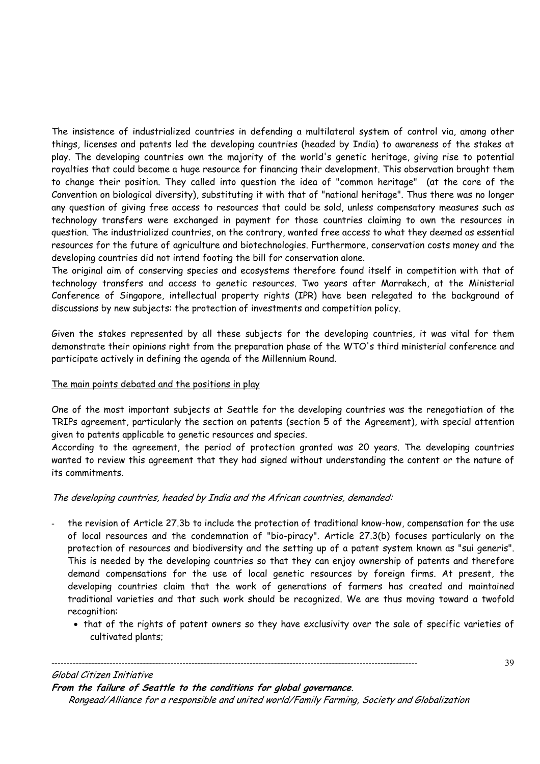The insistence of industrialized countries in defending a multilateral system of control via, among other things, licenses and patents led the developing countries (headed by India) to awareness of the stakes at play. The developing countries own the majority of the world's genetic heritage, giving rise to potential royalties that could become a huge resource for financing their development. This observation brought them to change their position. They called into question the idea of "common heritage" (at the core of the Convention on biological diversity), substituting it with that of "national heritage". Thus there was no longer any question of giving free access to resources that could be sold, unless compensatory measures such as technology transfers were exchanged in payment for those countries claiming to own the resources in question. The industrialized countries, on the contrary, wanted free access to what they deemed as essential resources for the future of agriculture and biotechnologies. Furthermore, conservation costs money and the developing countries did not intend footing the bill for conservation alone.
The original aim of conserving species and ecosystems therefore found itself in competition with that of technology transfers and access to genetic resources. Two years after Marrakech, at the Ministerial Conference of Singapore, intellectual property rights (IPR) have been relegated to the background of discussions by new subjects: the protection of investments and competition policy.

Given the stakes represented by all these subjects for the developing countries, it was vital for them demonstrate their opinions right from the preparation phase of the WTO's third ministerial conference and participate actively in defining the agenda of the Millennium Round.

<u>The main points debated and the positions in play</u>

One of the most important subjects at Seattle for the developing countries was the renegotiation of the TRIPs agreement, particularly the section on patents (section 5 of the Agreement), with special attention given to patents applicable to genetic resources and species.
According to the agreement, the period of protection granted was 20 years. The developing countries wanted to review this agreement that they had signed without understanding the content or the nature of its commitments.

*The developing countries, headed by India and the African countries, demanded:*

- the revision of Article 27.3b to include the protection of traditional know-how, compensation for the use of local resources and the condemnation of "bio-piracy". Article 27.3(b) focuses particularly on the protection of resources and biodiversity and the setting up of a patent system known as "sui generis". This is needed by the developing countries so that they can enjoy ownership of patents and therefore demand compensations for the use of local genetic resources by foreign firms. At present, the developing countries claim that the work of generations of farmers has created and maintained traditional varieties and that such work should be recognized. We are thus moving toward a twofold recognition:
    - that of the rights of patent owners so they have exclusivity over the sale of specific varieties of cultivated plants;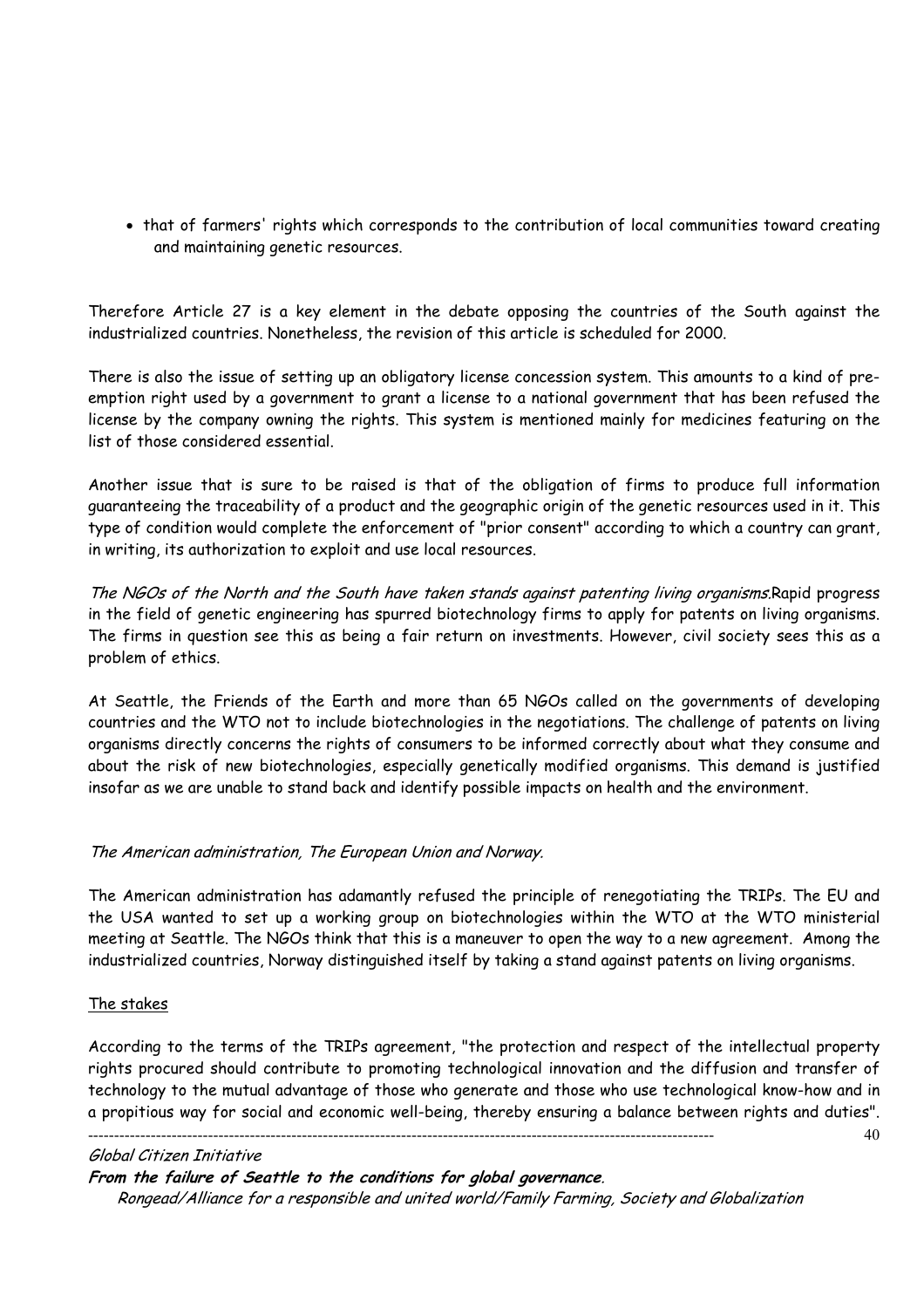- that of farmers' rights which corresponds to the contribution of local communities toward creating and maintaining genetic resources.

Therefore Article 27 is a key element in the debate opposing the countries of the South against the industrialized countries. Nonetheless, the revision of this article is scheduled for 2000.

There is also the issue of setting up an obligatory license concession system. This amounts to a kind of pre-emption right used by a government to grant a license to a national government that has been refused the license by the company owning the rights. This system is mentioned mainly for medicines featuring on the list of those considered essential.

Another issue that is sure to be raised is that of the obligation of firms to produce full information guaranteeing the traceability of a product and the geographic origin of the genetic resources used in it. This type of condition would complete the enforcement of "prior consent" according to which a country can grant, in writing, its authorization to exploit and use local resources.

*The NGOs of the North and the South have taken stands against patenting living organisms.*Rapid progress in the field of genetic engineering has spurred biotechnology firms to apply for patents on living organisms. The firms in question see this as being a fair return on investments. However, civil society sees this as a problem of ethics.

At Seattle, the Friends of the Earth and more than 65 NGOs called on the governments of developing countries and the WTO not to include biotechnologies in the negotiations. The challenge of patents on living organisms directly concerns the rights of consumers to be informed correctly about what they consume and about the risk of new biotechnologies, especially genetically modified organisms. This demand is justified insofar as we are unable to stand back and identify possible impacts on health and the environment.

*The American administration, The European Union and Norway.*

The American administration has adamantly refused the principle of renegotiating the TRIPs. The EU and the USA wanted to set up a working group on biotechnologies within the WTO at the WTO ministerial meeting at Seattle. The NGOs think that this is a maneuver to open the way to a new agreement. Among the industrialized countries, Norway distinguished itself by taking a stand against patents on living organisms.

The stakes

According to the terms of the TRIPs agreement, "the protection and respect of the intellectual property rights procured should contribute to promoting technological innovation and the diffusion and transfer of technology to the mutual advantage of those who generate and those who use technological know-how and in a propitious way for social and economic well-being, thereby ensuring a balance between rights and duties".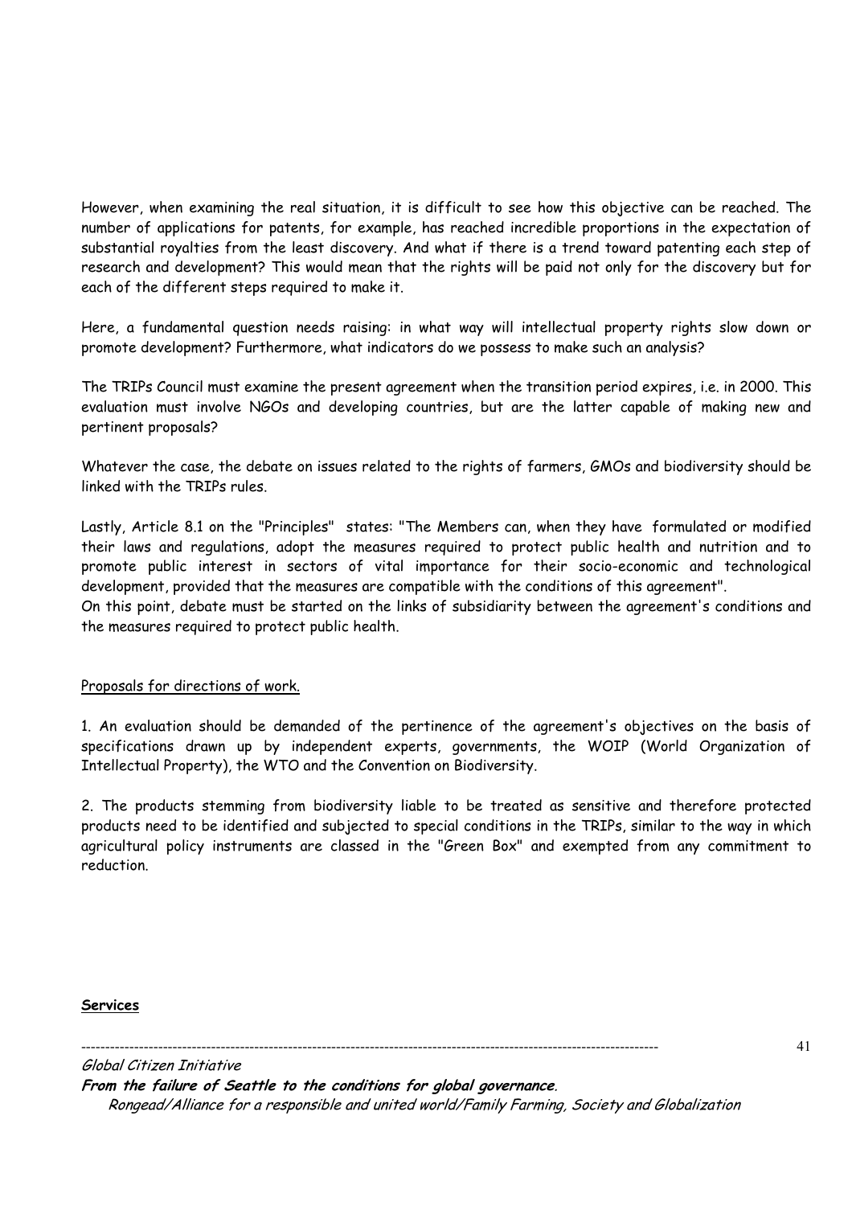However, when examining the real situation, it is difficult to see how this objective can be reached. The number of applications for patents, for example, has reached incredible proportions in the expectation of substantial royalties from the least discovery. And what if there is a trend toward patenting each step of research and development? This would mean that the rights will be paid not only for the discovery but for each of the different steps required to make it.

Here, a fundamental question needs raising: in what way will intellectual property rights slow down or promote development? Furthermore, what indicators do we possess to make such an analysis?

The TRIPs Council must examine the present agreement when the transition period expires, i.e. in 2000. This evaluation must involve NGOs and developing countries, but are the latter capable of making new and pertinent proposals?

Whatever the case, the debate on issues related to the rights of farmers, GMOs and biodiversity should be linked with the TRIPs rules.

Lastly, Article 8.1 on the "Principles" states: "The Members can, when they have formulated or modified their laws and regulations, adopt the measures required to protect public health and nutrition and to promote public interest in sectors of vital importance for their socio-economic and technological development, provided that the measures are compatible with the conditions of this agreement".
On this point, debate must be started on the links of subsidiarity between the agreement's conditions and the measures required to protect public health.

<u>Proposals for directions of work.</u>

1. An evaluation should be demanded of the pertinence of the agreement's objectives on the basis of specifications drawn up by independent experts, governments, the WOIP (World Organization of Intellectual Property), the WTO and the Convention on Biodiversity.

2. The products stemming from biodiversity liable to be treated as sensitive and therefore protected products need to be identified and subjected to special conditions in the TRIPs, similar to the way in which agricultural policy instruments are classed in the "Green Box" and exempted from any commitment to reduction.

**<u>Services</u>**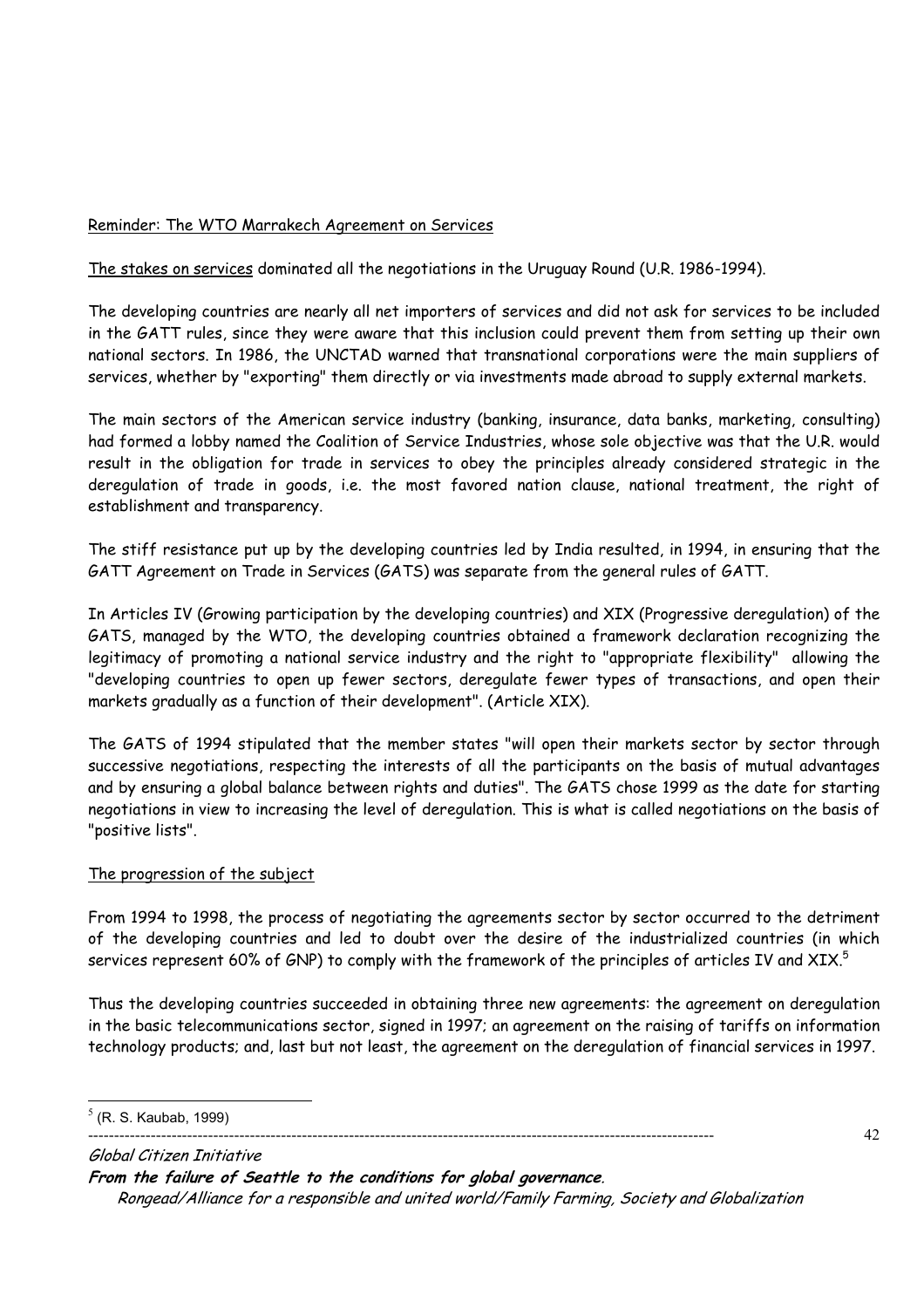Reminder: The WTO Marrakech Agreement on Services

The stakes on services dominated all the negotiations in the Uruguay Round (U.R. 1986-1994).

The developing countries are nearly all net importers of services and did not ask for services to be included in the GATT rules, since they were aware that this inclusion could prevent them from setting up their own national sectors. In 1986, the UNCTAD warned that transnational corporations were the main suppliers of services, whether by "exporting" them directly or via investments made abroad to supply external markets.

The main sectors of the American service industry (banking, insurance, data banks, marketing, consulting) had formed a lobby named the Coalition of Service Industries, whose sole objective was that the U.R. would result in the obligation for trade in services to obey the principles already considered strategic in the deregulation of trade in goods, i.e. the most favored nation clause, national treatment, the right of establishment and transparency.

The stiff resistance put up by the developing countries led by India resulted, in 1994, in ensuring that the GATT Agreement on Trade in Services (GATS) was separate from the general rules of GATT.

In Articles IV (Growing participation by the developing countries) and XIX (Progressive deregulation) of the GATS, managed by the WTO, the developing countries obtained a framework declaration recognizing the legitimacy of promoting a national service industry and the right to "appropriate flexibility" allowing the "developing countries to open up fewer sectors, deregulate fewer types of transactions, and open their markets gradually as a function of their development". (Article XIX).

The GATS of 1994 stipulated that the member states "will open their markets sector by sector through successive negotiations, respecting the interests of all the participants on the basis of mutual advantages and by ensuring a global balance between rights and duties". The GATS chose 1999 as the date for starting negotiations in view to increasing the level of deregulation. This is what is called negotiations on the basis of "positive lists".

The progression of the subject

From 1994 to 1998, the process of negotiating the agreements sector by sector occurred to the detriment of the developing countries and led to doubt over the desire of the industrialized countries (in which services represent 60% of GNP) to comply with the framework of the principles of articles IV and XIX.[5]

Thus the developing countries succeeded in obtaining three new agreements: the agreement on deregulation in the basic telecommunications sector, signed in 1997; an agreement on the raising of tariffs on information technology products; and, last but not least, the agreement on the deregulation of financial services in 1997.

[5] (R. S. Kaubab, 1999)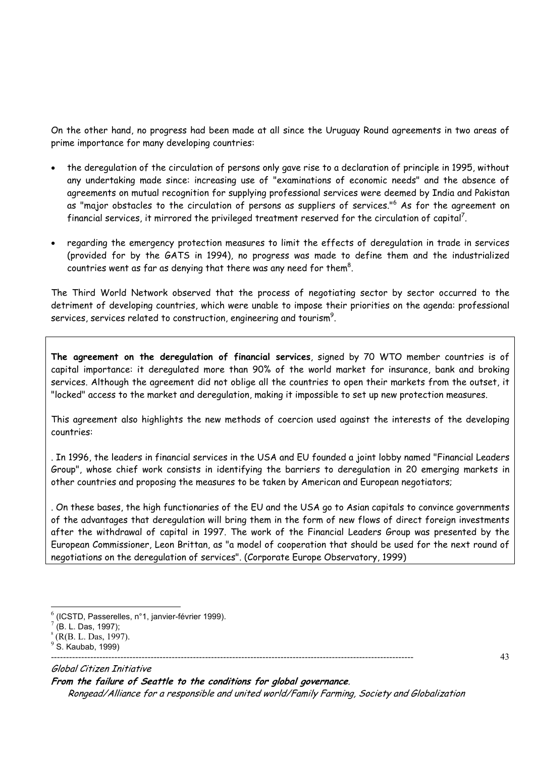On the other hand, no progress had been made at all since the Uruguay Round agreements in two areas of prime importance for many developing countries:

- the deregulation of the circulation of persons only gave rise to a declaration of principle in 1995, without any undertaking made since: increasing use of "examinations of economic needs" and the absence of agreements on mutual recognition for supplying professional services were deemed by India and Pakistan as "major obstacles to the circulation of persons as suppliers of services."[6] As for the agreement on financial services, it mirrored the privileged treatment reserved for the circulation of capital[7].

- regarding the emergency protection measures to limit the effects of deregulation in trade in services (provided for by the GATS in 1994), no progress was made to define them and the industrialized countries went as far as denying that there was any need for them[8].

The Third World Network observed that the process of negotiating sector by sector occurred to the detriment of developing countries, which were unable to impose their priorities on the agenda: professional services, services related to construction, engineering and tourism[9].

**The agreement on the deregulation of financial services**, signed by 70 WTO member countries is of capital importance: it deregulated more than 90% of the world market for insurance, bank and broking services. Although the agreement did not oblige all the countries to open their markets from the outset, it "locked" access to the market and deregulation, making it impossible to set up new protection measures.

This agreement also highlights the new methods of coercion used against the interests of the developing countries:

. In 1996, the leaders in financial services in the USA and EU founded a joint lobby named "Financial Leaders Group", whose chief work consists in identifying the barriers to deregulation in 20 emerging markets in other countries and proposing the measures to be taken by American and European negotiators;

. On these bases, the high functionaries of the EU and the USA go to Asian capitals to convince governments of the advantages that deregulation will bring them in the form of new flows of direct foreign investments after the withdrawal of capital in 1997. The work of the Financial Leaders Group was presented by the European Commissioner, Leon Brittan, as "a model of cooperation that should be used for the next round of negotiations on the deregulation of services". (Corporate Europe Observatory, 1999)

---

[6] (ICSTD, Passerelles, n°1, janvier-février 1999).

[7] (B. L. Das, 1997);

[8] (R(B. L. Das, 1997).

[9] S. Kaubab, 1999)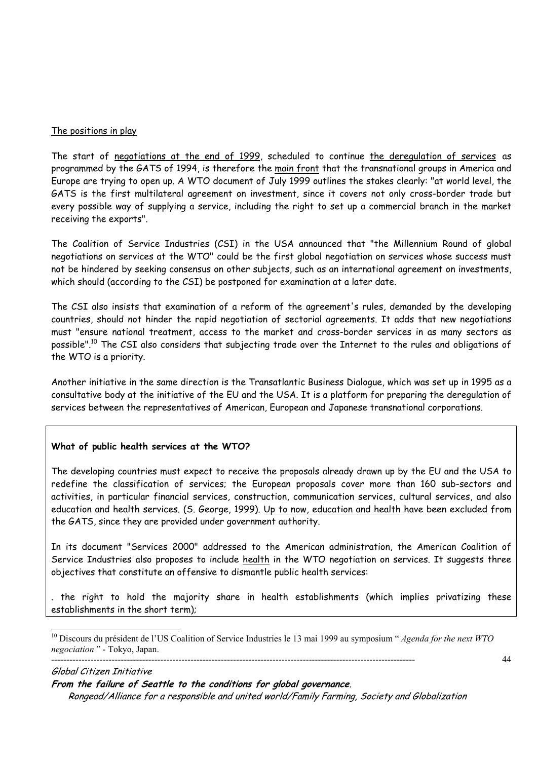The positions in play

The start of negotiations at the end of 1999, scheduled to continue the deregulation of services as programmed by the GATS of 1994, is therefore the main front that the transnational groups in America and Europe are trying to open up. A WTO document of July 1999 outlines the stakes clearly: "at world level, the GATS is the first multilateral agreement on investment, since it covers not only cross-border trade but every possible way of supplying a service, including the right to set up a commercial branch in the market receiving the exports".

The Coalition of Service Industries (CSI) in the USA announced that "the Millennium Round of global negotiations on services at the WTO" could be the first global negotiation on services whose success must not be hindered by seeking consensus on other subjects, such as an international agreement on investments, which should (according to the CSI) be postponed for examination at a later date.

The CSI also insists that examination of a reform of the agreement's rules, demanded by the developing countries, should not hinder the rapid negotiation of sectorial agreements. It adds that new negotiations must "ensure national treatment, access to the market and cross-border services in as many sectors as possible".[10] The CSI also considers that subjecting trade over the Internet to the rules and obligations of the WTO is a priority.

Another initiative in the same direction is the Transatlantic Business Dialogue, which was set up in 1995 as a consultative body at the initiative of the EU and the USA. It is a platform for preparing the deregulation of services between the representatives of American, European and Japanese transnational corporations.

**What of public health services at the WTO?**

The developing countries must expect to receive the proposals already drawn up by the EU and the USA to redefine the classification of services; the European proposals cover more than 160 sub-sectors and activities, in particular financial services, construction, communication services, cultural services, and also education and health services. (S. George, 1999). Up to now, education and health have been excluded from the GATS, since they are provided under government authority.

In its document "Services 2000" addressed to the American administration, the American Coalition of Service Industries also proposes to include health in the WTO negotiation on services. It suggests three objectives that constitute an offensive to dismantle public health services:

. the right to hold the majority share in health establishments (which implies privatizing these establishments in the short term);

[10] Discours du président de l'US Coalition of Service Industries le 13 mai 1999 au symposium " *Agenda for the next WTO negociation* " - Tokyo, Japan.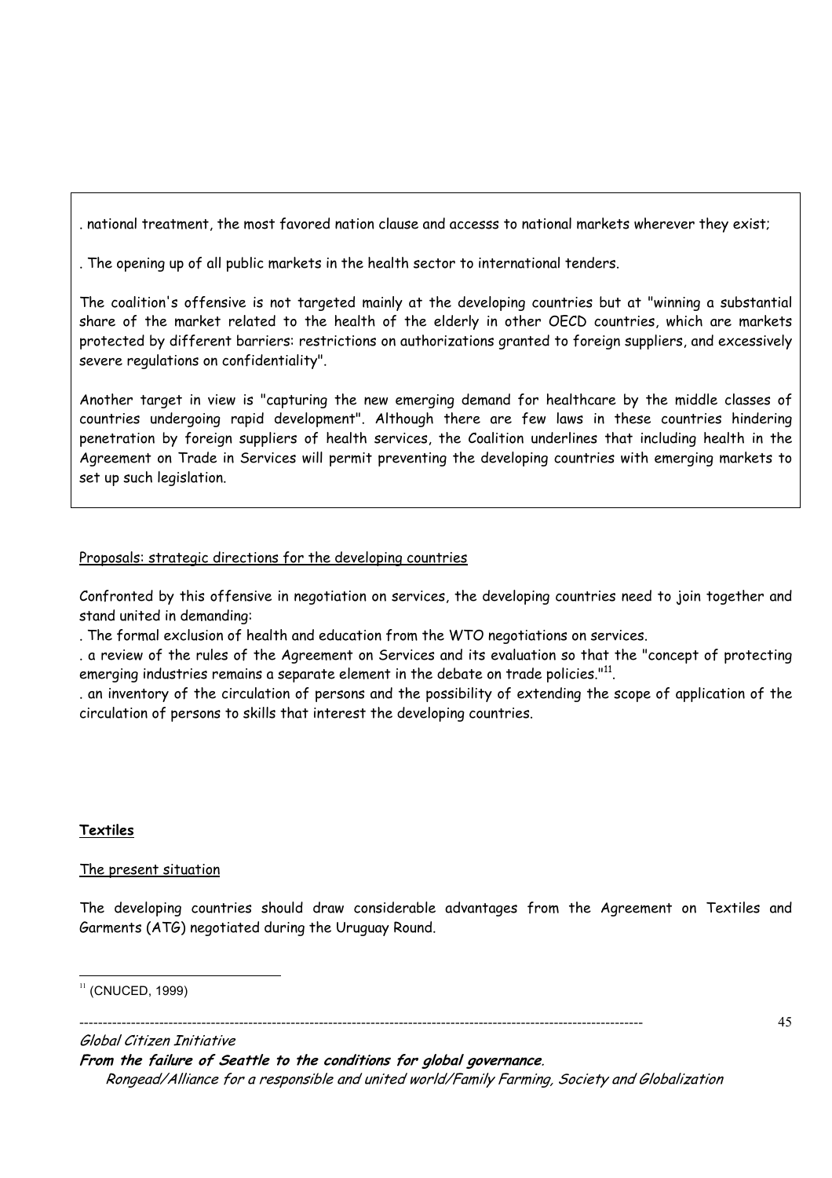. national treatment, the most favored nation clause and accesss to national markets wherever they exist;

. The opening up of all public markets in the health sector to international tenders.

The coalition's offensive is not targeted mainly at the developing countries but at "winning a substantial share of the market related to the health of the elderly in other OECD countries, which are markets protected by different barriers: restrictions on authorizations granted to foreign suppliers, and excessively severe regulations on confidentiality".

Another target in view is "capturing the new emerging demand for healthcare by the middle classes of countries undergoing rapid development". Although there are few laws in these countries hindering penetration by foreign suppliers of health services, the Coalition underlines that including health in the Agreement on Trade in Services will permit preventing the developing countries with emerging markets to set up such legislation.

Proposals: strategic directions for the developing countries

Confronted by this offensive in negotiation on services, the developing countries need to join together and stand united in demanding:

. The formal exclusion of health and education from the WTO negotiations on services.

. a review of the rules of the Agreement on Services and its evaluation so that the "concept of protecting emerging industries remains a separate element in the debate on trade policies."[11].

. an inventory of the circulation of persons and the possibility of extending the scope of application of the circulation of persons to skills that interest the developing countries.

**Textiles**

The present situation

The developing countries should draw considerable advantages from the Agreement on Textiles and Garments (ATG) negotiated during the Uruguay Round.

[11] (CNUCED, 1999)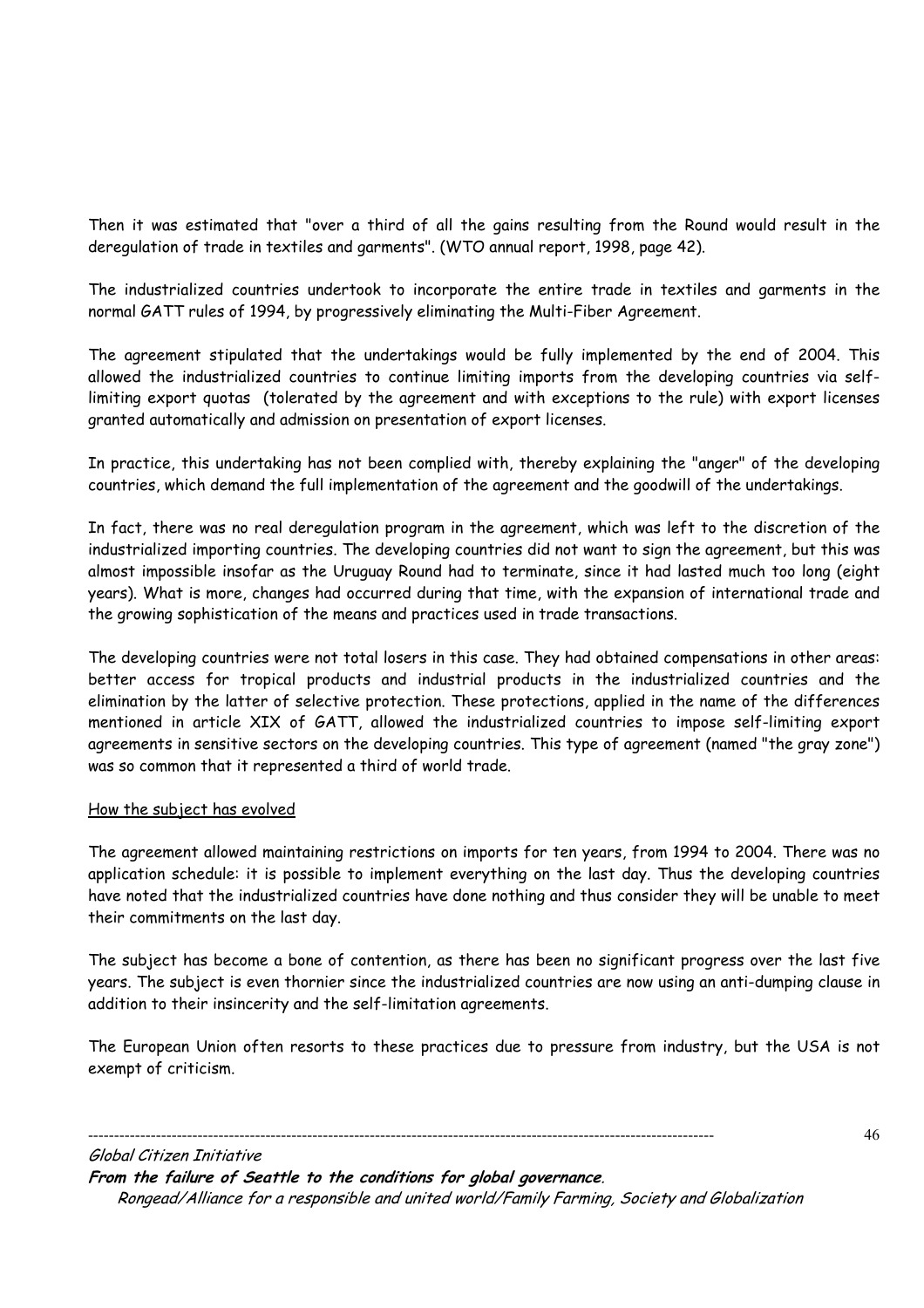Then it was estimated that "over a third of all the gains resulting from the Round would result in the deregulation of trade in textiles and garments". (WTO annual report, 1998, page 42).

The industrialized countries undertook to incorporate the entire trade in textiles and garments in the normal GATT rules of 1994, by progressively eliminating the Multi-Fiber Agreement.

The agreement stipulated that the undertakings would be fully implemented by the end of 2004. This allowed the industrialized countries to continue limiting imports from the developing countries via self-limiting export quotas (tolerated by the agreement and with exceptions to the rule) with export licenses granted automatically and admission on presentation of export licenses.

In practice, this undertaking has not been complied with, thereby explaining the "anger" of the developing countries, which demand the full implementation of the agreement and the goodwill of the undertakings.

In fact, there was no real deregulation program in the agreement, which was left to the discretion of the industrialized importing countries. The developing countries did not want to sign the agreement, but this was almost impossible insofar as the Uruguay Round had to terminate, since it had lasted much too long (eight years). What is more, changes had occurred during that time, with the expansion of international trade and the growing sophistication of the means and practices used in trade transactions.

The developing countries were not total losers in this case. They had obtained compensations in other areas: better access for tropical products and industrial products in the industrialized countries and the elimination by the latter of selective protection. These protections, applied in the name of the differences mentioned in article XIX of GATT, allowed the industrialized countries to impose self-limiting export agreements in sensitive sectors on the developing countries. This type of agreement (named "the gray zone") was so common that it represented a third of world trade.

How the subject has evolved

The agreement allowed maintaining restrictions on imports for ten years, from 1994 to 2004. There was no application schedule: it is possible to implement everything on the last day. Thus the developing countries have noted that the industrialized countries have done nothing and thus consider they will be unable to meet their commitments on the last day.

The subject has become a bone of contention, as there has been no significant progress over the last five years. The subject is even thornier since the industrialized countries are now using an anti-dumping clause in addition to their insincerity and the self-limitation agreements.

The European Union often resorts to these practices due to pressure from industry, but the USA is not exempt of criticism.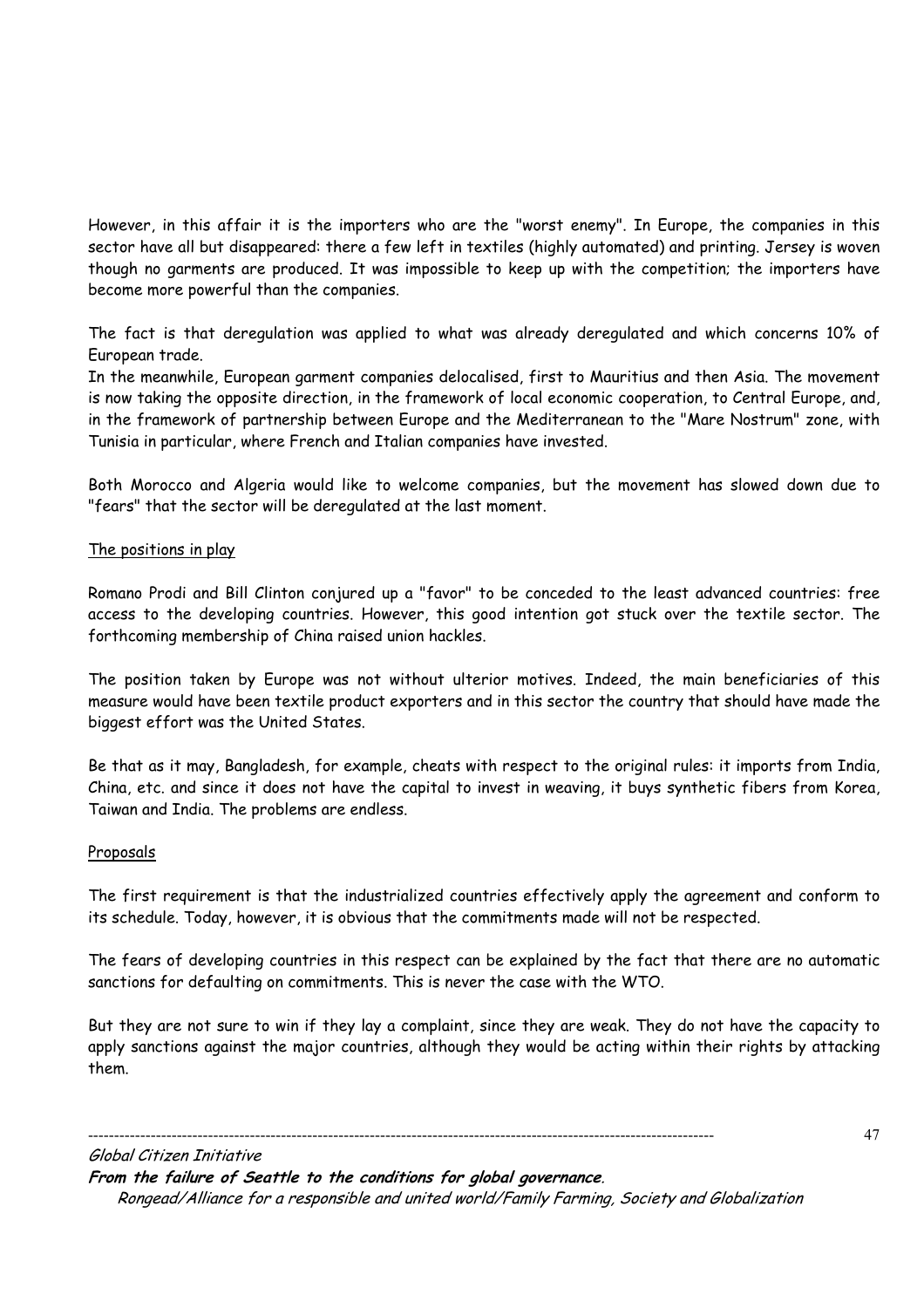However, in this affair it is the importers who are the "worst enemy". In Europe, the companies in this sector have all but disappeared: there a few left in textiles (highly automated) and printing. Jersey is woven though no garments are produced. It was impossible to keep up with the competition; the importers have become more powerful than the companies.

The fact is that deregulation was applied to what was already deregulated and which concerns 10% of European trade.

In the meanwhile, European garment companies delocalised, first to Mauritius and then Asia. The movement is now taking the opposite direction, in the framework of local economic cooperation, to Central Europe, and, in the framework of partnership between Europe and the Mediterranean to the "Mare Nostrum" zone, with Tunisia in particular, where French and Italian companies have invested.

Both Morocco and Algeria would like to welcome companies, but the movement has slowed down due to "fears" that the sector will be deregulated at the last moment.

<u>The positions in play</u>

Romano Prodi and Bill Clinton conjured up a "favor" to be conceded to the least advanced countries: free access to the developing countries. However, this good intention got stuck over the textile sector. The forthcoming membership of China raised union hackles.

The position taken by Europe was not without ulterior motives. Indeed, the main beneficiaries of this measure would have been textile product exporters and in this sector the country that should have made the biggest effort was the United States.

Be that as it may, Bangladesh, for example, cheats with respect to the original rules: it imports from India, China, etc. and since it does not have the capital to invest in weaving, it buys synthetic fibers from Korea, Taiwan and India. The problems are endless.

<u>Proposals</u>

The first requirement is that the industrialized countries effectively apply the agreement and conform to its schedule. Today, however, it is obvious that the commitments made will not be respected.

The fears of developing countries in this respect can be explained by the fact that there are no automatic sanctions for defaulting on commitments. This is never the case with the WTO.

But they are not sure to win if they lay a complaint, since they are weak. They do not have the capacity to apply sanctions against the major countries, although they would be acting within their rights by attacking them.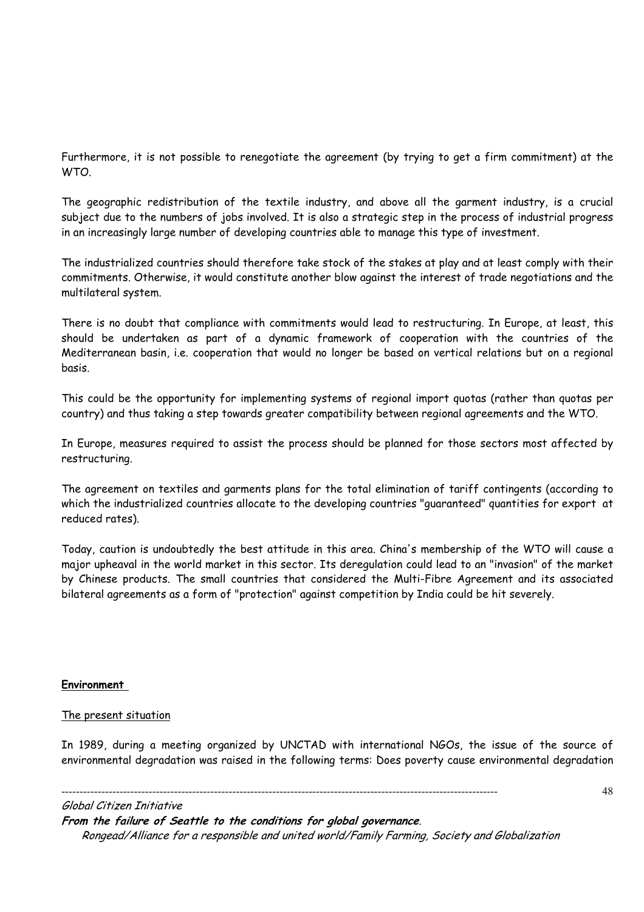Furthermore, it is not possible to renegotiate the agreement (by trying to get a firm commitment) at the WTO.

The geographic redistribution of the textile industry, and above all the garment industry, is a crucial subject due to the numbers of jobs involved. It is also a strategic step in the process of industrial progress in an increasingly large number of developing countries able to manage this type of investment.

The industrialized countries should therefore take stock of the stakes at play and at least comply with their commitments. Otherwise, it would constitute another blow against the interest of trade negotiations and the multilateral system.

There is no doubt that compliance with commitments would lead to restructuring. In Europe, at least, this should be undertaken as part of a dynamic framework of cooperation with the countries of the Mediterranean basin, i.e. cooperation that would no longer be based on vertical relations but on a regional basis.

This could be the opportunity for implementing systems of regional import quotas (rather than quotas per country) and thus taking a step towards greater compatibility between regional agreements and the WTO.

In Europe, measures required to assist the process should be planned for those sectors most affected by restructuring.

The agreement on textiles and garments plans for the total elimination of tariff contingents (according to which the industrialized countries allocate to the developing countries "guaranteed" quantities for export at reduced rates).

Today, caution is undoubtedly the best attitude in this area. China's membership of the WTO will cause a major upheaval in the world market in this sector. Its deregulation could lead to an "invasion" of the market by Chinese products. The small countries that considered the Multi-Fibre Agreement and its associated bilateral agreements as a form of "protection" against competition by India could be hit severely.

## Environment

### The present situation

In 1989, during a meeting organized by UNCTAD with international NGOs, the issue of the source of environmental degradation was raised in the following terms: Does poverty cause environmental degradation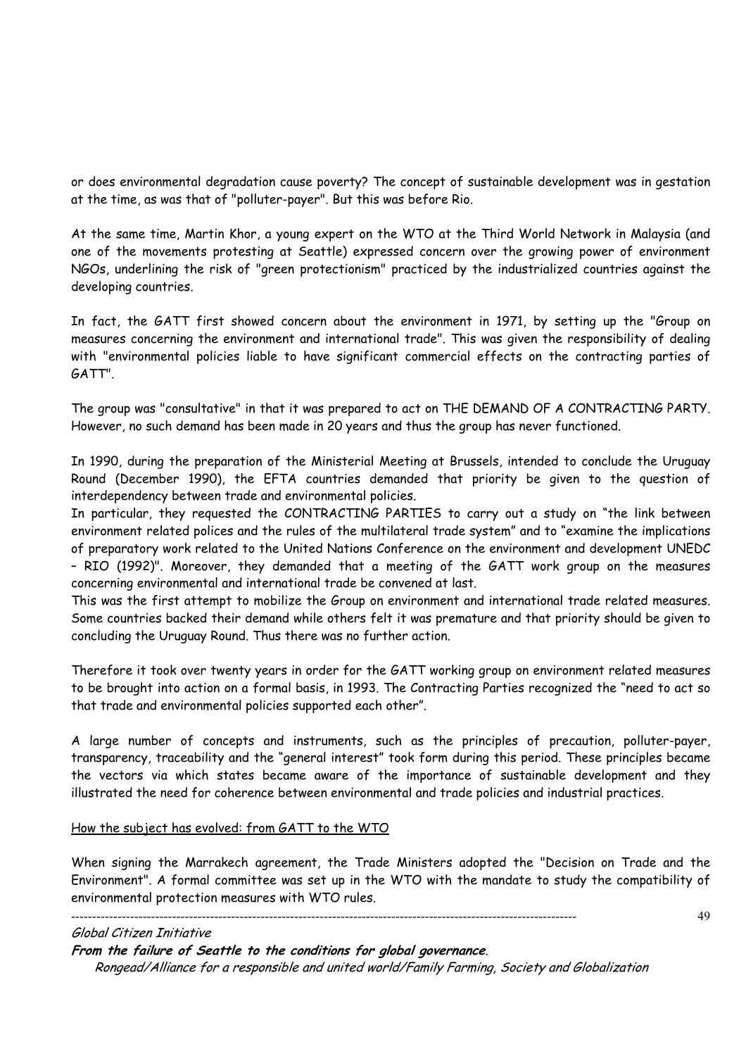or does environmental degradation cause poverty? The concept of sustainable development was in gestation at the time, as was that of "polluter-payer". But this was before Rio.

At the same time, Martin Khor, a young expert on the WTO at the Third World Network in Malaysia (and one of the movements protesting at Seattle) expressed concern over the growing power of environment NGOs, underlining the risk of "green protectionism" practiced by the industrialized countries against the developing countries.

In fact, the GATT first showed concern about the environment in 1971, by setting up the "Group on measures concerning the environment and international trade". This was given the responsibility of dealing with "environmental policies liable to have significant commercial effects on the contracting parties of GATT".

The group was "consultative" in that it was prepared to act on THE DEMAND OF A CONTRACTING PARTY. However, no such demand has been made in 20 years and thus the group has never functioned.

In 1990, during the preparation of the Ministerial Meeting at Brussels, intended to conclude the Uruguay Round (December 1990), the EFTA countries demanded that priority be given to the question of interdependency between trade and environmental policies.
In particular, they requested the CONTRACTING PARTIES to carry out a study on "the link between environment related polices and the rules of the multilateral trade system" and to "examine the implications of preparatory work related to the United Nations Conference on the environment and development UNEDC – RIO (1992)". Moreover, they demanded that a meeting of the GATT work group on the measures concerning environmental and international trade be convened at last.
This was the first attempt to mobilize the Group on environment and international trade related measures. Some countries backed their demand while others felt it was premature and that priority should be given to concluding the Uruguay Round. Thus there was no further action.

Therefore it took over twenty years in order for the GATT working group on environment related measures to be brought into action on a formal basis, in 1993. The Contracting Parties recognized the "need to act so that trade and environmental policies supported each other".

A large number of concepts and instruments, such as the principles of precaution, polluter-payer, transparency, traceability and the "general interest" took form during this period. These principles became the vectors via which states became aware of the importance of sustainable development and they illustrated the need for coherence between environmental and trade policies and industrial practices.

How the subject has evolved: from GATT to the WTO

When signing the Marrakech agreement, the Trade Ministers adopted the "Decision on Trade and the Environment". A formal committee was set up in the WTO with the mandate to study the compatibility of environmental protection measures with WTO rules.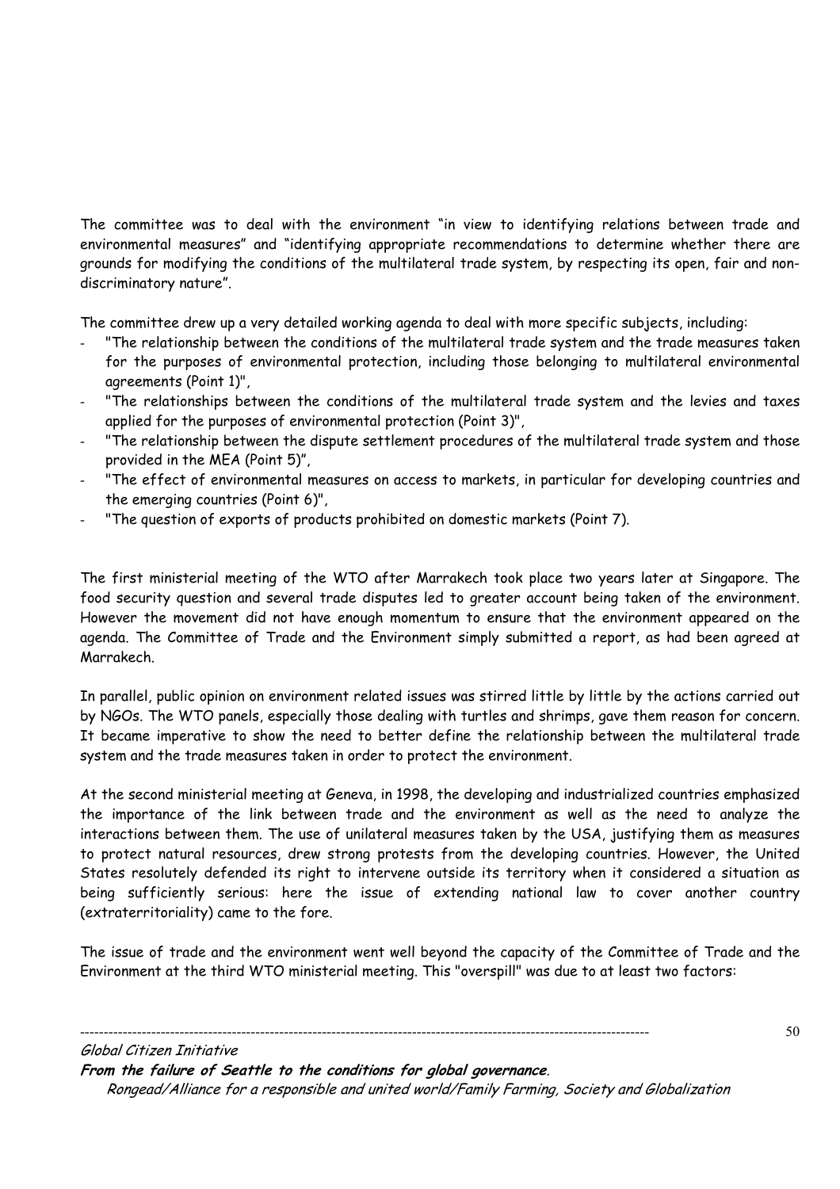The committee was to deal with the environment "in view to identifying relations between trade and environmental measures" and "identifying appropriate recommendations to determine whether there are grounds for modifying the conditions of the multilateral trade system, by respecting its open, fair and non-discriminatory nature".

The committee drew up a very detailed working agenda to deal with more specific subjects, including:

- "The relationship between the conditions of the multilateral trade system and the trade measures taken for the purposes of environmental protection, including those belonging to multilateral environmental agreements (Point 1)",
- "The relationships between the conditions of the multilateral trade system and the levies and taxes applied for the purposes of environmental protection (Point 3)",
- "The relationship between the dispute settlement procedures of the multilateral trade system and those provided in the MEA (Point 5)",
- "The effect of environmental measures on access to markets, in particular for developing countries and the emerging countries (Point 6)",
- "The question of exports of products prohibited on domestic markets (Point 7).

The first ministerial meeting of the WTO after Marrakech took place two years later at Singapore. The food security question and several trade disputes led to greater account being taken of the environment. However the movement did not have enough momentum to ensure that the environment appeared on the agenda. The Committee of Trade and the Environment simply submitted a report, as had been agreed at Marrakech.

In parallel, public opinion on environment related issues was stirred little by little by the actions carried out by NGOs. The WTO panels, especially those dealing with turtles and shrimps, gave them reason for concern. It became imperative to show the need to better define the relationship between the multilateral trade system and the trade measures taken in order to protect the environment.

At the second ministerial meeting at Geneva, in 1998, the developing and industrialized countries emphasized the importance of the link between trade and the environment as well as the need to analyze the interactions between them. The use of unilateral measures taken by the USA, justifying them as measures to protect natural resources, drew strong protests from the developing countries. However, the United States resolutely defended its right to intervene outside its territory when it considered a situation as being sufficiently serious: here the issue of extending national law to cover another country (extraterritoriality) came to the fore.

The issue of trade and the environment went well beyond the capacity of the Committee of Trade and the Environment at the third WTO ministerial meeting. This "overspill" was due to at least two factors: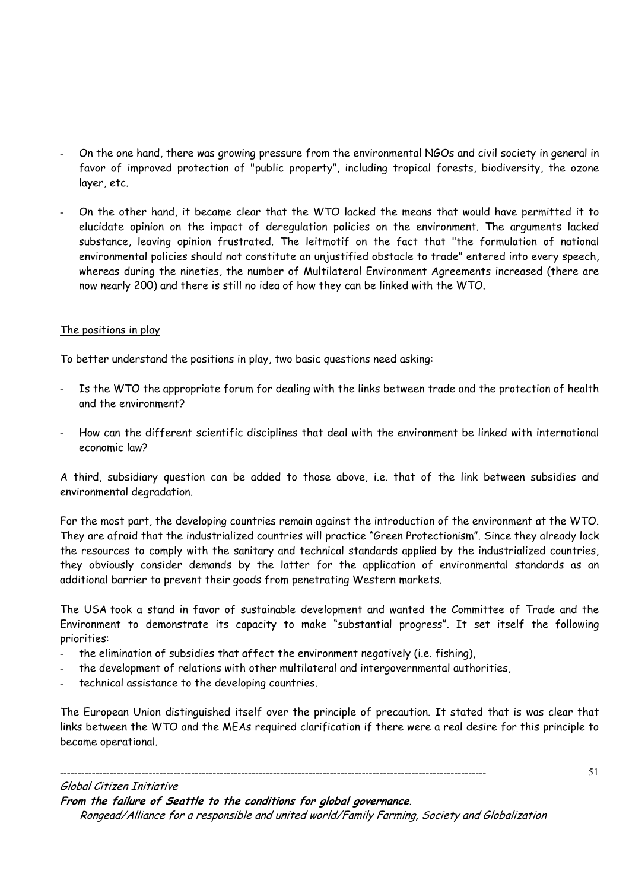- On the one hand, there was growing pressure from the environmental NGOs and civil society in general in favor of improved protection of "public property", including tropical forests, biodiversity, the ozone layer, etc.

- On the other hand, it became clear that the WTO lacked the means that would have permitted it to elucidate opinion on the impact of deregulation policies on the environment. The arguments lacked substance, leaving opinion frustrated. The leitmotif on the fact that "the formulation of national environmental policies should not constitute an unjustified obstacle to trade" entered into every speech, whereas during the nineties, the number of Multilateral Environment Agreements increased (there are now nearly 200) and there is still no idea of how they can be linked with the WTO.

The positions in play

To better understand the positions in play, two basic questions need asking:

- Is the WTO the appropriate forum for dealing with the links between trade and the protection of health and the environment?

- How can the different scientific disciplines that deal with the environment be linked with international economic law?

A third, subsidiary question can be added to those above, i.e. that of the link between subsidies and environmental degradation.

For the most part, the developing countries remain against the introduction of the environment at the WTO. They are afraid that the industrialized countries will practice "Green Protectionism". Since they already lack the resources to comply with the sanitary and technical standards applied by the industrialized countries, they obviously consider demands by the latter for the application of environmental standards as an additional barrier to prevent their goods from penetrating Western markets.

The USA took a stand in favor of sustainable development and wanted the Committee of Trade and the Environment to demonstrate its capacity to make "substantial progress". It set itself the following priorities:

- the elimination of subsidies that affect the environment negatively (i.e. fishing),
- the development of relations with other multilateral and intergovernmental authorities,
- technical assistance to the developing countries.

The European Union distinguished itself over the principle of precaution. It stated that is was clear that links between the WTO and the MEAs required clarification if there were a real desire for this principle to become operational.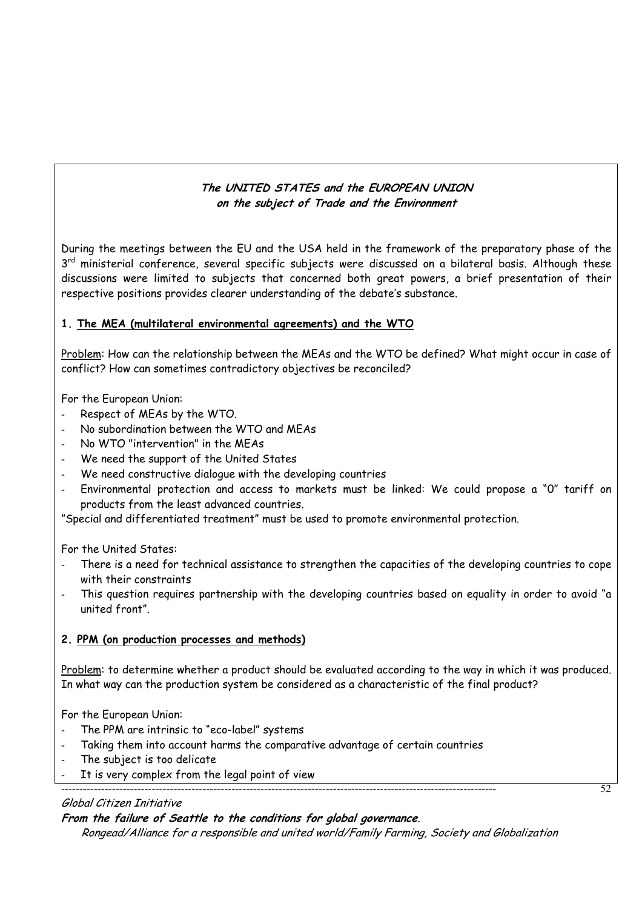**The UNITED STATES and the EUROPEAN UNION**
**on the subject of Trade and the Environment**

During the meetings between the EU and the USA held in the framework of the preparatory phase of the 3rd ministerial conference, several specific subjects were discussed on a bilateral basis. Although these discussions were limited to subjects that concerned both great powers, a brief presentation of their respective positions provides clearer understanding of the debate's substance.

**1. The MEA (multilateral environmental agreements) and the WTO**

Problem: How can the relationship between the MEAs and the WTO be defined? What might occur in case of conflict? How can sometimes contradictory objectives be reconciled?

For the European Union:

- Respect of MEAs by the WTO.
- No subordination between the WTO and MEAs
- No WTO "intervention" in the MEAs
- We need the support of the United States
- We need constructive dialogue with the developing countries
- Environmental protection and access to markets must be linked: We could propose a "0" tariff on products from the least advanced countries.

"Special and differentiated treatment" must be used to promote environmental protection.

For the United States:

- There is a need for technical assistance to strengthen the capacities of the developing countries to cope with their constraints
- This question requires partnership with the developing countries based on equality in order to avoid "a united front".

**2. PPM (on production processes and methods)**

Problem: to determine whether a product should be evaluated according to the way in which it was produced. In what way can the production system be considered as a characteristic of the final product?

For the European Union:

- The PPM are intrinsic to "eco-label" systems
- Taking them into account harms the comparative advantage of certain countries
- The subject is too delicate
- It is very complex from the legal point of view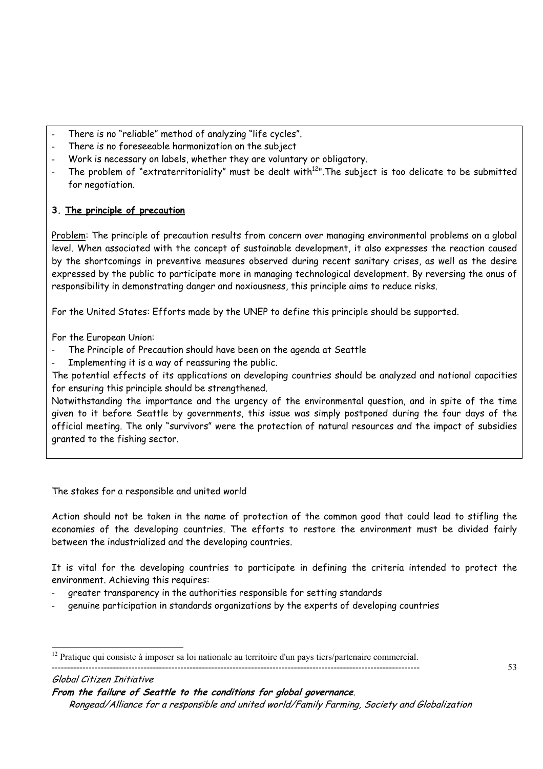- There is no "reliable" method of analyzing "life cycles".
- There is no foreseeable harmonization on the subject
- Work is necessary on labels, whether they are voluntary or obligatory.
- The problem of "extraterritoriality" must be dealt with[12]".The subject is too delicate to be submitted for negotiation.

**3. The principle of precaution**

Problem: The principle of precaution results from concern over managing environmental problems on a global level. When associated with the concept of sustainable development, it also expresses the reaction caused by the shortcomings in preventive measures observed during recent sanitary crises, as well as the desire expressed by the public to participate more in managing technological development. By reversing the onus of responsibility in demonstrating danger and noxiousness, this principle aims to reduce risks.

For the United States: Efforts made by the UNEP to define this principle should be supported.

For the European Union:
- The Principle of Precaution should have been on the agenda at Seattle
- Implementing it is a way of reassuring the public.

The potential effects of its applications on developing countries should be analyzed and national capacities for ensuring this principle should be strengthened.

Notwithstanding the importance and the urgency of the environmental question, and in spite of the time given to it before Seattle by governments, this issue was simply postponed during the four days of the official meeting. The only "survivors" were the protection of natural resources and the impact of subsidies granted to the fishing sector.

The stakes for a responsible and united world

Action should not be taken in the name of protection of the common good that could lead to stifling the economies of the developing countries. The efforts to restore the environment must be divided fairly between the industrialized and the developing countries.

It is vital for the developing countries to participate in defining the criteria intended to protect the environment. Achieving this requires:
- greater transparency in the authorities responsible for setting standards
- genuine participation in standards organizations by the experts of developing countries

[12] Pratique qui consiste à imposer sa loi nationale au territoire d'un pays tiers/partenaire commercial.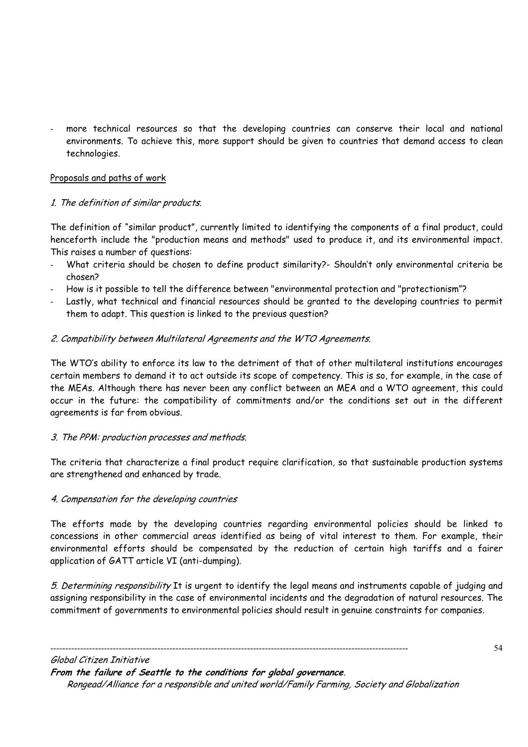- more technical resources so that the developing countries can conserve their local and national environments. To achieve this, more support should be given to countries that demand access to clean technologies.

Proposals and paths of work

*1. The definition of similar products.*

The definition of "similar product", currently limited to identifying the components of a final product, could henceforth include the "production means and methods" used to produce it, and its environmental impact. This raises a number of questions:

- What criteria should be chosen to define product similarity?- Shouldn't only environmental criteria be chosen?
- How is it possible to tell the difference between "environmental protection and "protectionism"?
- Lastly, what technical and financial resources should be granted to the developing countries to permit them to adapt. This question is linked to the previous question?

*2. Compatibility between Multilateral Agreements and the WTO Agreements.*

The WTO's ability to enforce its law to the detriment of that of other multilateral institutions encourages certain members to demand it to act outside its scope of competency. This is so, for example, in the case of the MEAs. Although there has never been any conflict between an MEA and a WTO agreement, this could occur in the future: the compatibility of commitments and/or the conditions set out in the different agreements is far from obvious.

*3. The PPM: production processes and methods.*

The criteria that characterize a final product require clarification, so that sustainable production systems are strengthened and enhanced by trade.

*4. Compensation for the developing countries*

The efforts made by the developing countries regarding environmental policies should be linked to concessions in other commercial areas identified as being of vital interest to them. For example, their environmental efforts should be compensated by the reduction of certain high tariffs and a fairer application of GATT article VI (anti-dumping).

*5. Determining responsibility* It is urgent to identify the legal means and instruments capable of judging and assigning responsibility in the case of environmental incidents and the degradation of natural resources. The commitment of governments to environmental policies should result in genuine constraints for companies.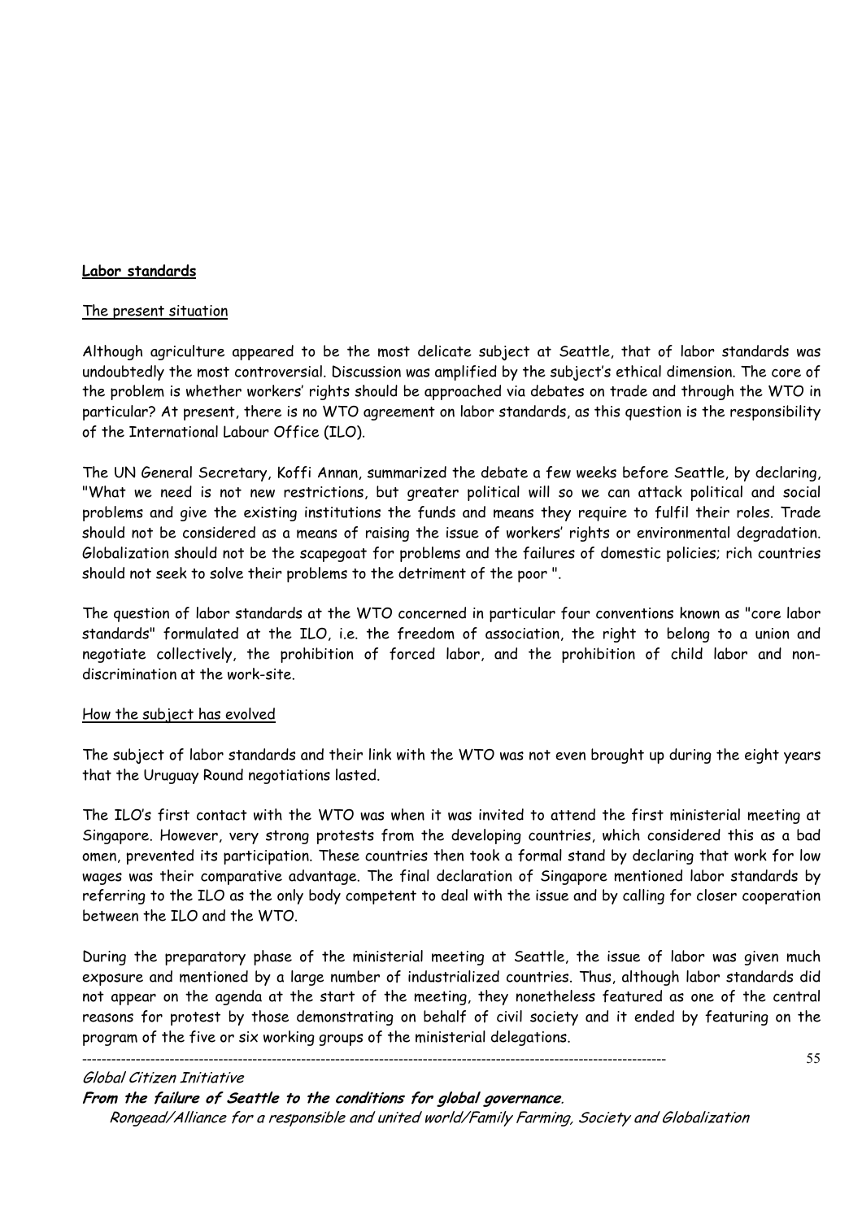**Labor standards**

The present situation

Although agriculture appeared to be the most delicate subject at Seattle, that of labor standards was undoubtedly the most controversial. Discussion was amplified by the subject's ethical dimension. The core of the problem is whether workers' rights should be approached via debates on trade and through the WTO in particular? At present, there is no WTO agreement on labor standards, as this question is the responsibility of the International Labour Office (ILO).

The UN General Secretary, Koffi Annan, summarized the debate a few weeks before Seattle, by declaring, "What we need is not new restrictions, but greater political will so we can attack political and social problems and give the existing institutions the funds and means they require to fulfil their roles. Trade should not be considered as a means of raising the issue of workers' rights or environmental degradation. Globalization should not be the scapegoat for problems and the failures of domestic policies; rich countries should not seek to solve their problems to the detriment of the poor ".

The question of labor standards at the WTO concerned in particular four conventions known as "core labor standards" formulated at the ILO, i.e. the freedom of association, the right to belong to a union and negotiate collectively, the prohibition of forced labor, and the prohibition of child labor and non-discrimination at the work-site.

How the subject has evolved

The subject of labor standards and their link with the WTO was not even brought up during the eight years that the Uruguay Round negotiations lasted.

The ILO's first contact with the WTO was when it was invited to attend the first ministerial meeting at Singapore. However, very strong protests from the developing countries, which considered this as a bad omen, prevented its participation. These countries then took a formal stand by declaring that work for low wages was their comparative advantage. The final declaration of Singapore mentioned labor standards by referring to the ILO as the only body competent to deal with the issue and by calling for closer cooperation between the ILO and the WTO.

During the preparatory phase of the ministerial meeting at Seattle, the issue of labor was given much exposure and mentioned by a large number of industrialized countries. Thus, although labor standards did not appear on the agenda at the start of the meeting, they nonetheless featured as one of the central reasons for protest by those demonstrating on behalf of civil society and it ended by featuring on the program of the five or six working groups of the ministerial delegations.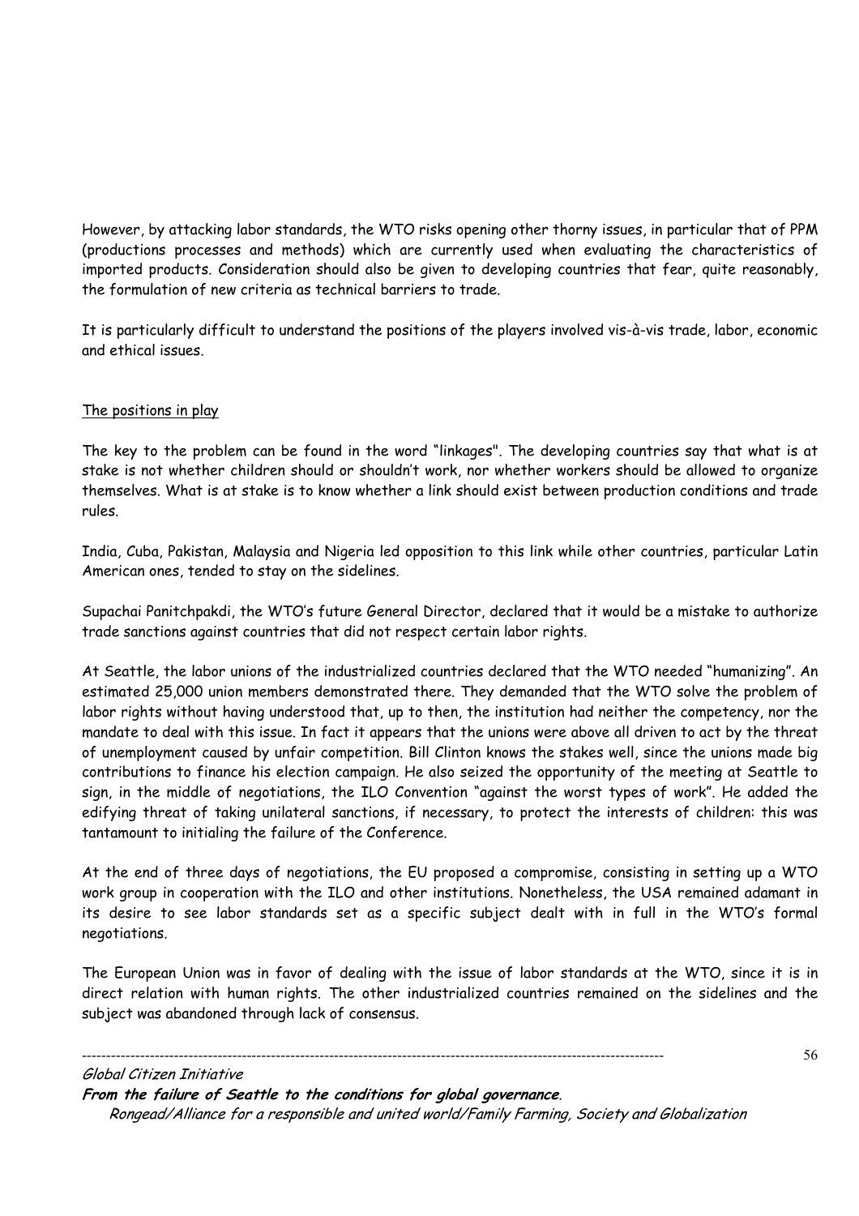However, by attacking labor standards, the WTO risks opening other thorny issues, in particular that of PPM (productions processes and methods) which are currently used when evaluating the characteristics of imported products. Consideration should also be given to developing countries that fear, quite reasonably, the formulation of new criteria as technical barriers to trade.

It is particularly difficult to understand the positions of the players involved vis-à-vis trade, labor, economic and ethical issues.

<u>The positions in play</u>

The key to the problem can be found in the word "linkages". The developing countries say that what is at stake is not whether children should or shouldn't work, nor whether workers should be allowed to organize themselves. What is at stake is to know whether a link should exist between production conditions and trade rules.

India, Cuba, Pakistan, Malaysia and Nigeria led opposition to this link while other countries, particular Latin American ones, tended to stay on the sidelines.

Supachai Panitchpakdi, the WTO's future General Director, declared that it would be a mistake to authorize trade sanctions against countries that did not respect certain labor rights.

At Seattle, the labor unions of the industrialized countries declared that the WTO needed "humanizing". An estimated 25,000 union members demonstrated there. They demanded that the WTO solve the problem of labor rights without having understood that, up to then, the institution had neither the competency, nor the mandate to deal with this issue. In fact it appears that the unions were above all driven to act by the threat of unemployment caused by unfair competition. Bill Clinton knows the stakes well, since the unions made big contributions to finance his election campaign. He also seized the opportunity of the meeting at Seattle to sign, in the middle of negotiations, the ILO Convention "against the worst types of work". He added the edifying threat of taking unilateral sanctions, if necessary, to protect the interests of children: this was tantamount to initialing the failure of the Conference.

At the end of three days of negotiations, the EU proposed a compromise, consisting in setting up a WTO work group in cooperation with the ILO and other institutions. Nonetheless, the USA remained adamant in its desire to see labor standards set as a specific subject dealt with in full in the WTO's formal negotiations.

The European Union was in favor of dealing with the issue of labor standards at the WTO, since it is in direct relation with human rights. The other industrialized countries remained on the sidelines and the subject was abandoned through lack of consensus.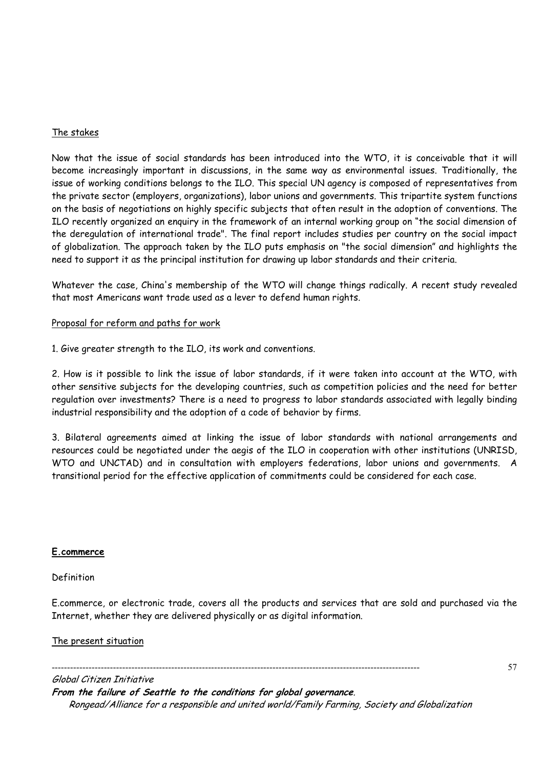The stakes

Now that the issue of social standards has been introduced into the WTO, it is conceivable that it will become increasingly important in discussions, in the same way as environmental issues. Traditionally, the issue of working conditions belongs to the ILO. This special UN agency is composed of representatives from the private sector (employers, organizations), labor unions and governments. This tripartite system functions on the basis of negotiations on highly specific subjects that often result in the adoption of conventions. The ILO recently organized an enquiry in the framework of an internal working group on "the social dimension of the deregulation of international trade". The final report includes studies per country on the social impact of globalization. The approach taken by the ILO puts emphasis on "the social dimension" and highlights the need to support it as the principal institution for drawing up labor standards and their criteria.

Whatever the case, China's membership of the WTO will change things radically. A recent study revealed that most Americans want trade used as a lever to defend human rights.

Proposal for reform and paths for work

1. Give greater strength to the ILO, its work and conventions.

2. How is it possible to link the issue of labor standards, if it were taken into account at the WTO, with other sensitive subjects for the developing countries, such as competition policies and the need for better regulation over investments? There is a need to progress to labor standards associated with legally binding industrial responsibility and the adoption of a code of behavior by firms.

3. Bilateral agreements aimed at linking the issue of labor standards with national arrangements and resources could be negotiated under the aegis of the ILO in cooperation with other institutions (UNRISD, WTO and UNCTAD) and in consultation with employers federations, labor unions and governments. A transitional period for the effective application of commitments could be considered for each case.

## E.commerce

Definition

E.commerce, or electronic trade, covers all the products and services that are sold and purchased via the Internet, whether they are delivered physically or as digital information.

The present situation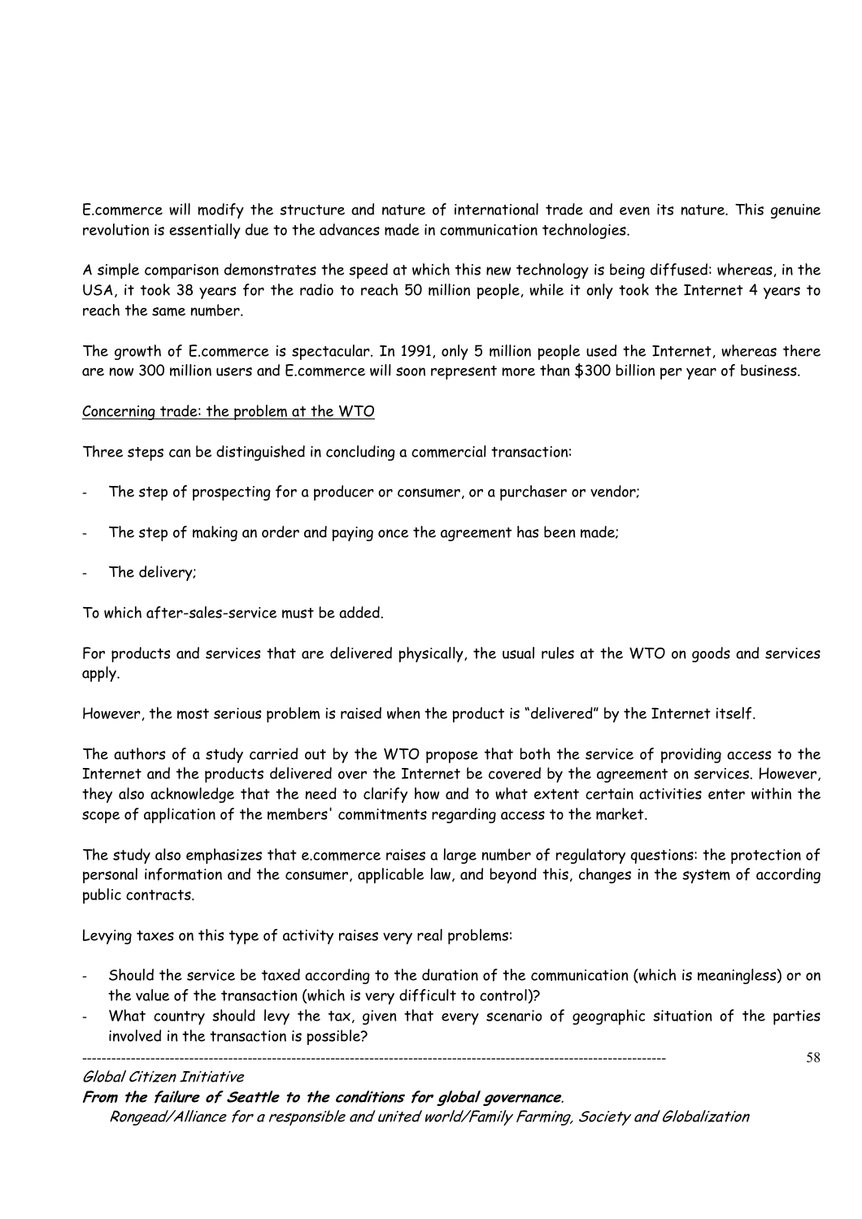E.commerce will modify the structure and nature of international trade and even its nature. This genuine revolution is essentially due to the advances made in communication technologies.

A simple comparison demonstrates the speed at which this new technology is being diffused: whereas, in the USA, it took 38 years for the radio to reach 50 million people, while it only took the Internet 4 years to reach the same number.

The growth of E.commerce is spectacular. In 1991, only 5 million people used the Internet, whereas there are now 300 million users and E.commerce will soon represent more than $300 billion per year of business.

Concerning trade: the problem at the WTO

Three steps can be distinguished in concluding a commercial transaction:

- The step of prospecting for a producer or consumer, or a purchaser or vendor;
- The step of making an order and paying once the agreement has been made;
- The delivery;

To which after-sales-service must be added.

For products and services that are delivered physically, the usual rules at the WTO on goods and services apply.

However, the most serious problem is raised when the product is "delivered" by the Internet itself.

The authors of a study carried out by the WTO propose that both the service of providing access to the Internet and the products delivered over the Internet be covered by the agreement on services. However, they also acknowledge that the need to clarify how and to what extent certain activities enter within the scope of application of the members' commitments regarding access to the market.

The study also emphasizes that e.commerce raises a large number of regulatory questions: the protection of personal information and the consumer, applicable law, and beyond this, changes in the system of according public contracts.

Levying taxes on this type of activity raises very real problems:

- Should the service be taxed according to the duration of the communication (which is meaningless) or on the value of the transaction (which is very difficult to control)?
- What country should levy the tax, given that every scenario of geographic situation of the parties involved in the transaction is possible?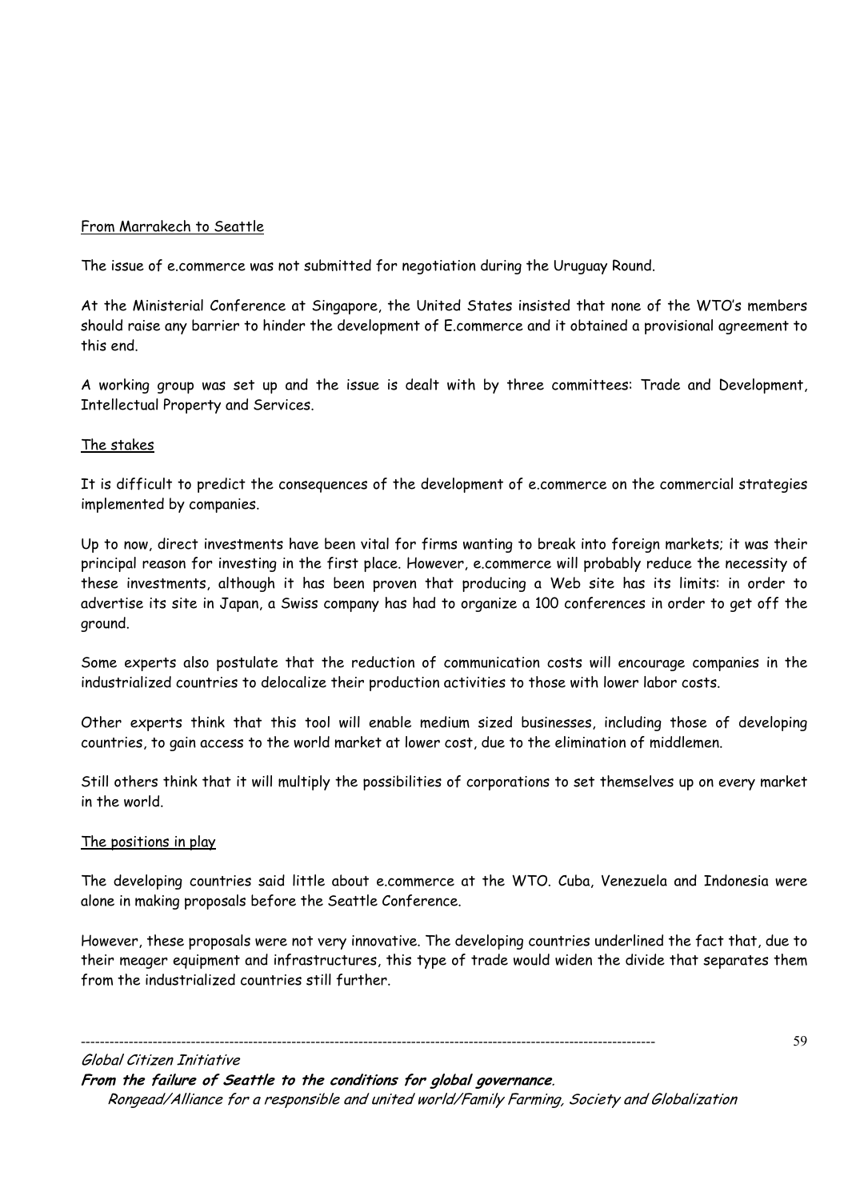## From Marrakech to Seattle

The issue of e.commerce was not submitted for negotiation during the Uruguay Round.

At the Ministerial Conference at Singapore, the United States insisted that none of the WTO's members should raise any barrier to hinder the development of E.commerce and it obtained a provisional agreement to this end.

A working group was set up and the issue is dealt with by three committees: Trade and Development, Intellectual Property and Services.

## The stakes

It is difficult to predict the consequences of the development of e.commerce on the commercial strategies implemented by companies.

Up to now, direct investments have been vital for firms wanting to break into foreign markets; it was their principal reason for investing in the first place. However, e.commerce will probably reduce the necessity of these investments, although it has been proven that producing a Web site has its limits: in order to advertise its site in Japan, a Swiss company has had to organize a 100 conferences in order to get off the ground.

Some experts also postulate that the reduction of communication costs will encourage companies in the industrialized countries to delocalize their production activities to those with lower labor costs.

Other experts think that this tool will enable medium sized businesses, including those of developing countries, to gain access to the world market at lower cost, due to the elimination of middlemen.

Still others think that it will multiply the possibilities of corporations to set themselves up on every market in the world.

## The positions in play

The developing countries said little about e.commerce at the WTO. Cuba, Venezuela and Indonesia were alone in making proposals before the Seattle Conference.

However, these proposals were not very innovative. The developing countries underlined the fact that, due to their meager equipment and infrastructures, this type of trade would widen the divide that separates them from the industrialized countries still further.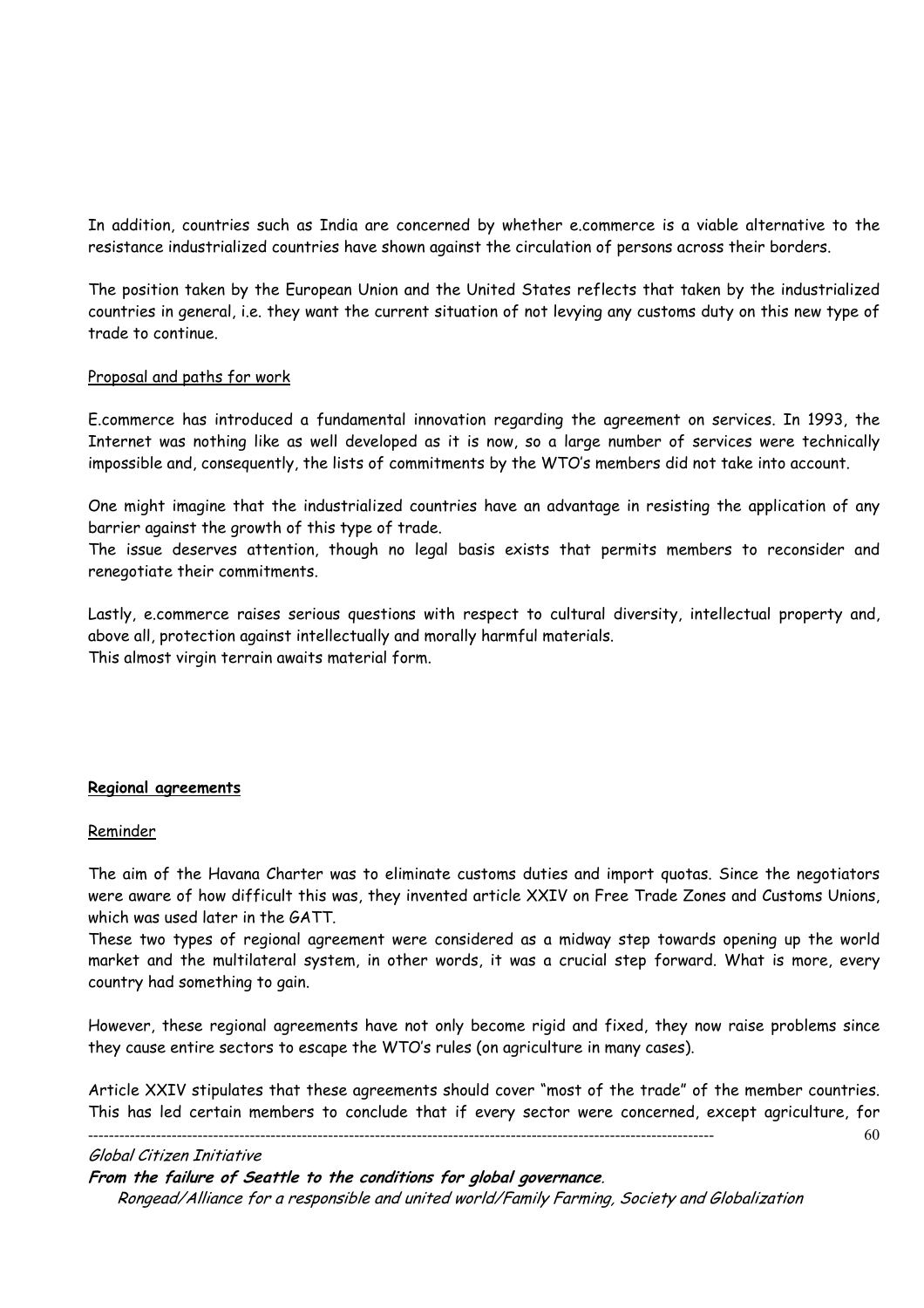In addition, countries such as India are concerned by whether e.commerce is a viable alternative to the resistance industrialized countries have shown against the circulation of persons across their borders.

The position taken by the European Union and the United States reflects that taken by the industrialized countries in general, i.e. they want the current situation of not levying any customs duty on this new type of trade to continue.

Proposal and paths for work

E.commerce has introduced a fundamental innovation regarding the agreement on services. In 1993, the Internet was nothing like as well developed as it is now, so a large number of services were technically impossible and, consequently, the lists of commitments by the WTO's members did not take into account.

One might imagine that the industrialized countries have an advantage in resisting the application of any barrier against the growth of this type of trade.
The issue deserves attention, though no legal basis exists that permits members to reconsider and renegotiate their commitments.

Lastly, e.commerce raises serious questions with respect to cultural diversity, intellectual property and, above all, protection against intellectually and morally harmful materials.
This almost virgin terrain awaits material form.

**Regional agreements**

Reminder

The aim of the Havana Charter was to eliminate customs duties and import quotas. Since the negotiators were aware of how difficult this was, they invented article XXIV on Free Trade Zones and Customs Unions, which was used later in the GATT.
These two types of regional agreement were considered as a midway step towards opening up the world market and the multilateral system, in other words, it was a crucial step forward. What is more, every country had something to gain.

However, these regional agreements have not only become rigid and fixed, they now raise problems since they cause entire sectors to escape the WTO's rules (on agriculture in many cases).

Article XXIV stipulates that these agreements should cover "most of the trade" of the member countries. This has led certain members to conclude that if every sector were concerned, except agriculture, for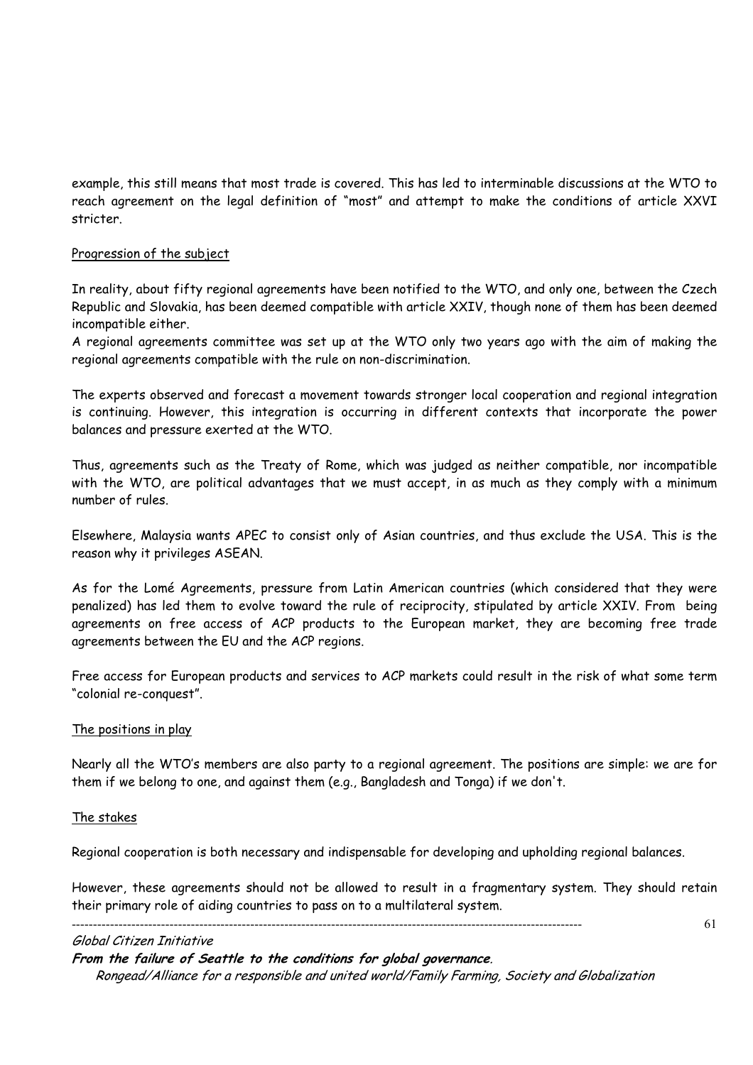example, this still means that most trade is covered. This has led to interminable discussions at the WTO to reach agreement on the legal definition of "most" and attempt to make the conditions of article XXVI stricter.

Progression of the subject

In reality, about fifty regional agreements have been notified to the WTO, and only one, between the Czech Republic and Slovakia, has been deemed compatible with article XXIV, though none of them has been deemed incompatible either.
A regional agreements committee was set up at the WTO only two years ago with the aim of making the regional agreements compatible with the rule on non-discrimination.

The experts observed and forecast a movement towards stronger local cooperation and regional integration is continuing. However, this integration is occurring in different contexts that incorporate the power balances and pressure exerted at the WTO.

Thus, agreements such as the Treaty of Rome, which was judged as neither compatible, nor incompatible with the WTO, are political advantages that we must accept, in as much as they comply with a minimum number of rules.

Elsewhere, Malaysia wants APEC to consist only of Asian countries, and thus exclude the USA. This is the reason why it privileges ASEAN.

As for the Lomé Agreements, pressure from Latin American countries (which considered that they were penalized) has led them to evolve toward the rule of reciprocity, stipulated by article XXIV. From being agreements on free access of ACP products to the European market, they are becoming free trade agreements between the EU and the ACP regions.

Free access for European products and services to ACP markets could result in the risk of what some term "colonial re-conquest".

The positions in play

Nearly all the WTO's members are also party to a regional agreement. The positions are simple: we are for them if we belong to one, and against them (e.g., Bangladesh and Tonga) if we don't.

The stakes

Regional cooperation is both necessary and indispensable for developing and upholding regional balances.

However, these agreements should not be allowed to result in a fragmentary system. They should retain their primary role of aiding countries to pass on to a multilateral system.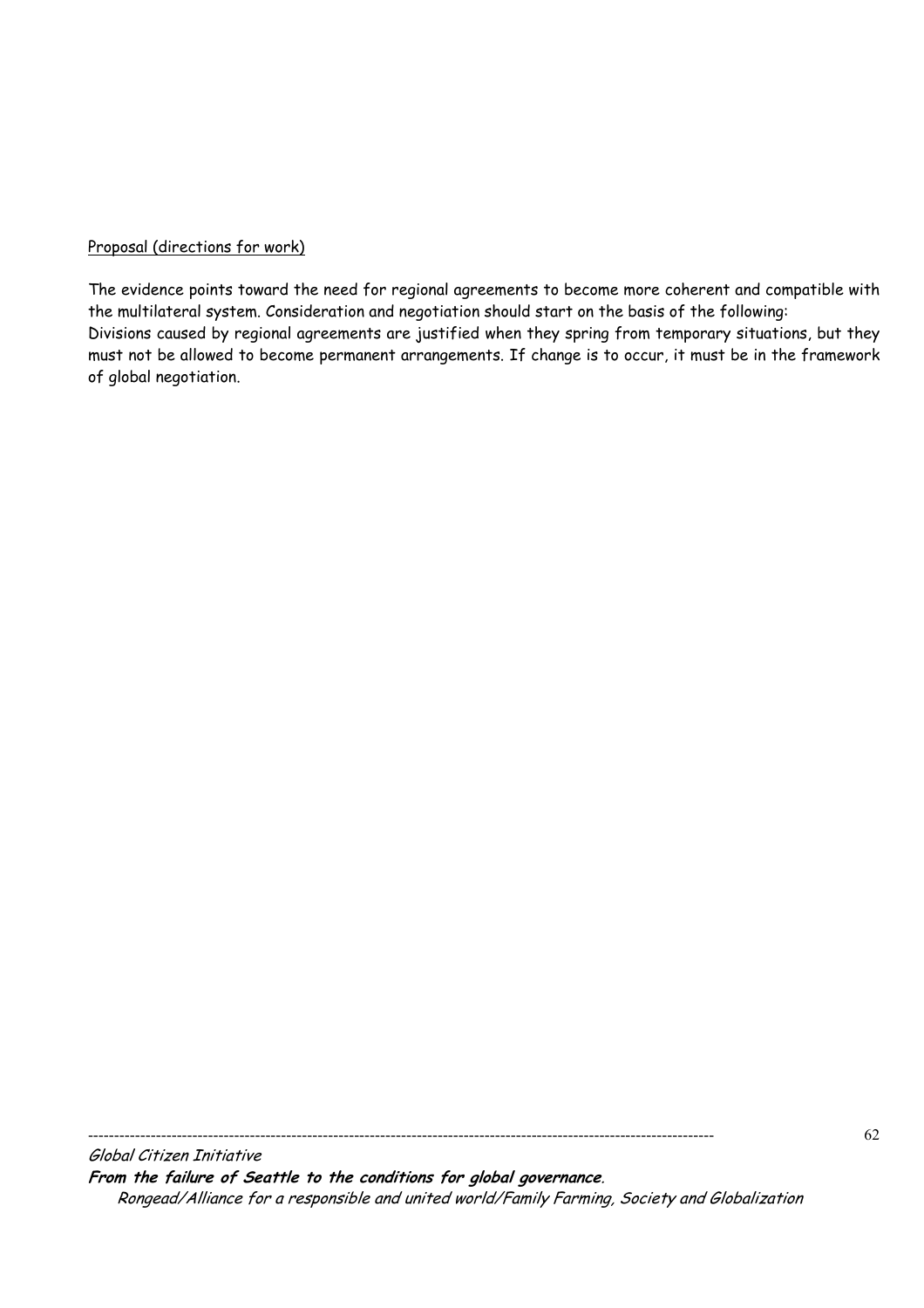Proposal (directions for work)

The evidence points toward the need for regional agreements to become more coherent and compatible with the multilateral system. Consideration and negotiation should start on the basis of the following:
Divisions caused by regional agreements are justified when they spring from temporary situations, but they must not be allowed to become permanent arrangements. If change is to occur, it must be in the framework of global negotiation.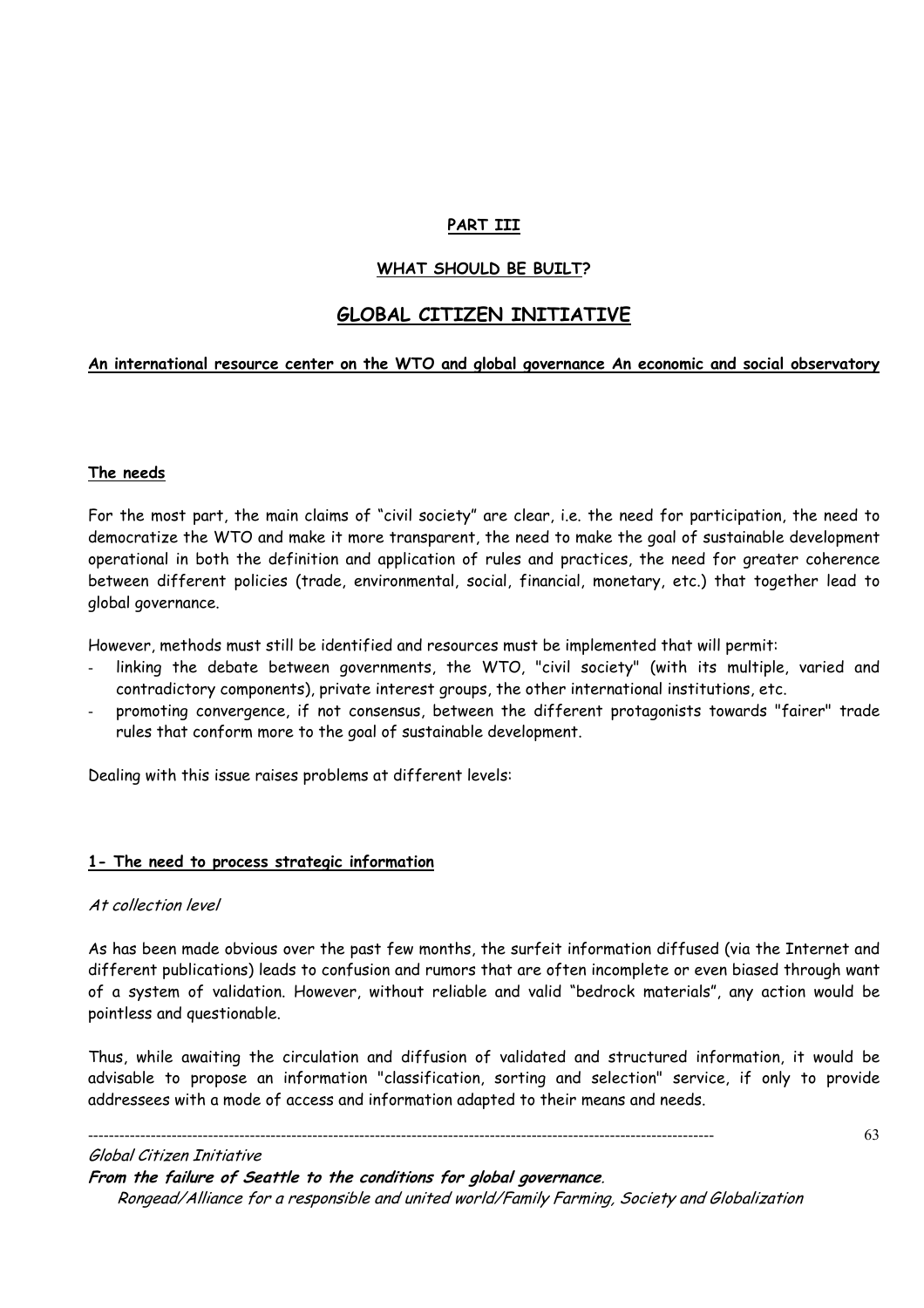**PART III**

**WHAT SHOULD BE BUILT?**

# GLOBAL CITIZEN INITIATIVE

**An international resource center on the WTO and global governance An economic and social observatory**

**The needs**

For the most part, the main claims of "civil society" are clear, i.e. the need for participation, the need to democratize the WTO and make it more transparent, the need to make the goal of sustainable development operational in both the definition and application of rules and practices, the need for greater coherence between different policies (trade, environmental, social, financial, monetary, etc.) that together lead to global governance.

However, methods must still be identified and resources must be implemented that will permit:

- linking the debate between governments, the WTO, "civil society" (with its multiple, varied and contradictory components), private interest groups, the other international institutions, etc.
- promoting convergence, if not consensus, between the different protagonists towards "fairer" trade rules that conform more to the goal of sustainable development.

Dealing with this issue raises problems at different levels:

## 1- The need to process strategic information

*At collection level*

As has been made obvious over the past few months, the surfeit information diffused (via the Internet and different publications) leads to confusion and rumors that are often incomplete or even biased through want of a system of validation. However, without reliable and valid "bedrock materials", any action would be pointless and questionable.

Thus, while awaiting the circulation and diffusion of validated and structured information, it would be advisable to propose an information "classification, sorting and selection" service, if only to provide addressees with a mode of access and information adapted to their means and needs.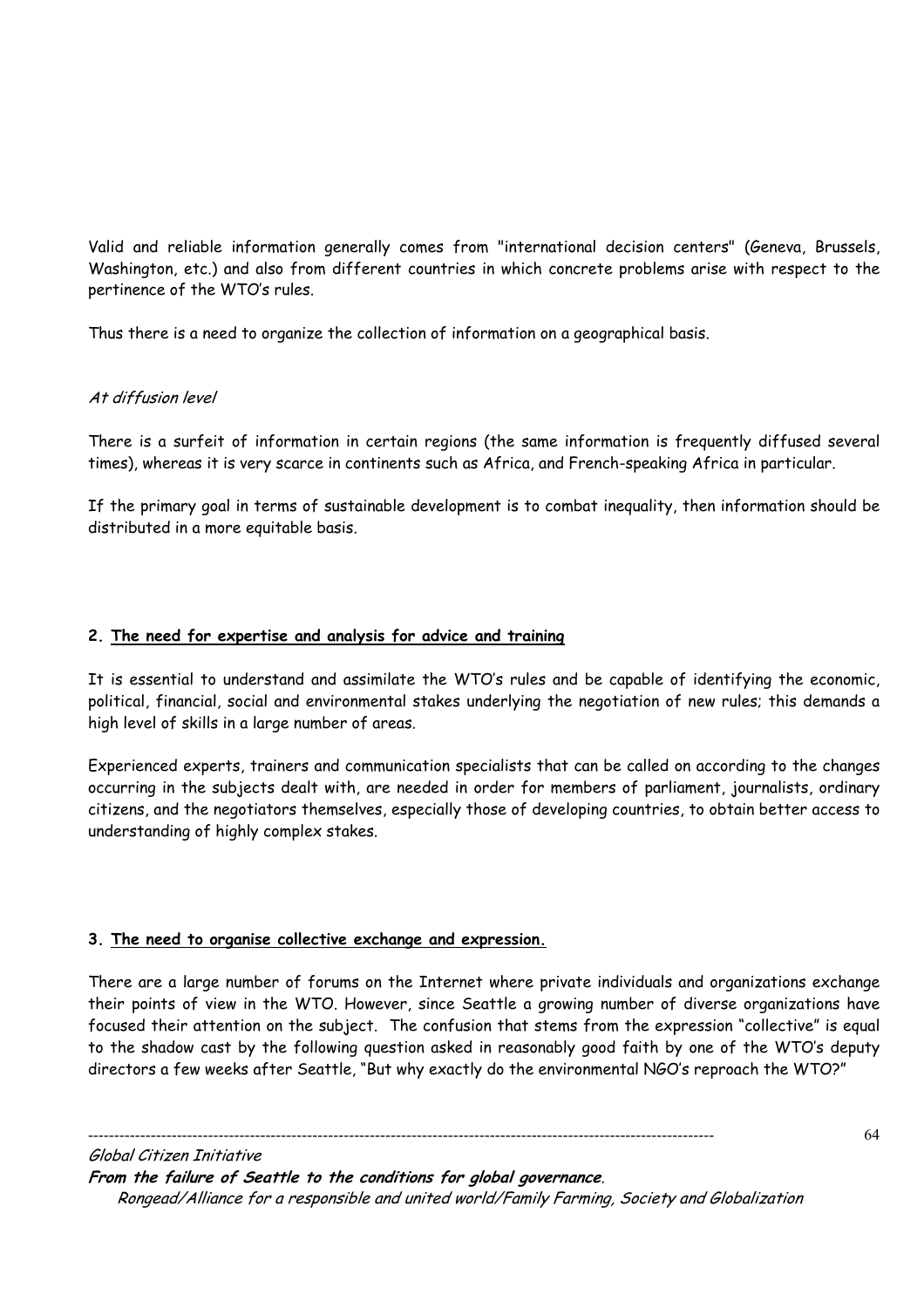Valid and reliable information generally comes from "international decision centers" (Geneva, Brussels, Washington, etc.) and also from different countries in which concrete problems arise with respect to the pertinence of the WTO's rules.

Thus there is a need to organize the collection of information on a geographical basis.

*At diffusion level*

There is a surfeit of information in certain regions (the same information is frequently diffused several times), whereas it is very scarce in continents such as Africa, and French-speaking Africa in particular.

If the primary goal in terms of sustainable development is to combat inequality, then information should be distributed in a more equitable basis.

### 2. The need for expertise and analysis for advice and training

It is essential to understand and assimilate the WTO's rules and be capable of identifying the economic, political, financial, social and environmental stakes underlying the negotiation of new rules; this demands a high level of skills in a large number of areas.

Experienced experts, trainers and communication specialists that can be called on according to the changes occurring in the subjects dealt with, are needed in order for members of parliament, journalists, ordinary citizens, and the negotiators themselves, especially those of developing countries, to obtain better access to understanding of highly complex stakes.

### 3. The need to organise collective exchange and expression.

There are a large number of forums on the Internet where private individuals and organizations exchange their points of view in the WTO. However, since Seattle a growing number of diverse organizations have focused their attention on the subject. The confusion that stems from the expression "collective" is equal to the shadow cast by the following question asked in reasonably good faith by one of the WTO's deputy directors a few weeks after Seattle, "But why exactly do the environmental NGO's reproach the WTO?"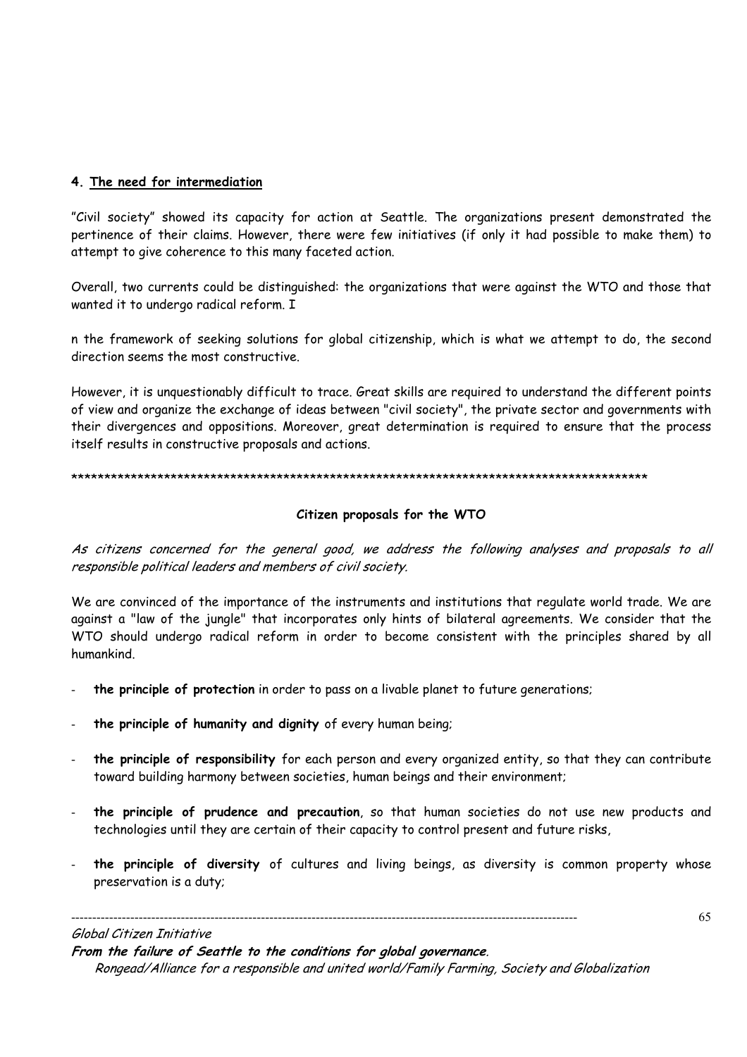**4. The need for intermediation**

"Civil society" showed its capacity for action at Seattle. The organizations present demonstrated the pertinence of their claims. However, there were few initiatives (if only it had possible to make them) to attempt to give coherence to this many faceted action.

Overall, two currents could be distinguished: the organizations that were against the WTO and those that wanted it to undergo radical reform. I

n the framework of seeking solutions for global citizenship, which is what we attempt to do, the second direction seems the most constructive.

However, it is unquestionably difficult to trace. Great skills are required to understand the different points of view and organize the exchange of ideas between "civil society", the private sector and governments with their divergences and oppositions. Moreover, great determination is required to ensure that the process itself results in constructive proposals and actions.

*******************************************************************************************

**Citizen proposals for the WTO**

*As citizens concerned for the general good, we address the following analyses and proposals to all responsible political leaders and members of civil society.*

We are convinced of the importance of the instruments and institutions that regulate world trade. We are against a "law of the jungle" that incorporates only hints of bilateral agreements. We consider that the WTO should undergo radical reform in order to become consistent with the principles shared by all humankind.

- **the principle of protection** in order to pass on a livable planet to future generations;
- **the principle of humanity and dignity** of every human being;
- **the principle of responsibility** for each person and every organized entity, so that they can contribute toward building harmony between societies, human beings and their environment;
- **the principle of prudence and precaution**, so that human societies do not use new products and technologies until they are certain of their capacity to control present and future risks,
- **the principle of diversity** of cultures and living beings, as diversity is common property whose preservation is a duty;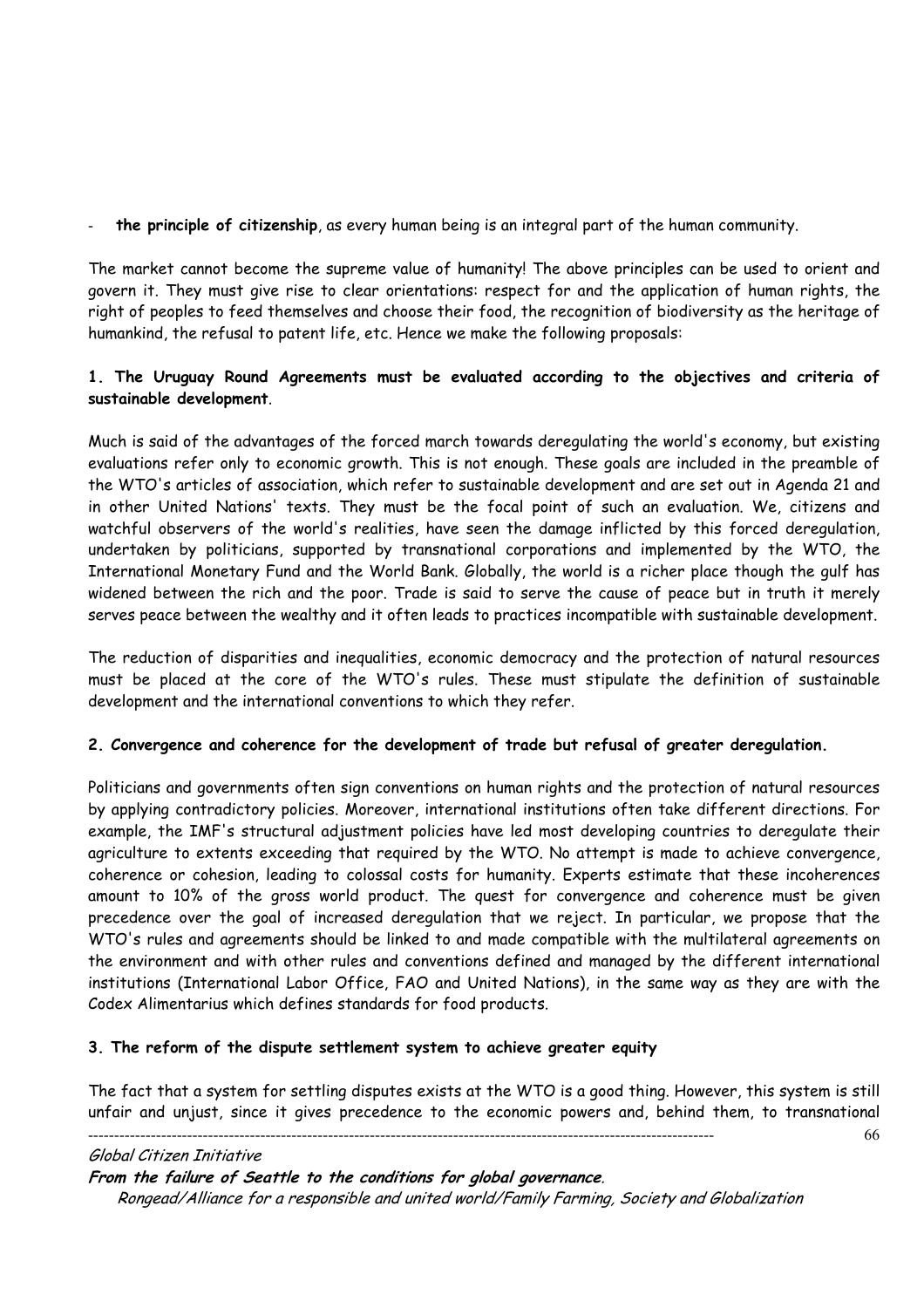- **the principle of citizenship**, as every human being is an integral part of the human community.

The market cannot become the supreme value of humanity! The above principles can be used to orient and govern it. They must give rise to clear orientations: respect for and the application of human rights, the right of peoples to feed themselves and choose their food, the recognition of biodiversity as the heritage of humankind, the refusal to patent life, etc. Hence we make the following proposals:

**1. The Uruguay Round Agreements must be evaluated according to the objectives and criteria of sustainable development**.

Much is said of the advantages of the forced march towards deregulating the world's economy, but existing evaluations refer only to economic growth. This is not enough. These goals are included in the preamble of the WTO's articles of association, which refer to sustainable development and are set out in Agenda 21 and in other United Nations' texts. They must be the focal point of such an evaluation. We, citizens and watchful observers of the world's realities, have seen the damage inflicted by this forced deregulation, undertaken by politicians, supported by transnational corporations and implemented by the WTO, the International Monetary Fund and the World Bank. Globally, the world is a richer place though the gulf has widened between the rich and the poor. Trade is said to serve the cause of peace but in truth it merely serves peace between the wealthy and it often leads to practices incompatible with sustainable development.

The reduction of disparities and inequalities, economic democracy and the protection of natural resources must be placed at the core of the WTO's rules. These must stipulate the definition of sustainable development and the international conventions to which they refer.

**2. Convergence and coherence for the development of trade but refusal of greater deregulation.**

Politicians and governments often sign conventions on human rights and the protection of natural resources by applying contradictory policies. Moreover, international institutions often take different directions. For example, the IMF's structural adjustment policies have led most developing countries to deregulate their agriculture to extents exceeding that required by the WTO. No attempt is made to achieve convergence, coherence or cohesion, leading to colossal costs for humanity. Experts estimate that these incoherences amount to 10% of the gross world product. The quest for convergence and coherence must be given precedence over the goal of increased deregulation that we reject. In particular, we propose that the WTO's rules and agreements should be linked to and made compatible with the multilateral agreements on the environment and with other rules and conventions defined and managed by the different international institutions (International Labor Office, FAO and United Nations), in the same way as they are with the Codex Alimentarius which defines standards for food products.

**3. The reform of the dispute settlement system to achieve greater equity**

The fact that a system for settling disputes exists at the WTO is a good thing. However, this system is still unfair and unjust, since it gives precedence to the economic powers and, behind them, to transnational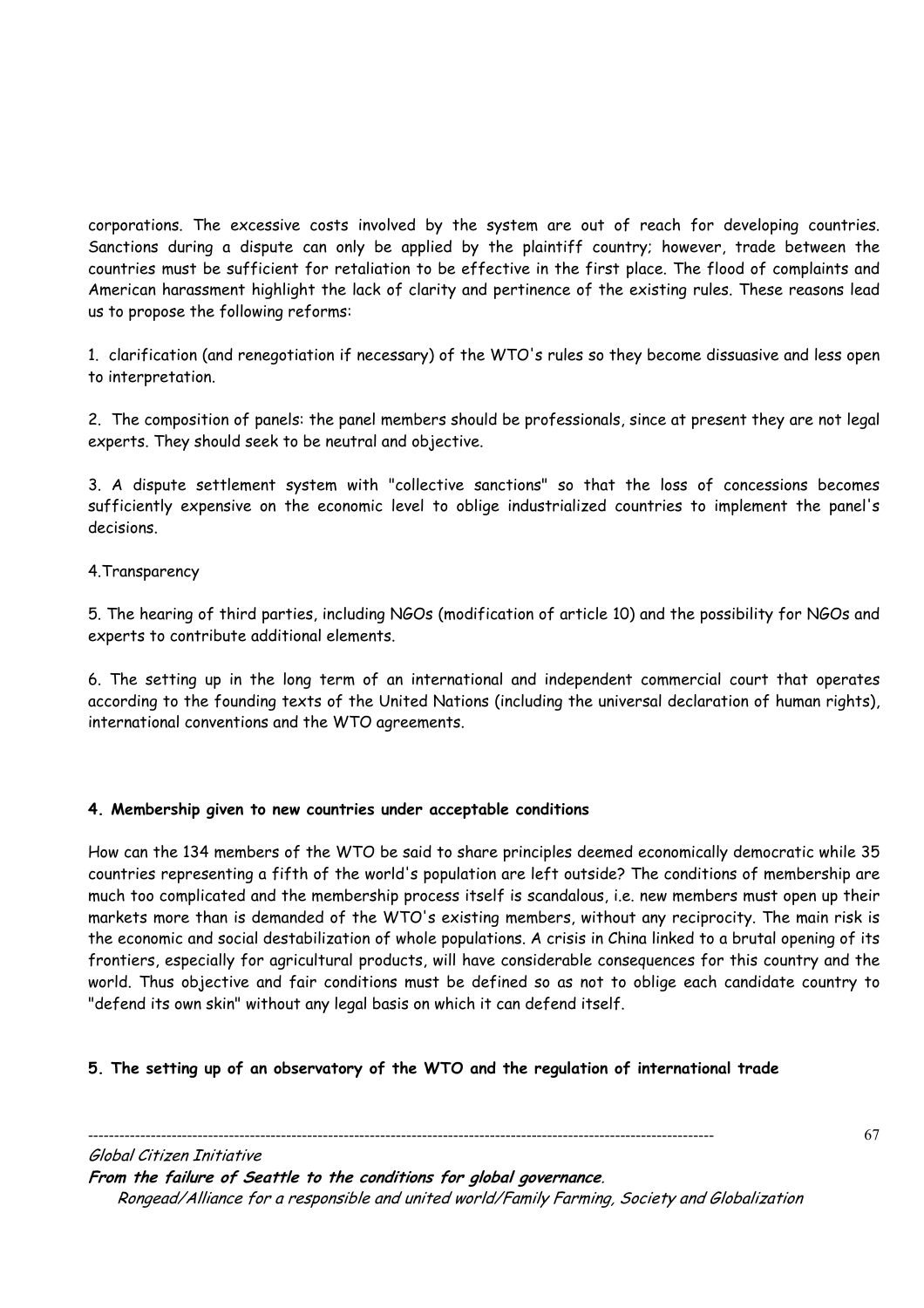corporations. The excessive costs involved by the system are out of reach for developing countries. Sanctions during a dispute can only be applied by the plaintiff country; however, trade between the countries must be sufficient for retaliation to be effective in the first place. The flood of complaints and American harassment highlight the lack of clarity and pertinence of the existing rules. These reasons lead us to propose the following reforms:

1. clarification (and renegotiation if necessary) of the WTO's rules so they become dissuasive and less open to interpretation.

2. The composition of panels: the panel members should be professionals, since at present they are not legal experts. They should seek to be neutral and objective.

3. A dispute settlement system with "collective sanctions" so that the loss of concessions becomes sufficiently expensive on the economic level to oblige industrialized countries to implement the panel's decisions.

4. Transparency

5. The hearing of third parties, including NGOs (modification of article 10) and the possibility for NGOs and experts to contribute additional elements.

6. The setting up in the long term of an international and independent commercial court that operates according to the founding texts of the United Nations (including the universal declaration of human rights), international conventions and the WTO agreements.

#### 4. Membership given to new countries under acceptable conditions

How can the 134 members of the WTO be said to share principles deemed economically democratic while 35 countries representing a fifth of the world's population are left outside? The conditions of membership are much too complicated and the membership process itself is scandalous, i.e. new members must open up their markets more than is demanded of the WTO's existing members, without any reciprocity. The main risk is the economic and social destabilization of whole populations. A crisis in China linked to a brutal opening of its frontiers, especially for agricultural products, will have considerable consequences for this country and the world. Thus objective and fair conditions must be defined so as not to oblige each candidate country to "defend its own skin" without any legal basis on which it can defend itself.

#### 5. The setting up of an observatory of the WTO and the regulation of international trade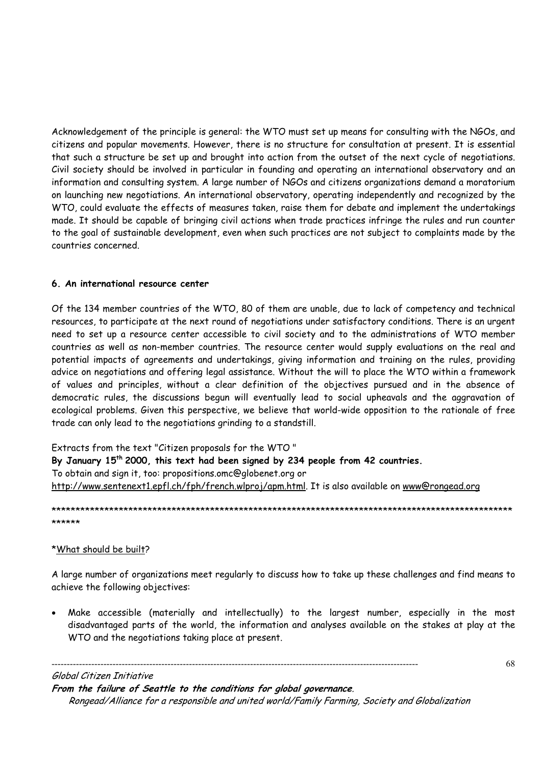Acknowledgement of the principle is general: the WTO must set up means for consulting with the NGOs, and citizens and popular movements. However, there is no structure for consultation at present. It is essential that such a structure be set up and brought into action from the outset of the next cycle of negotiations. Civil society should be involved in particular in founding and operating an international observatory and an information and consulting system. A large number of NGOs and citizens organizations demand a moratorium on launching new negotiations. An international observatory, operating independently and recognized by the WTO, could evaluate the effects of measures taken, raise them for debate and implement the undertakings made. It should be capable of bringing civil actions when trade practices infringe the rules and run counter to the goal of sustainable development, even when such practices are not subject to complaints made by the countries concerned.

#### 6. An international resource center

Of the 134 member countries of the WTO, 80 of them are unable, due to lack of competency and technical resources, to participate at the next round of negotiations under satisfactory conditions. There is an urgent need to set up a resource center accessible to civil society and to the administrations of WTO member countries as well as non-member countries. The resource center would supply evaluations on the real and potential impacts of agreements and undertakings, giving information and training on the rules, providing advice on negotiations and offering legal assistance. Without the will to place the WTO within a framework of values and principles, without a clear definition of the objectives pursued and in the absence of democratic rules, the discussions begun will eventually lead to social upheavals and the aggravation of ecological problems. Given this perspective, we believe that world-wide opposition to the rationale of free trade can only lead to the negotiations grinding to a standstill.

Extracts from the text "Citizen proposals for the WTO "
**By January 15th 2000, this text had been signed by 234 people from 42 countries.**
To obtain and sign it, too: propositions.omc@globenet.org or
http://www.sentenext1.epfl.ch/fph/french.wlproj/apm.html. It is also available on www@rongead.org

**********************************************************************************************************

*What should be built?

A large number of organizations meet regularly to discuss how to take up these challenges and find means to achieve the following objectives:

- Make accessible (materially and intellectually) to the largest number, especially in the most disadvantaged parts of the world, the information and analyses available on the stakes at play at the WTO and the negotiations taking place at present.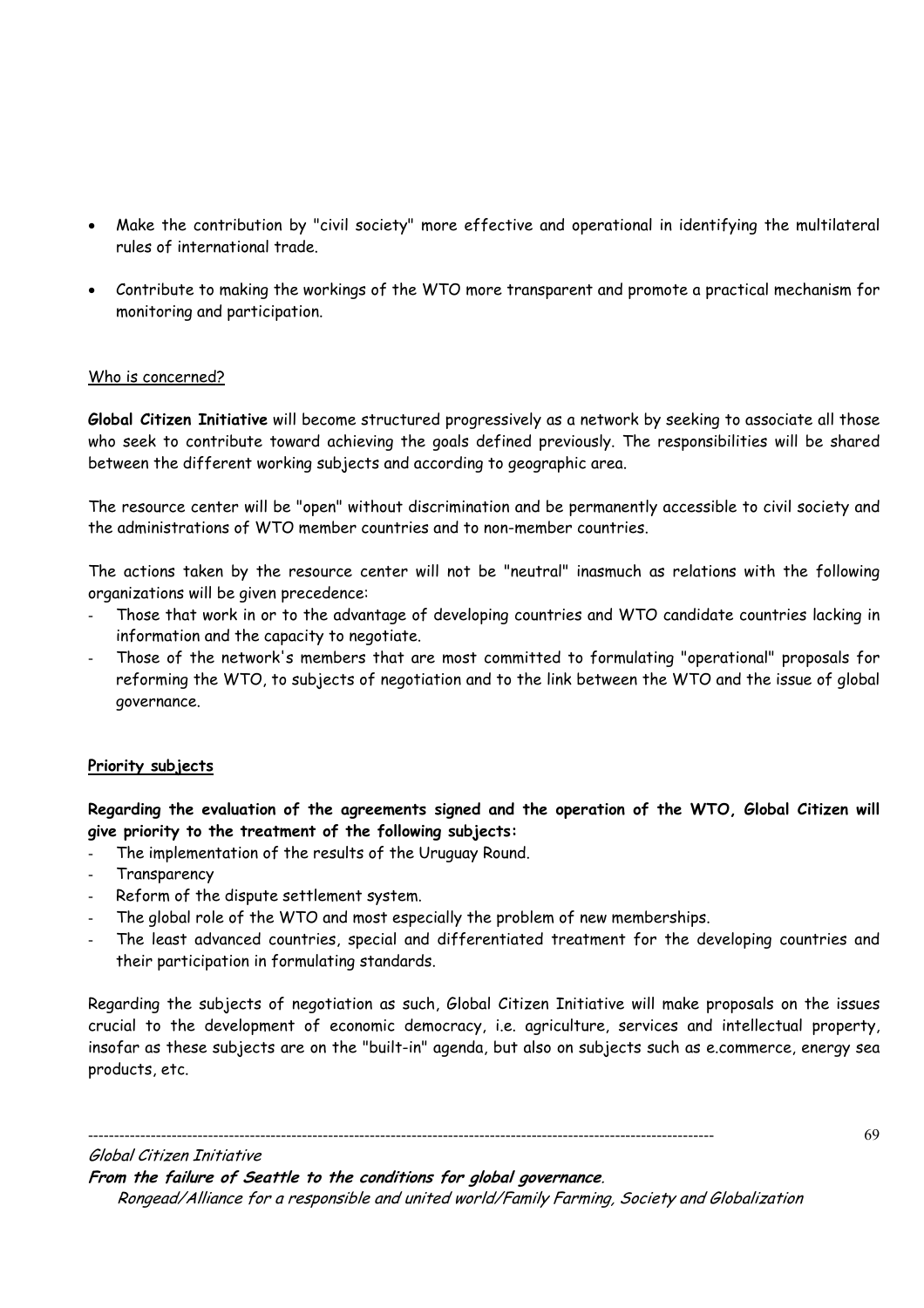- Make the contribution by "civil society" more effective and operational in identifying the multilateral rules of international trade.
- Contribute to making the workings of the WTO more transparent and promote a practical mechanism for monitoring and participation.

Who is concerned?

**Global Citizen Initiative** will become structured progressively as a network by seeking to associate all those who seek to contribute toward achieving the goals defined previously. The responsibilities will be shared between the different working subjects and according to geographic area.

The resource center will be "open" without discrimination and be permanently accessible to civil society and the administrations of WTO member countries and to non-member countries.

The actions taken by the resource center will not be "neutral" inasmuch as relations with the following organizations will be given precedence:

- Those that work in or to the advantage of developing countries and WTO candidate countries lacking in information and the capacity to negotiate.
- Those of the network's members that are most committed to formulating "operational" proposals for reforming the WTO, to subjects of negotiation and to the link between the WTO and the issue of global governance.

**Priority subjects**

**Regarding the evaluation of the agreements signed and the operation of the WTO, Global Citizen will give priority to the treatment of the following subjects:**

- The implementation of the results of the Uruguay Round.
- Transparency
- Reform of the dispute settlement system.
- The global role of the WTO and most especially the problem of new memberships.
- The least advanced countries, special and differentiated treatment for the developing countries and their participation in formulating standards.

Regarding the subjects of negotiation as such, Global Citizen Initiative will make proposals on the issues crucial to the development of economic democracy, i.e. agriculture, services and intellectual property, insofar as these subjects are on the "built-in" agenda, but also on subjects such as e.commerce, energy sea products, etc.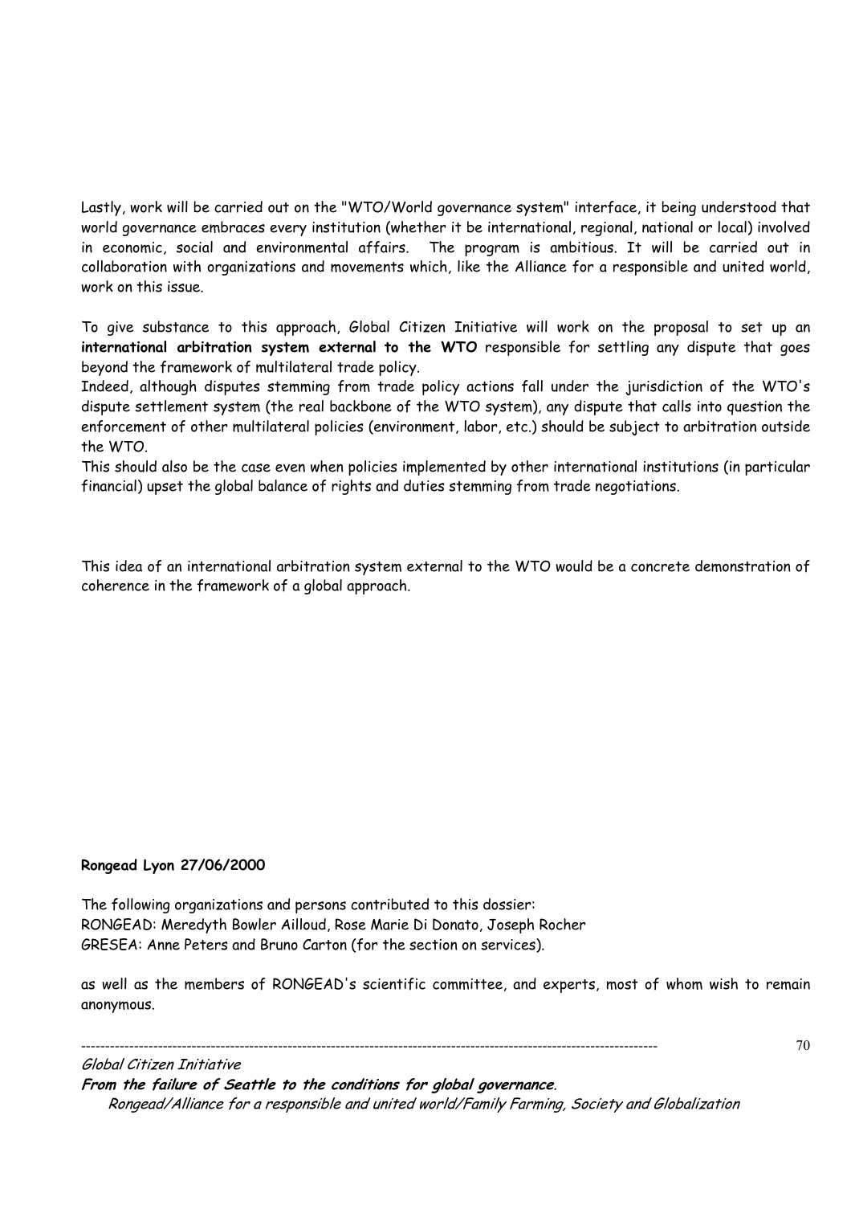Lastly, work will be carried out on the "WTO/World governance system" interface, it being understood that world governance embraces every institution (whether it be international, regional, national or local) involved in economic, social and environmental affairs. The program is ambitious. It will be carried out in collaboration with organizations and movements which, like the Alliance for a responsible and united world, work on this issue.

To give substance to this approach, Global Citizen Initiative will work on the proposal to set up an **international arbitration system external to the WTO** responsible for settling any dispute that goes beyond the framework of multilateral trade policy.

Indeed, although disputes stemming from trade policy actions fall under the jurisdiction of the WTO's dispute settlement system (the real backbone of the WTO system), any dispute that calls into question the enforcement of other multilateral policies (environment, labor, etc.) should be subject to arbitration outside the WTO.

This should also be the case even when policies implemented by other international institutions (in particular financial) upset the global balance of rights and duties stemming from trade negotiations.

This idea of an international arbitration system external to the WTO would be a concrete demonstration of coherence in the framework of a global approach.

**Rongead Lyon 27/06/2000**

The following organizations and persons contributed to this dossier:
RONGEAD: Meredyth Bowler Ailloud, Rose Marie Di Donato, Joseph Rocher
GRESEA: Anne Peters and Bruno Carton (for the section on services).

as well as the members of RONGEAD's scientific committee, and experts, most of whom wish to remain anonymous.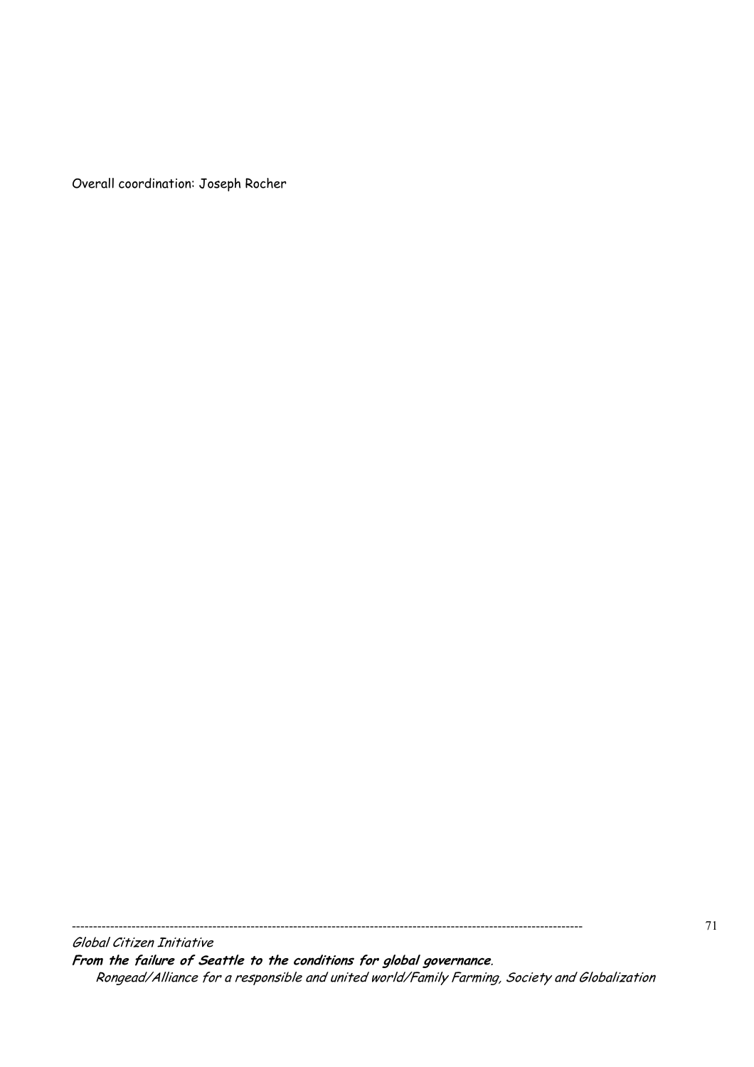Overall coordination: Joseph Rocher